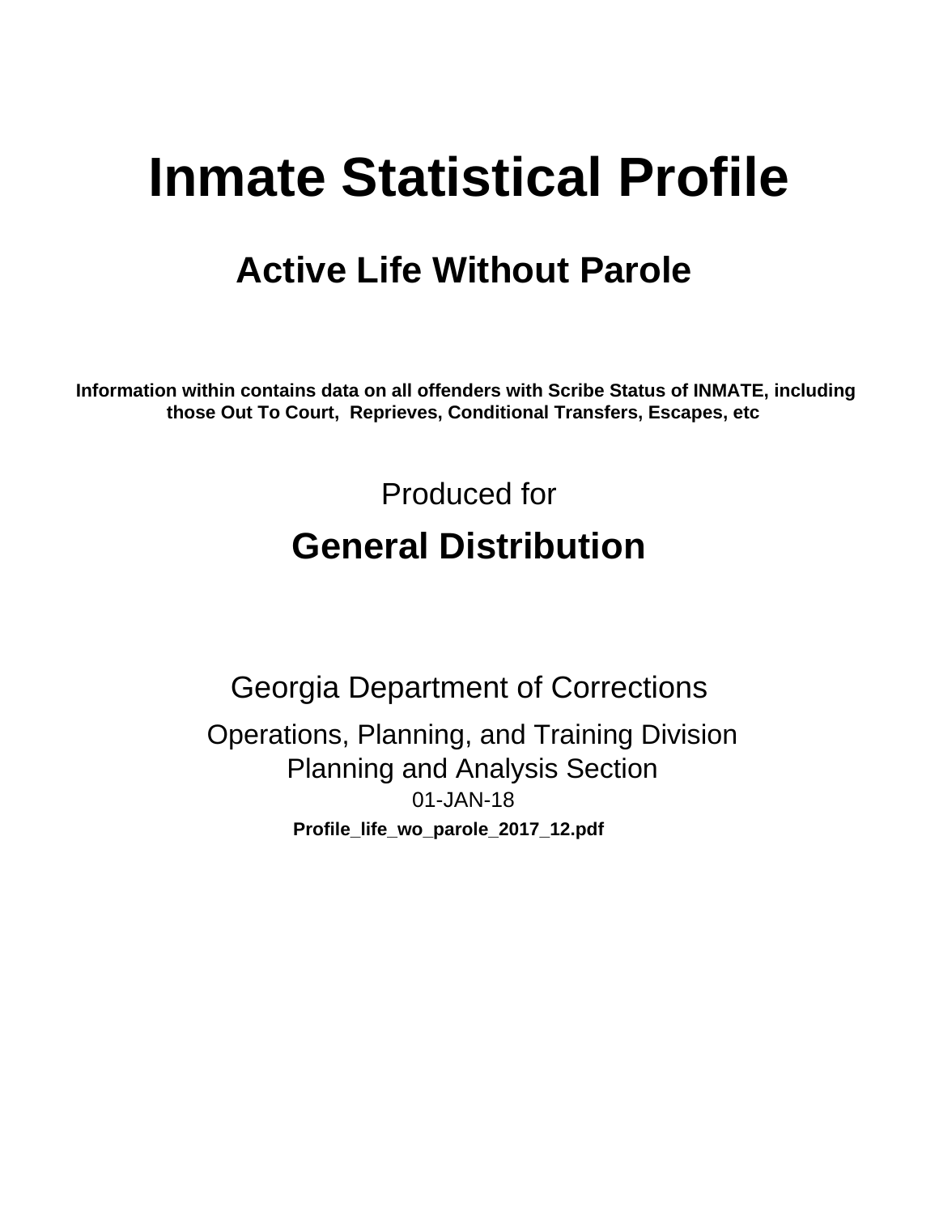# Inmate Statistical Profile

## Active Life Without Parole

**Information within contains data on all offenders with Scribe Status of INMATE, including those Out To Court, Reprieves, Conditional Transfers, Escapes, etc**

Produced for

## General Distribution

Georgia Department of Corrections

Operations, Planning, and Training Division
Planning and Analysis Section

01-JAN-18

**Profile_life_wo_parole_2017_12.pdf**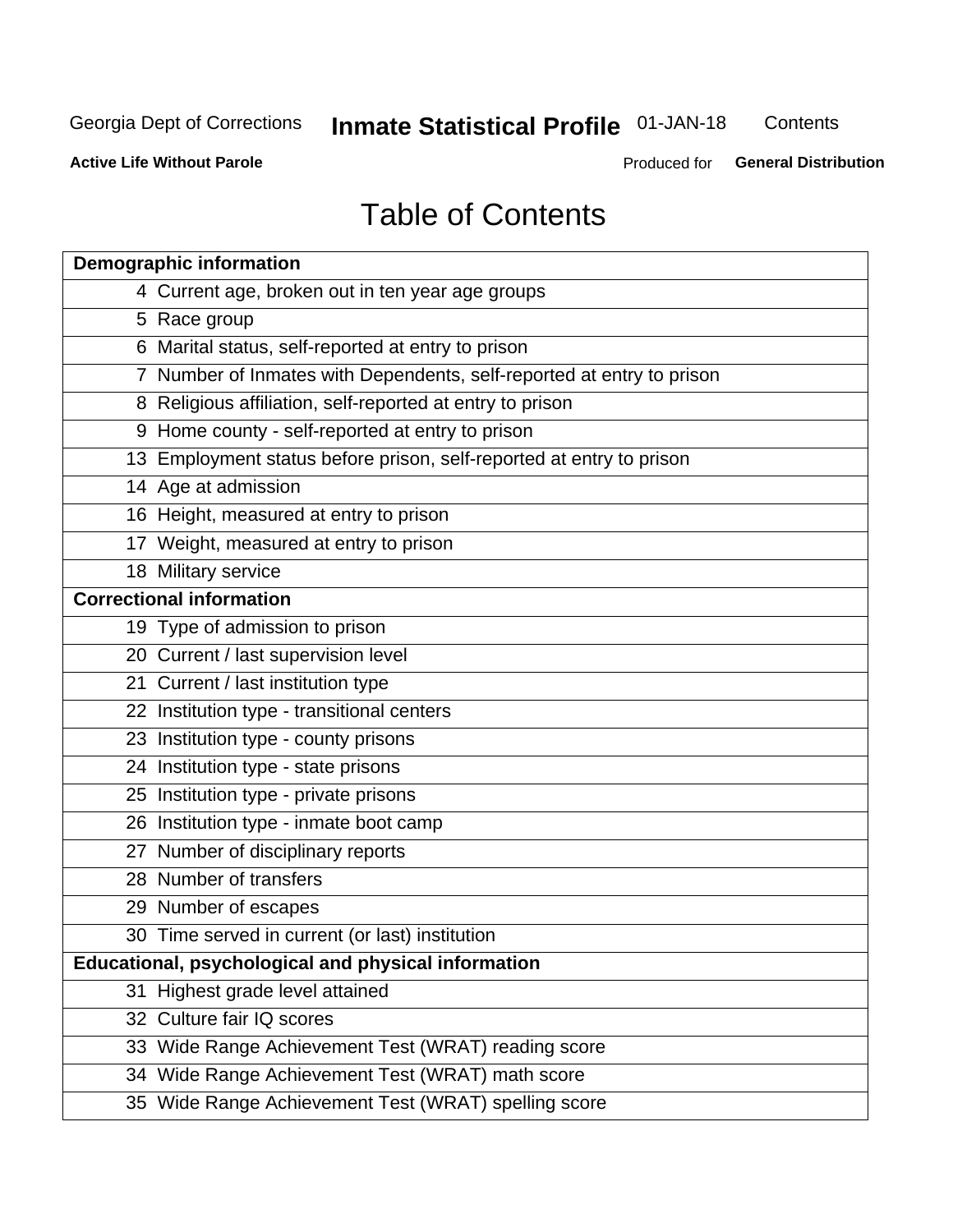# Table of Contents

| Demographic information | |
|---|---|
| 4 | Current age, broken out in ten year age groups |
| 5 | Race group |
| 6 | Marital status, self-reported at entry to prison |
| 7 | Number of Inmates with Dependents, self-reported at entry to prison |
| 8 | Religious affiliation, self-reported at entry to prison |
| 9 | Home county - self-reported at entry to prison |
| 13 | Employment status before prison, self-reported at entry to prison |
| 14 | Age at admission |
| 16 | Height, measured at entry to prison |
| 17 | Weight, measured at entry to prison |
| 18 | Military service |
| **Correctional information** | |
| 19 | Type of admission to prison |
| 20 | Current / last supervision level |
| 21 | Current / last institution type |
| 22 | Institution type - transitional centers |
| 23 | Institution type - county prisons |
| 24 | Institution type - state prisons |
| 25 | Institution type - private prisons |
| 26 | Institution type - inmate boot camp |
| 27 | Number of disciplinary reports |
| 28 | Number of transfers |
| 29 | Number of escapes |
| 30 | Time served in current (or last) institution |
| **Educational, psychological and physical information** | |
| 31 | Highest grade level attained |
| 32 | Culture fair IQ scores |
| 33 | Wide Range Achievement Test (WRAT) reading score |
| 34 | Wide Range Achievement Test (WRAT) math score |
| 35 | Wide Range Achievement Test (WRAT) spelling score |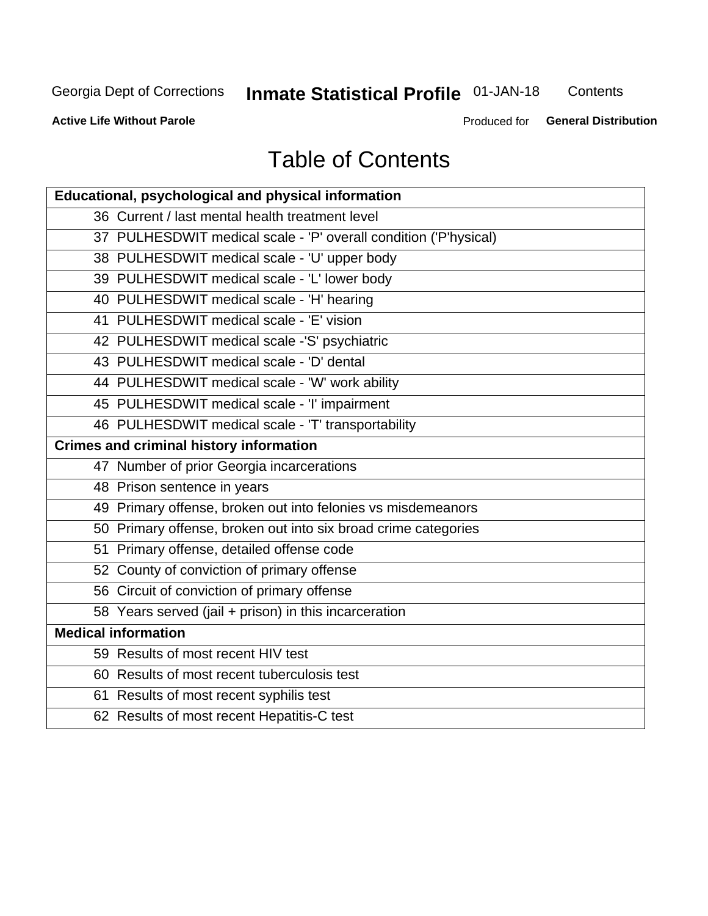# Table of Contents

| Educational, psychological and physical information |
|---|
| 36 Current / last mental health treatment level |
| 37 PULHESDWIT medical scale - 'P' overall condition ('P'hysical) |
| 38 PULHESDWIT medical scale - 'U' upper body |
| 39 PULHESDWIT medical scale - 'L' lower body |
| 40 PULHESDWIT medical scale - 'H' hearing |
| 41 PULHESDWIT medical scale - 'E' vision |
| 42 PULHESDWIT medical scale -'S' psychiatric |
| 43 PULHESDWIT medical scale - 'D' dental |
| 44 PULHESDWIT medical scale - 'W' work ability |
| 45 PULHESDWIT medical scale - 'I' impairment |
| 46 PULHESDWIT medical scale - 'T' transportability |
| **Crimes and criminal history information** |
| 47 Number of prior Georgia incarcerations |
| 48 Prison sentence in years |
| 49 Primary offense, broken out into felonies vs misdemeanors |
| 50 Primary offense, broken out into six broad crime categories |
| 51 Primary offense, detailed offense code |
| 52 County of conviction of primary offense |
| 56 Circuit of conviction of primary offense |
| 58 Years served (jail + prison) in this incarceration |
| **Medical information** |
| 59 Results of most recent HIV test |
| 60 Results of most recent tuberculosis test |
| 61 Results of most recent syphilis test |
| 62 Results of most recent Hepatitis-C test |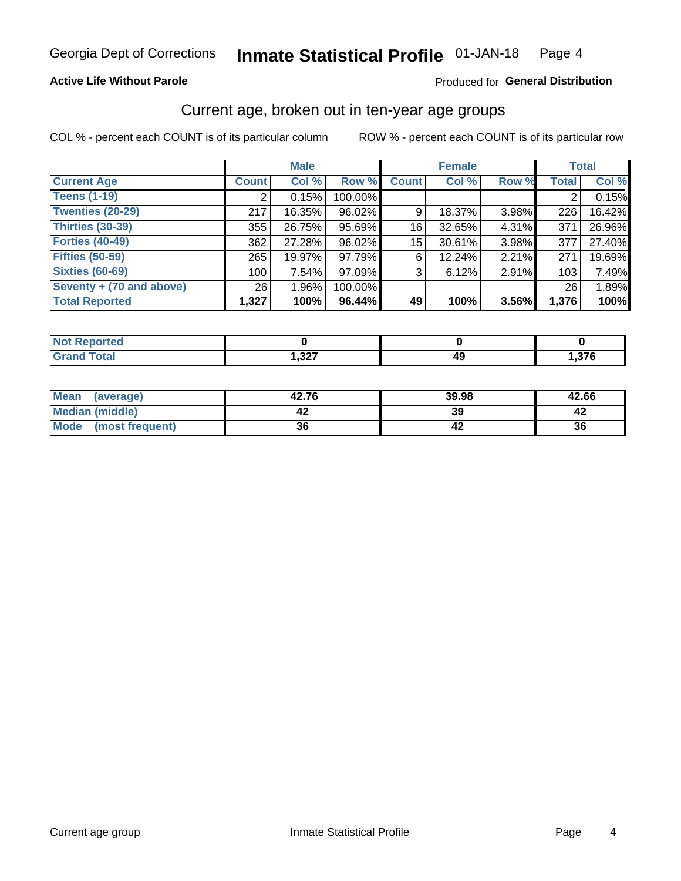Georgia Dept of Corrections **Inmate Statistical Profile** 01-JAN-18

**Active Life Without Parole**

Produced for **General Distribution**

## Current age, broken out in ten-year age groups

COL % - percent each COUNT is of its particular column        ROW % - percent each COUNT is of its particular row

| | Male | | | Female | | | Total | |
|---|---|---|---|---|---|---|---|---|
| **Current Age** | **Count** | **Col %** | **Row %** | **Count** | **Col %** | **Row %** | **Total** | **Col %** |
| **Teens (1-19)** | 2 | 0.15% | 100.00% | | | | 2 | 0.15% |
| **Twenties (20-29)** | 217 | 16.35% | 96.02% | 9 | 18.37% | 3.98% | 226 | 16.42% |
| **Thirties (30-39)** | 355 | 26.75% | 95.69% | 16 | 32.65% | 4.31% | 371 | 26.96% |
| **Forties (40-49)** | 362 | 27.28% | 96.02% | 15 | 30.61% | 3.98% | 377 | 27.40% |
| **Fifties (50-59)** | 265 | 19.97% | 97.79% | 6 | 12.24% | 2.21% | 271 | 19.69% |
| **Sixties (60-69)** | 100 | 7.54% | 97.09% | 3 | 6.12% | 2.91% | 103 | 7.49% |
| **Seventy + (70 and above)** | 26 | 1.96% | 100.00% | | | | 26 | 1.89% |
| **Total Reported** | **1,327** | **100%** | **96.44%** | **49** | **100%** | **3.56%** | **1,376** | **100%** |

| | Male | Female | Total |
|---|---|---|---|
| **Not Reported** | **0** | **0** | **0** |
| **Grand Total** | **1,327** | **49** | **1,376** |

| | Male | Female | Total |
|---|---|---|---|
| **Mean (average)** | **42.76** | **39.98** | **42.66** |
| **Median (middle)** | **42** | **39** | **42** |
| **Mode (most frequent)** | **36** | **42** | **36** |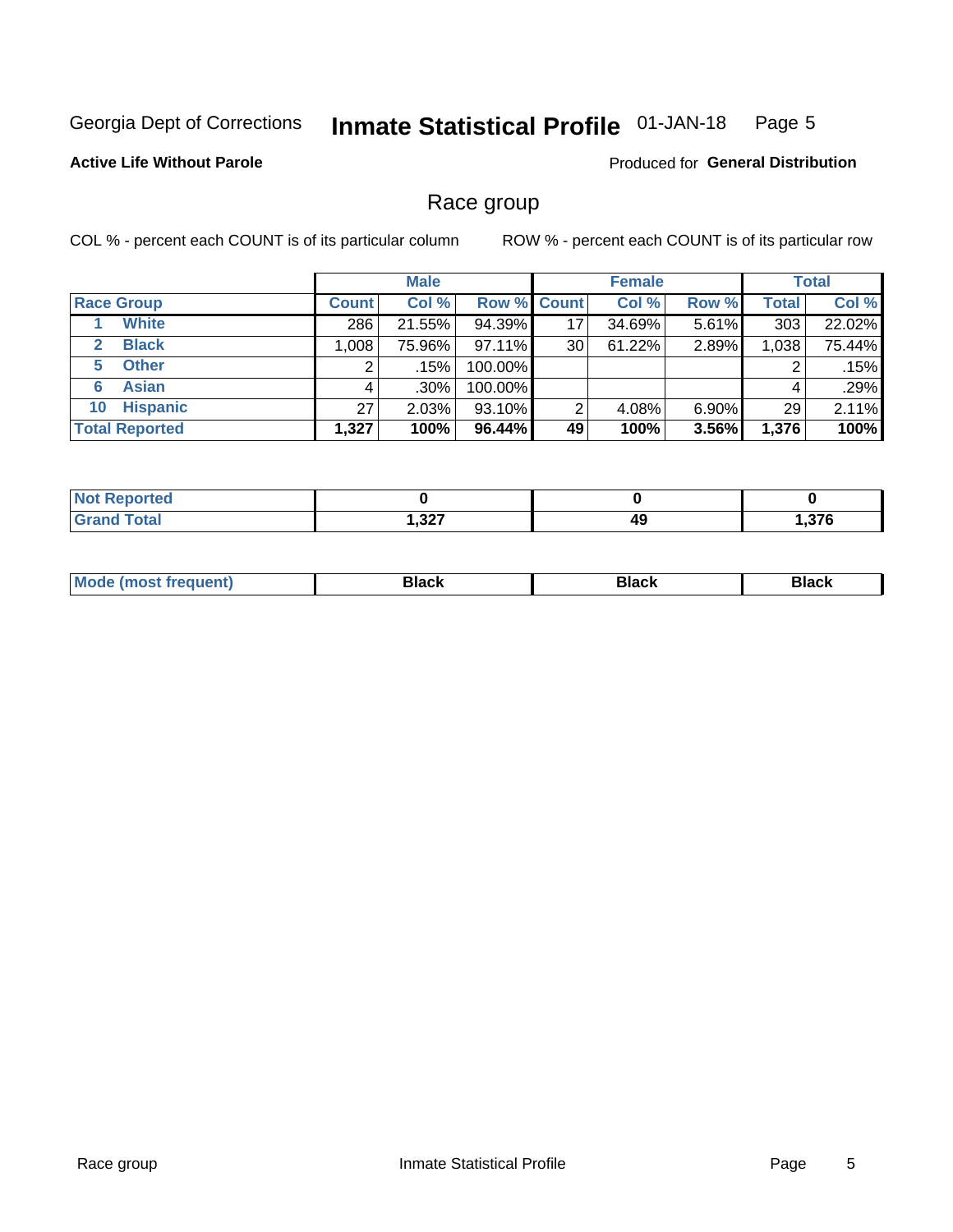Georgia Dept of Corrections **Inmate Statistical Profile** 01-JAN-18

**Active Life Without Parole**

Produced for **General Distribution**

## Race group

COL % - percent each COUNT is of its particular column

ROW % - percent each COUNT is of its particular row

| | Male | | | Female | | | Total | |
|---|---|---|---|---|---|---|---|---|
| **Race Group** | **Count** | **Col %** | **Row %** | **Count** | **Col %** | **Row %** | **Total** | **Col %** |
| 1 **White** | 286 | 21.55% | 94.39% | 17 | 34.69% | 5.61% | 303 | 22.02% |
| 2 **Black** | 1,008 | 75.96% | 97.11% | 30 | 61.22% | 2.89% | 1,038 | 75.44% |
| 5 **Other** | 2 | .15% | 100.00% | | | | 2 | .15% |
| 6 **Asian** | 4 | .30% | 100.00% | | | | 4 | .29% |
| 10 **Hispanic** | 27 | 2.03% | 93.10% | 2 | 4.08% | 6.90% | 29 | 2.11% |
| **Total Reported** | **1,327** | **100%** | **96.44%** | **49** | **100%** | **3.56%** | **1,376** | **100%** |

| | Male | Female | Total |
|---|---|---|---|
| **Not Reported** | **0** | **0** | **0** |
| **Grand Total** | **1,327** | **49** | **1,376** |

| | Male | Female | Total |
|---|---|---|---|
| **Mode (most frequent)** | **Black** | **Black** | **Black** |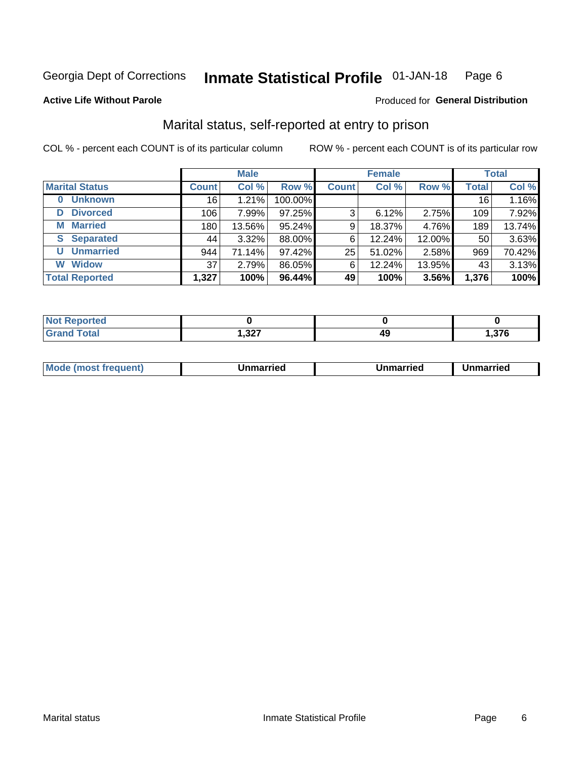Georgia Dept of Corrections **Inmate Statistical Profile** 01-JAN-18 Page 6

**Active Life Without Parole**

Produced for **General Distribution**

## Marital status, self-reported at entry to prison

COL % - percent each COUNT is of its particular column

ROW % - percent each COUNT is of its particular row

| | Male | | | Female | | | Total | |
|---|---|---|---|---|---|---|---|---|
| **Marital Status** | **Count** | **Col %** | **Row %** | **Count** | **Col %** | **Row %** | **Total** | **Col %** |
| **0 Unknown** | 16 | 1.21% | 100.00% | | | | 16 | 1.16% |
| **D Divorced** | 106 | 7.99% | 97.25% | 3 | 6.12% | 2.75% | 109 | 7.92% |
| **M Married** | 180 | 13.56% | 95.24% | 9 | 18.37% | 4.76% | 189 | 13.74% |
| **S Separated** | 44 | 3.32% | 88.00% | 6 | 12.24% | 12.00% | 50 | 3.63% |
| **U Unmarried** | 944 | 71.14% | 97.42% | 25 | 51.02% | 2.58% | 969 | 70.42% |
| **W Widow** | 37 | 2.79% | 86.05% | 6 | 12.24% | 13.95% | 43 | 3.13% |
| **Total Reported** | **1,327** | **100%** | **96.44%** | **49** | **100%** | **3.56%** | **1,376** | **100%** |

| | Male | Female | Total |
|---|---|---|---|
| **Not Reported** | **0** | **0** | **0** |
| **Grand Total** | **1,327** | **49** | **1,376** |

| | Male | Female | Total |
|---|---|---|---|
| **Mode (most frequent)** | **Unmarried** | **Unmarried** | **Unmarried** |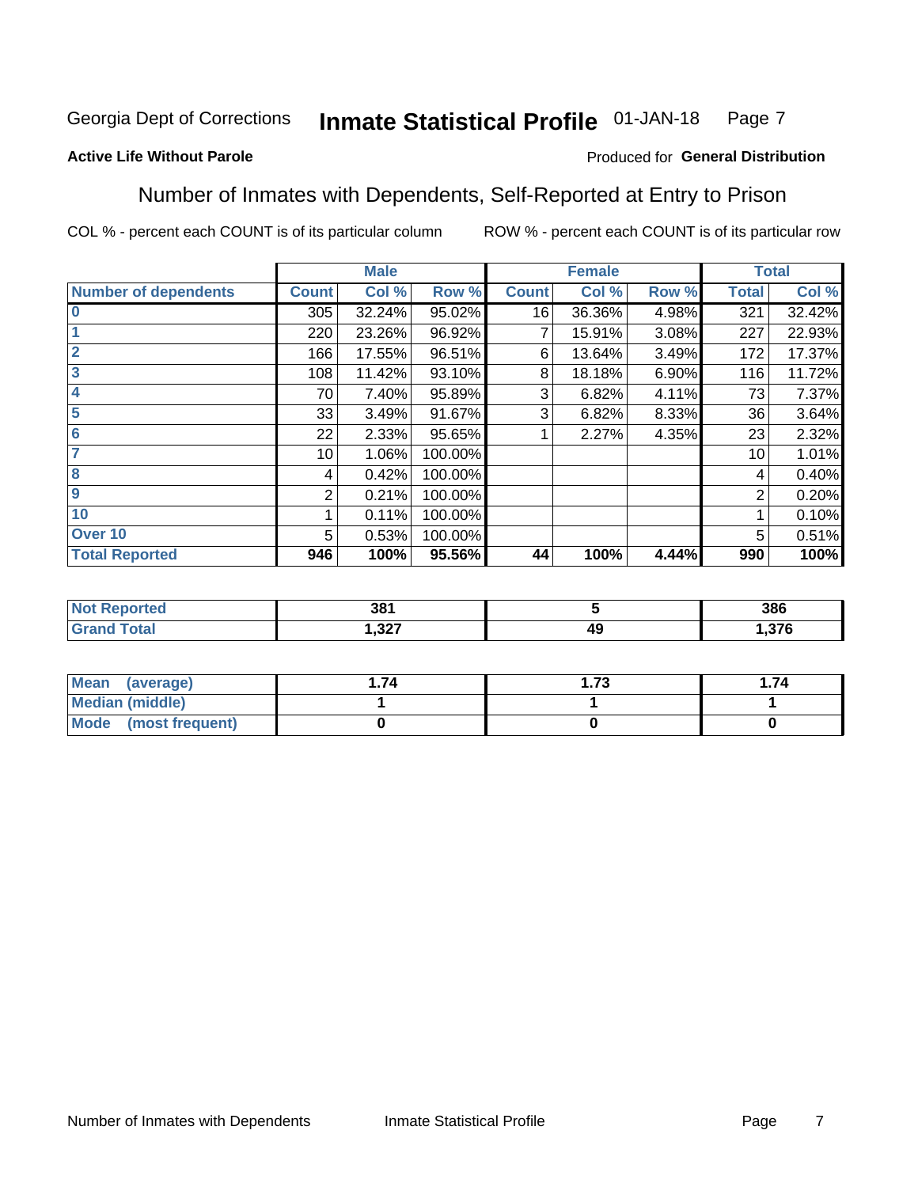Georgia Dept of Corrections **Inmate Statistical Profile** 01-JAN-18

**Active Life Without Parole**

Produced for **General Distribution**

## Number of Inmates with Dependents, Self-Reported at Entry to Prison

COL % - percent each COUNT is of its particular column ROW % - percent each COUNT is of its particular row

| | Male | | | Female | | | Total | |
|---|---|---|---|---|---|---|---|---|
| **Number of dependents** | **Count** | **Col %** | **Row %** | **Count** | **Col %** | **Row %** | **Total** | **Col %** |
| **0** | 305 | 32.24% | 95.02% | 16 | 36.36% | 4.98% | 321 | 32.42% |
| **1** | 220 | 23.26% | 96.92% | 7 | 15.91% | 3.08% | 227 | 22.93% |
| **2** | 166 | 17.55% | 96.51% | 6 | 13.64% | 3.49% | 172 | 17.37% |
| **3** | 108 | 11.42% | 93.10% | 8 | 18.18% | 6.90% | 116 | 11.72% |
| **4** | 70 | 7.40% | 95.89% | 3 | 6.82% | 4.11% | 73 | 7.37% |
| **5** | 33 | 3.49% | 91.67% | 3 | 6.82% | 8.33% | 36 | 3.64% |
| **6** | 22 | 2.33% | 95.65% | 1 | 2.27% | 4.35% | 23 | 2.32% |
| **7** | 10 | 1.06% | 100.00% | | | | 10 | 1.01% |
| **8** | 4 | 0.42% | 100.00% | | | | 4 | 0.40% |
| **9** | 2 | 0.21% | 100.00% | | | | 2 | 0.20% |
| **10** | 1 | 0.11% | 100.00% | | | | 1 | 0.10% |
| **Over 10** | 5 | 0.53% | 100.00% | | | | 5 | 0.51% |
| **Total Reported** | **946** | **100%** | **95.56%** | **44** | **100%** | **4.44%** | **990** | **100%** |

| | Male | Female | Total |
|---|---|---|---|
| **Not Reported** | **381** | **5** | **386** |
| **Grand Total** | **1,327** | **49** | **1,376** |

| | Male | Female | Total |
|---|---|---|---|
| **Mean (average)** | **1.74** | **1.73** | **1.74** |
| **Median (middle)** | **1** | **1** | **1** |
| **Mode (most frequent)** | **0** | **0** | **0** |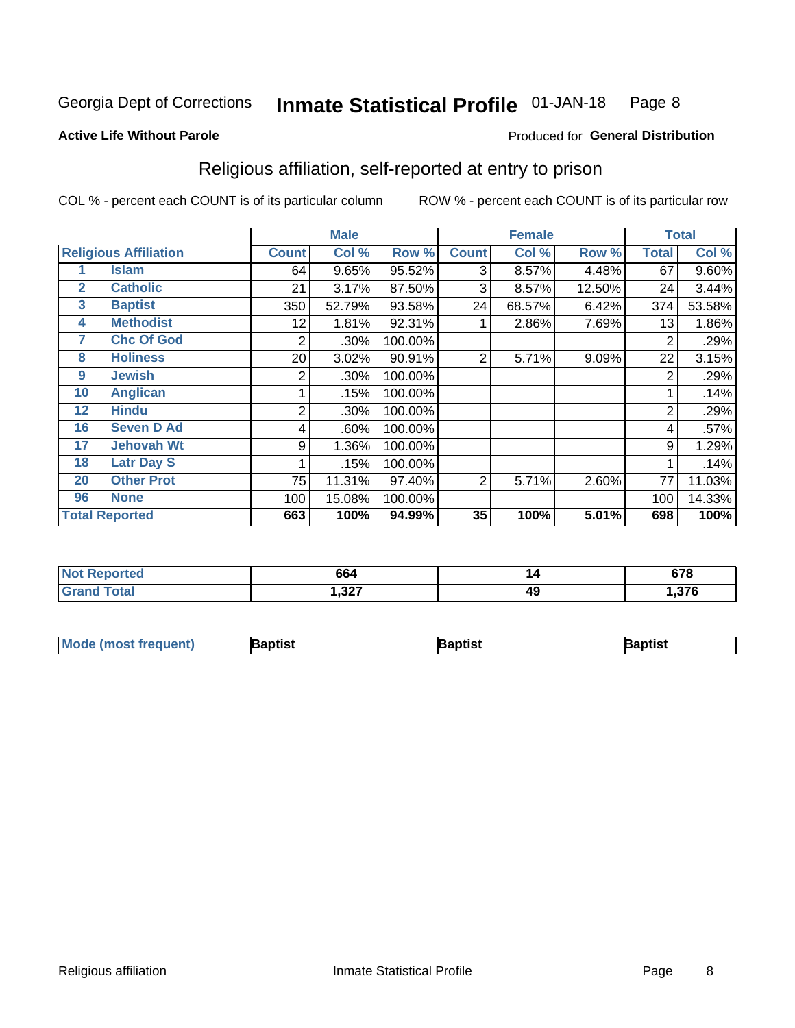Georgia Dept of Corrections **Inmate Statistical Profile** 01-JAN-18

**Active Life Without Parole**

Produced for **General Distribution**

## Religious affiliation, self-reported at entry to prison

COL % - percent each COUNT is of its particular column ROW % - percent each COUNT is of its particular row

| Religious Affiliation | | Male | | | Female | | | Total | |
|---|---|---|---|---|---|---|---|---|---|
| | | Count | Col % | Row % | Count | Col % | Row % | Total | Col % |
| 1 | Islam | 64 | 9.65% | 95.52% | 3 | 8.57% | 4.48% | 67 | 9.60% |
| 2 | Catholic | 21 | 3.17% | 87.50% | 3 | 8.57% | 12.50% | 24 | 3.44% |
| 3 | Baptist | 350 | 52.79% | 93.58% | 24 | 68.57% | 6.42% | 374 | 53.58% |
| 4 | Methodist | 12 | 1.81% | 92.31% | 1 | 2.86% | 7.69% | 13 | 1.86% |
| 7 | Chc Of God | 2 | .30% | 100.00% | | | | 2 | .29% |
| 8 | Holiness | 20 | 3.02% | 90.91% | 2 | 5.71% | 9.09% | 22 | 3.15% |
| 9 | Jewish | 2 | .30% | 100.00% | | | | 2 | .29% |
| 10 | Anglican | 1 | .15% | 100.00% | | | | 1 | .14% |
| 12 | Hindu | 2 | .30% | 100.00% | | | | 2 | .29% |
| 16 | Seven D Ad | 4 | .60% | 100.00% | | | | 4 | .57% |
| 17 | Jehovah Wt | 9 | 1.36% | 100.00% | | | | 9 | 1.29% |
| 18 | Latr Day S | 1 | .15% | 100.00% | | | | 1 | .14% |
| 20 | Other Prot | 75 | 11.31% | 97.40% | 2 | 5.71% | 2.60% | 77 | 11.03% |
| 96 | None | 100 | 15.08% | 100.00% | | | | 100 | 14.33% |
| **Total Reported** | | **663** | **100%** | **94.99%** | **35** | **100%** | **5.01%** | **698** | **100%** |

| | Male | Female | Total |
|---|---|---|---|
| Not Reported | 664 | 14 | 678 |
| Grand Total | 1,327 | 49 | 1,376 |

| | Male | Female | Total |
|---|---|---|---|
| Mode (most frequent) | Baptist | Baptist | Baptist |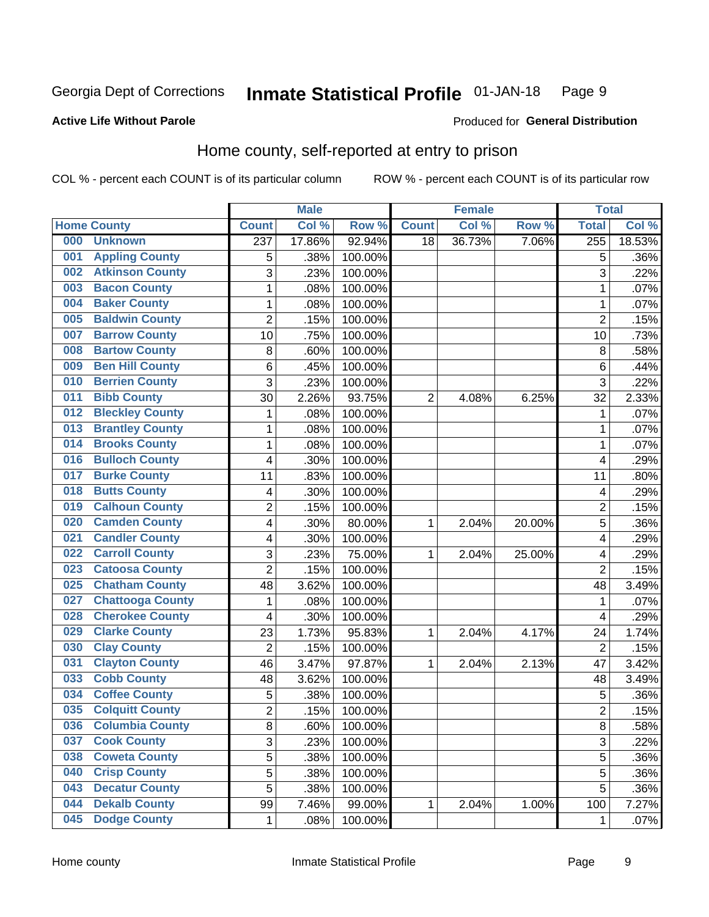Georgia Dept of Corrections **Inmate Statistical Profile** 01-JAN-18

**Active Life Without Parole**

Produced for **General Distribution**

## Home county, self-reported at entry to prison

COL % - percent each COUNT is of its particular column ROW % - percent each COUNT is of its particular row

| Home County | | Male | | | Female | | | Total | |
|---|---|---|---|---|---|---|---|---|---|
| | | Count | Col % | Row % | Count | Col % | Row % | Total | Col % |
| 000 | Unknown | 237 | 17.86% | 92.94% | 18 | 36.73% | 7.06% | 255 | 18.53% |
| 001 | Appling County | 5 | .38% | 100.00% | | | | 5 | .36% |
| 002 | Atkinson County | 3 | .23% | 100.00% | | | | 3 | .22% |
| 003 | Bacon County | 1 | .08% | 100.00% | | | | 1 | .07% |
| 004 | Baker County | 1 | .08% | 100.00% | | | | 1 | .07% |
| 005 | Baldwin County | 2 | .15% | 100.00% | | | | 2 | .15% |
| 007 | Barrow County | 10 | .75% | 100.00% | | | | 10 | .73% |
| 008 | Bartow County | 8 | .60% | 100.00% | | | | 8 | .58% |
| 009 | Ben Hill County | 6 | .45% | 100.00% | | | | 6 | .44% |
| 010 | Berrien County | 3 | .23% | 100.00% | | | | 3 | .22% |
| 011 | Bibb County | 30 | 2.26% | 93.75% | 2 | 4.08% | 6.25% | 32 | 2.33% |
| 012 | Bleckley County | 1 | .08% | 100.00% | | | | 1 | .07% |
| 013 | Brantley County | 1 | .08% | 100.00% | | | | 1 | .07% |
| 014 | Brooks County | 1 | .08% | 100.00% | | | | 1 | .07% |
| 016 | Bulloch County | 4 | .30% | 100.00% | | | | 4 | .29% |
| 017 | Burke County | 11 | .83% | 100.00% | | | | 11 | .80% |
| 018 | Butts County | 4 | .30% | 100.00% | | | | 4 | .29% |
| 019 | Calhoun County | 2 | .15% | 100.00% | | | | 2 | .15% |
| 020 | Camden County | 4 | .30% | 80.00% | 1 | 2.04% | 20.00% | 5 | .36% |
| 021 | Candler County | 4 | .30% | 100.00% | | | | 4 | .29% |
| 022 | Carroll County | 3 | .23% | 75.00% | 1 | 2.04% | 25.00% | 4 | .29% |
| 023 | Catoosa County | 2 | .15% | 100.00% | | | | 2 | .15% |
| 025 | Chatham County | 48 | 3.62% | 100.00% | | | | 48 | 3.49% |
| 027 | Chattooga County | 1 | .08% | 100.00% | | | | 1 | .07% |
| 028 | Cherokee County | 4 | .30% | 100.00% | | | | 4 | .29% |
| 029 | Clarke County | 23 | 1.73% | 95.83% | 1 | 2.04% | 4.17% | 24 | 1.74% |
| 030 | Clay County | 2 | .15% | 100.00% | | | | 2 | .15% |
| 031 | Clayton County | 46 | 3.47% | 97.87% | 1 | 2.04% | 2.13% | 47 | 3.42% |
| 033 | Cobb County | 48 | 3.62% | 100.00% | | | | 48 | 3.49% |
| 034 | Coffee County | 5 | .38% | 100.00% | | | | 5 | .36% |
| 035 | Colquitt County | 2 | .15% | 100.00% | | | | 2 | .15% |
| 036 | Columbia County | 8 | .60% | 100.00% | | | | 8 | .58% |
| 037 | Cook County | 3 | .23% | 100.00% | | | | 3 | .22% |
| 038 | Coweta County | 5 | .38% | 100.00% | | | | 5 | .36% |
| 040 | Crisp County | 5 | .38% | 100.00% | | | | 5 | .36% |
| 043 | Decatur County | 5 | .38% | 100.00% | | | | 5 | .36% |
| 044 | Dekalb County | 99 | 7.46% | 99.00% | 1 | 2.04% | 1.00% | 100 | 7.27% |
| 045 | Dodge County | 1 | .08% | 100.00% | | | | 1 | .07% |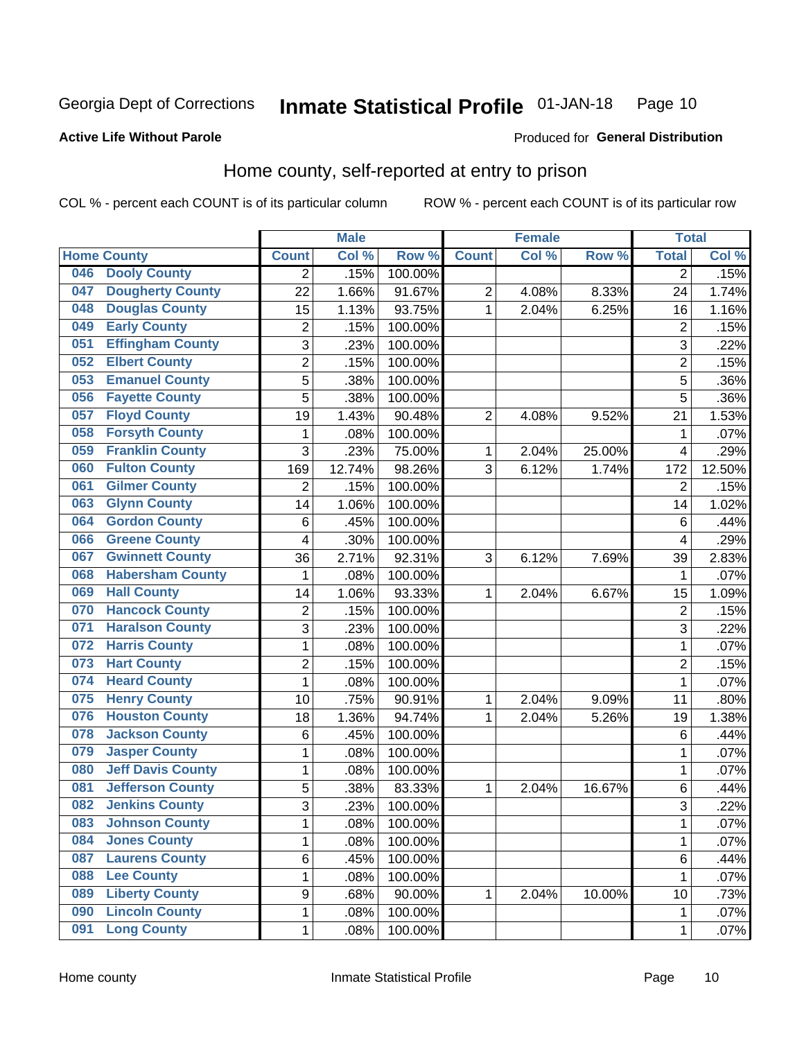Georgia Dept of Corrections **Inmate Statistical Profile** 01-JAN-18

**Active Life Without Parole**

Produced for **General Distribution**

## Home county, self-reported at entry to prison

COL % - percent each COUNT is of its particular column ROW % - percent each COUNT is of its particular row

| Home County | | Male | | | Female | | | Total | |
|---|---|---|---|---|---|---|---|---|---|
| | | Count | Col % | Row % | Count | Col % | Row % | Total | Col % |
| 046 | Dooly County | 2 | .15% | 100.00% | | | | 2 | .15% |
| 047 | Dougherty County | 22 | 1.66% | 91.67% | 2 | 4.08% | 8.33% | 24 | 1.74% |
| 048 | Douglas County | 15 | 1.13% | 93.75% | 1 | 2.04% | 6.25% | 16 | 1.16% |
| 049 | Early County | 2 | .15% | 100.00% | | | | 2 | .15% |
| 051 | Effingham County | 3 | .23% | 100.00% | | | | 3 | .22% |
| 052 | Elbert County | 2 | .15% | 100.00% | | | | 2 | .15% |
| 053 | Emanuel County | 5 | .38% | 100.00% | | | | 5 | .36% |
| 056 | Fayette County | 5 | .38% | 100.00% | | | | 5 | .36% |
| 057 | Floyd County | 19 | 1.43% | 90.48% | 2 | 4.08% | 9.52% | 21 | 1.53% |
| 058 | Forsyth County | 1 | .08% | 100.00% | | | | 1 | .07% |
| 059 | Franklin County | 3 | .23% | 75.00% | 1 | 2.04% | 25.00% | 4 | .29% |
| 060 | Fulton County | 169 | 12.74% | 98.26% | 3 | 6.12% | 1.74% | 172 | 12.50% |
| 061 | Gilmer County | 2 | .15% | 100.00% | | | | 2 | .15% |
| 063 | Glynn County | 14 | 1.06% | 100.00% | | | | 14 | 1.02% |
| 064 | Gordon County | 6 | .45% | 100.00% | | | | 6 | .44% |
| 066 | Greene County | 4 | .30% | 100.00% | | | | 4 | .29% |
| 067 | Gwinnett County | 36 | 2.71% | 92.31% | 3 | 6.12% | 7.69% | 39 | 2.83% |
| 068 | Habersham County | 1 | .08% | 100.00% | | | | 1 | .07% |
| 069 | Hall County | 14 | 1.06% | 93.33% | 1 | 2.04% | 6.67% | 15 | 1.09% |
| 070 | Hancock County | 2 | .15% | 100.00% | | | | 2 | .15% |
| 071 | Haralson County | 3 | .23% | 100.00% | | | | 3 | .22% |
| 072 | Harris County | 1 | .08% | 100.00% | | | | 1 | .07% |
| 073 | Hart County | 2 | .15% | 100.00% | | | | 2 | .15% |
| 074 | Heard County | 1 | .08% | 100.00% | | | | 1 | .07% |
| 075 | Henry County | 10 | .75% | 90.91% | 1 | 2.04% | 9.09% | 11 | .80% |
| 076 | Houston County | 18 | 1.36% | 94.74% | 1 | 2.04% | 5.26% | 19 | 1.38% |
| 078 | Jackson County | 6 | .45% | 100.00% | | | | 6 | .44% |
| 079 | Jasper County | 1 | .08% | 100.00% | | | | 1 | .07% |
| 080 | Jeff Davis County | 1 | .08% | 100.00% | | | | 1 | .07% |
| 081 | Jefferson County | 5 | .38% | 83.33% | 1 | 2.04% | 16.67% | 6 | .44% |
| 082 | Jenkins County | 3 | .23% | 100.00% | | | | 3 | .22% |
| 083 | Johnson County | 1 | .08% | 100.00% | | | | 1 | .07% |
| 084 | Jones County | 1 | .08% | 100.00% | | | | 1 | .07% |
| 087 | Laurens County | 6 | .45% | 100.00% | | | | 6 | .44% |
| 088 | Lee County | 1 | .08% | 100.00% | | | | 1 | .07% |
| 089 | Liberty County | 9 | .68% | 90.00% | 1 | 2.04% | 10.00% | 10 | .73% |
| 090 | Lincoln County | 1 | .08% | 100.00% | | | | 1 | .07% |
| 091 | Long County | 1 | .08% | 100.00% | | | | 1 | .07% |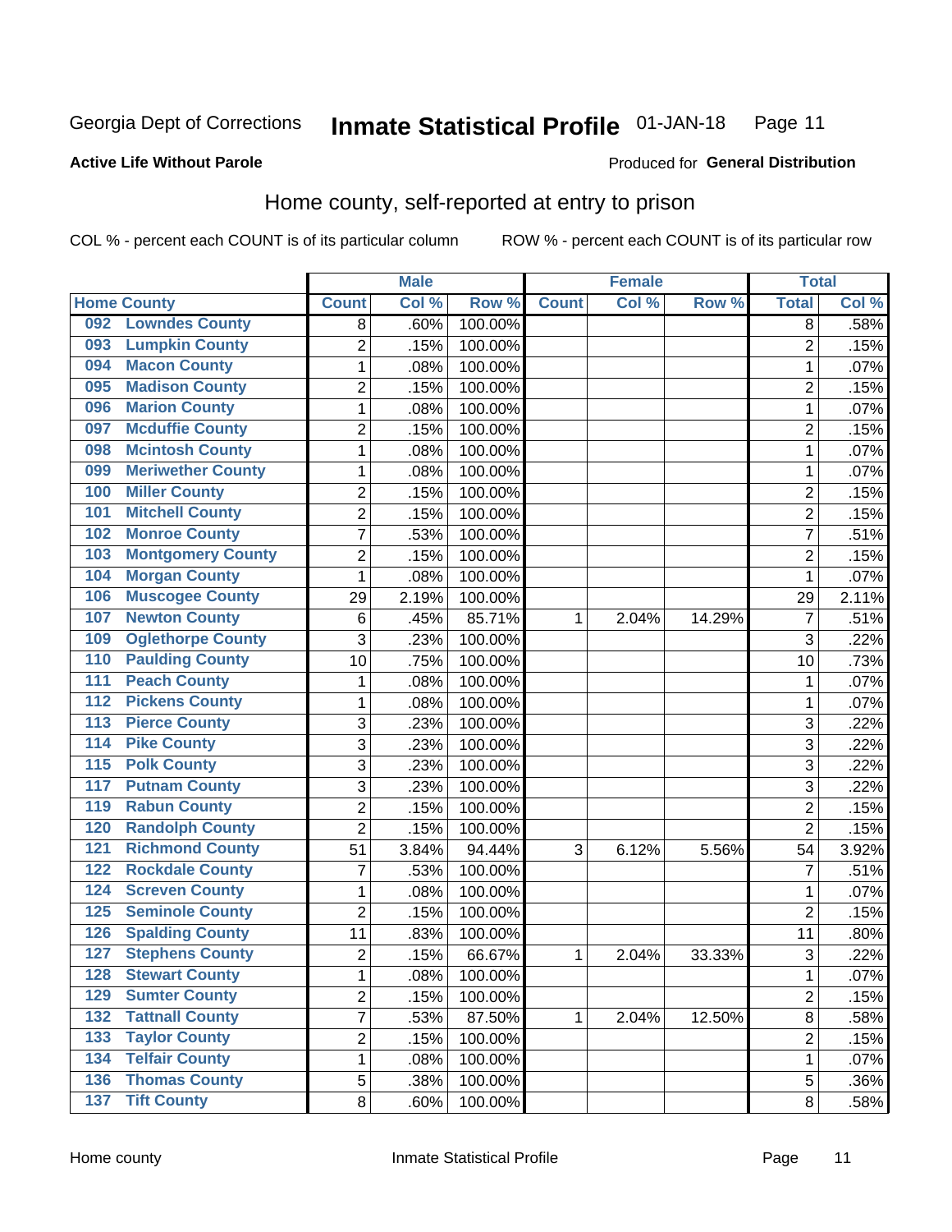Georgia Dept of Corrections **Inmate Statistical Profile** 01-JAN-18

**Active Life Without Parole**

Produced for **General Distribution**

## Home county, self-reported at entry to prison

COL % - percent each COUNT is of its particular column ROW % - percent each COUNT is of its particular row

| Home County | | Male | | | Female | | | Total | |
|---|---|---|---|---|---|---|---|---|---|
| | | Count | Col % | Row % | Count | Col % | Row % | Total | Col % |
| 092 | Lowndes County | 8 | .60% | 100.00% | | | | 8 | .58% |
| 093 | Lumpkin County | 2 | .15% | 100.00% | | | | 2 | .15% |
| 094 | Macon County | 1 | .08% | 100.00% | | | | 1 | .07% |
| 095 | Madison County | 2 | .15% | 100.00% | | | | 2 | .15% |
| 096 | Marion County | 1 | .08% | 100.00% | | | | 1 | .07% |
| 097 | Mcduffie County | 2 | .15% | 100.00% | | | | 2 | .15% |
| 098 | Mcintosh County | 1 | .08% | 100.00% | | | | 1 | .07% |
| 099 | Meriwether County | 1 | .08% | 100.00% | | | | 1 | .07% |
| 100 | Miller County | 2 | .15% | 100.00% | | | | 2 | .15% |
| 101 | Mitchell County | 2 | .15% | 100.00% | | | | 2 | .15% |
| 102 | Monroe County | 7 | .53% | 100.00% | | | | 7 | .51% |
| 103 | Montgomery County | 2 | .15% | 100.00% | | | | 2 | .15% |
| 104 | Morgan County | 1 | .08% | 100.00% | | | | 1 | .07% |
| 106 | Muscogee County | 29 | 2.19% | 100.00% | | | | 29 | 2.11% |
| 107 | Newton County | 6 | .45% | 85.71% | 1 | 2.04% | 14.29% | 7 | .51% |
| 109 | Oglethorpe County | 3 | .23% | 100.00% | | | | 3 | .22% |
| 110 | Paulding County | 10 | .75% | 100.00% | | | | 10 | .73% |
| 111 | Peach County | 1 | .08% | 100.00% | | | | 1 | .07% |
| 112 | Pickens County | 1 | .08% | 100.00% | | | | 1 | .07% |
| 113 | Pierce County | 3 | .23% | 100.00% | | | | 3 | .22% |
| 114 | Pike County | 3 | .23% | 100.00% | | | | 3 | .22% |
| 115 | Polk County | 3 | .23% | 100.00% | | | | 3 | .22% |
| 117 | Putnam County | 3 | .23% | 100.00% | | | | 3 | .22% |
| 119 | Rabun County | 2 | .15% | 100.00% | | | | 2 | .15% |
| 120 | Randolph County | 2 | .15% | 100.00% | | | | 2 | .15% |
| 121 | Richmond County | 51 | 3.84% | 94.44% | 3 | 6.12% | 5.56% | 54 | 3.92% |
| 122 | Rockdale County | 7 | .53% | 100.00% | | | | 7 | .51% |
| 124 | Screven County | 1 | .08% | 100.00% | | | | 1 | .07% |
| 125 | Seminole County | 2 | .15% | 100.00% | | | | 2 | .15% |
| 126 | Spalding County | 11 | .83% | 100.00% | | | | 11 | .80% |
| 127 | Stephens County | 2 | .15% | 66.67% | 1 | 2.04% | 33.33% | 3 | .22% |
| 128 | Stewart County | 1 | .08% | 100.00% | | | | 1 | .07% |
| 129 | Sumter County | 2 | .15% | 100.00% | | | | 2 | .15% |
| 132 | Tattnall County | 7 | .53% | 87.50% | 1 | 2.04% | 12.50% | 8 | .58% |
| 133 | Taylor County | 2 | .15% | 100.00% | | | | 2 | .15% |
| 134 | Telfair County | 1 | .08% | 100.00% | | | | 1 | .07% |
| 136 | Thomas County | 5 | .38% | 100.00% | | | | 5 | .36% |
| 137 | Tift County | 8 | .60% | 100.00% | | | | 8 | .58% |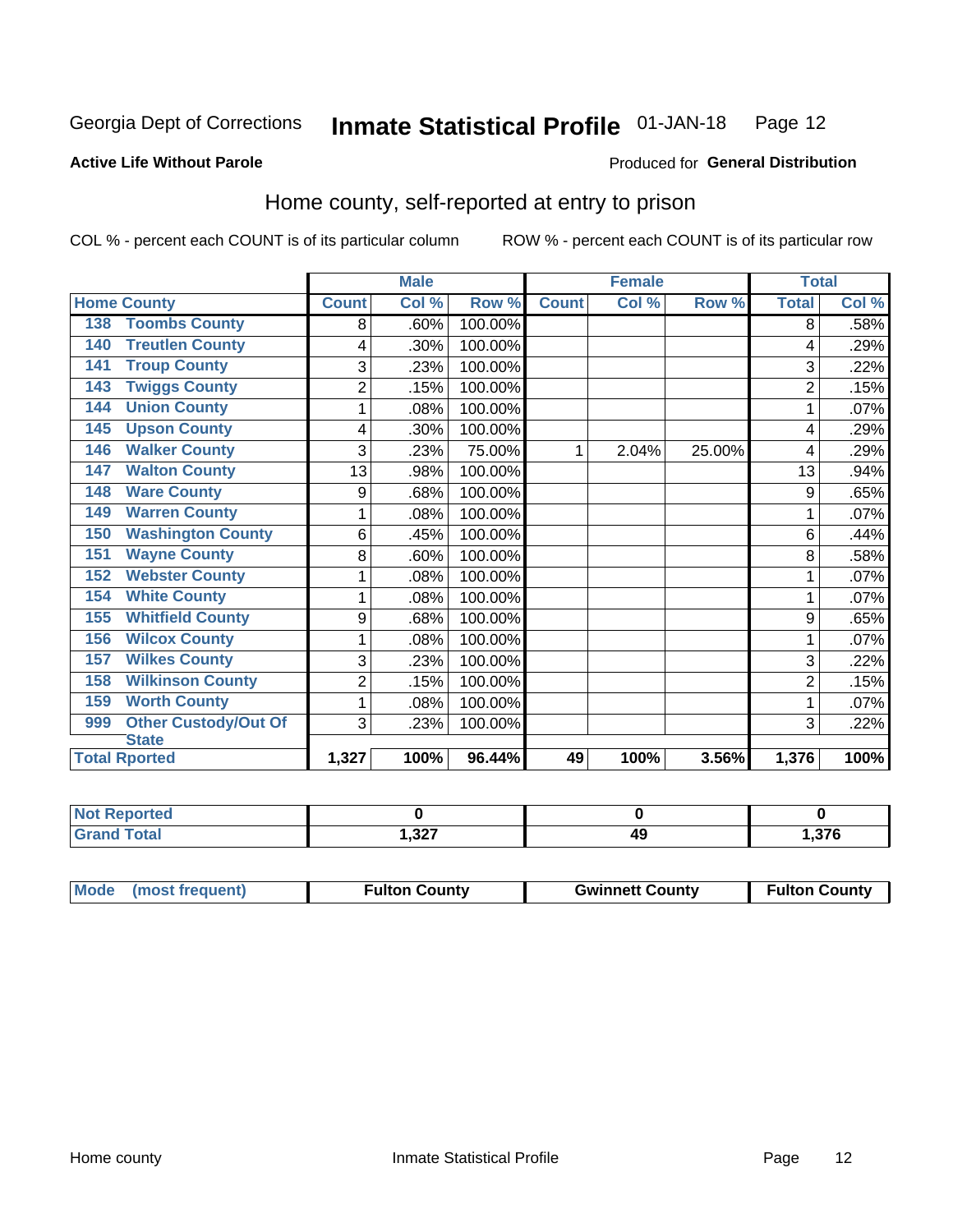Georgia Dept of Corrections **Inmate Statistical Profile** 01-JAN-18

**Active Life Without Parole**

Produced for **General Distribution**

## Home county, self-reported at entry to prison

COL % - percent each COUNT is of its particular column ROW % - percent each COUNT is of its particular row

| Home County | | Male | | | Female | | | Total | |
|---|---|---|---|---|---|---|---|---|---|
| | | Count | Col % | Row % | Count | Col % | Row % | Total | Col % |
| 138 | Toombs County | 8 | .60% | 100.00% | | | | 8 | .58% |
| 140 | Treutlen County | 4 | .30% | 100.00% | | | | 4 | .29% |
| 141 | Troup County | 3 | .23% | 100.00% | | | | 3 | .22% |
| 143 | Twiggs County | 2 | .15% | 100.00% | | | | 2 | .15% |
| 144 | Union County | 1 | .08% | 100.00% | | | | 1 | .07% |
| 145 | Upson County | 4 | .30% | 100.00% | | | | 4 | .29% |
| 146 | Walker County | 3 | .23% | 75.00% | 1 | 2.04% | 25.00% | 4 | .29% |
| 147 | Walton County | 13 | .98% | 100.00% | | | | 13 | .94% |
| 148 | Ware County | 9 | .68% | 100.00% | | | | 9 | .65% |
| 149 | Warren County | 1 | .08% | 100.00% | | | | 1 | .07% |
| 150 | Washington County | 6 | .45% | 100.00% | | | | 6 | .44% |
| 151 | Wayne County | 8 | .60% | 100.00% | | | | 8 | .58% |
| 152 | Webster County | 1 | .08% | 100.00% | | | | 1 | .07% |
| 154 | White County | 1 | .08% | 100.00% | | | | 1 | .07% |
| 155 | Whitfield County | 9 | .68% | 100.00% | | | | 9 | .65% |
| 156 | Wilcox County | 1 | .08% | 100.00% | | | | 1 | .07% |
| 157 | Wilkes County | 3 | .23% | 100.00% | | | | 3 | .22% |
| 158 | Wilkinson County | 2 | .15% | 100.00% | | | | 2 | .15% |
| 159 | Worth County | 1 | .08% | 100.00% | | | | 1 | .07% |
| 999 | Other Custody/Out Of State | 3 | .23% | 100.00% | | | | 3 | .22% |
| Total Rported | | 1,327 | 100% | 96.44% | 49 | 100% | 3.56% | 1,376 | 100% |

| | Male | Female | Total |
|---|---|---|---|
| Not Reported | 0 | 0 | 0 |
| Grand Total | 1,327 | 49 | 1,376 |

| | Male | Female | Total |
|---|---|---|---|
| Mode (most frequent) | Fulton County | Gwinnett County | Fulton County |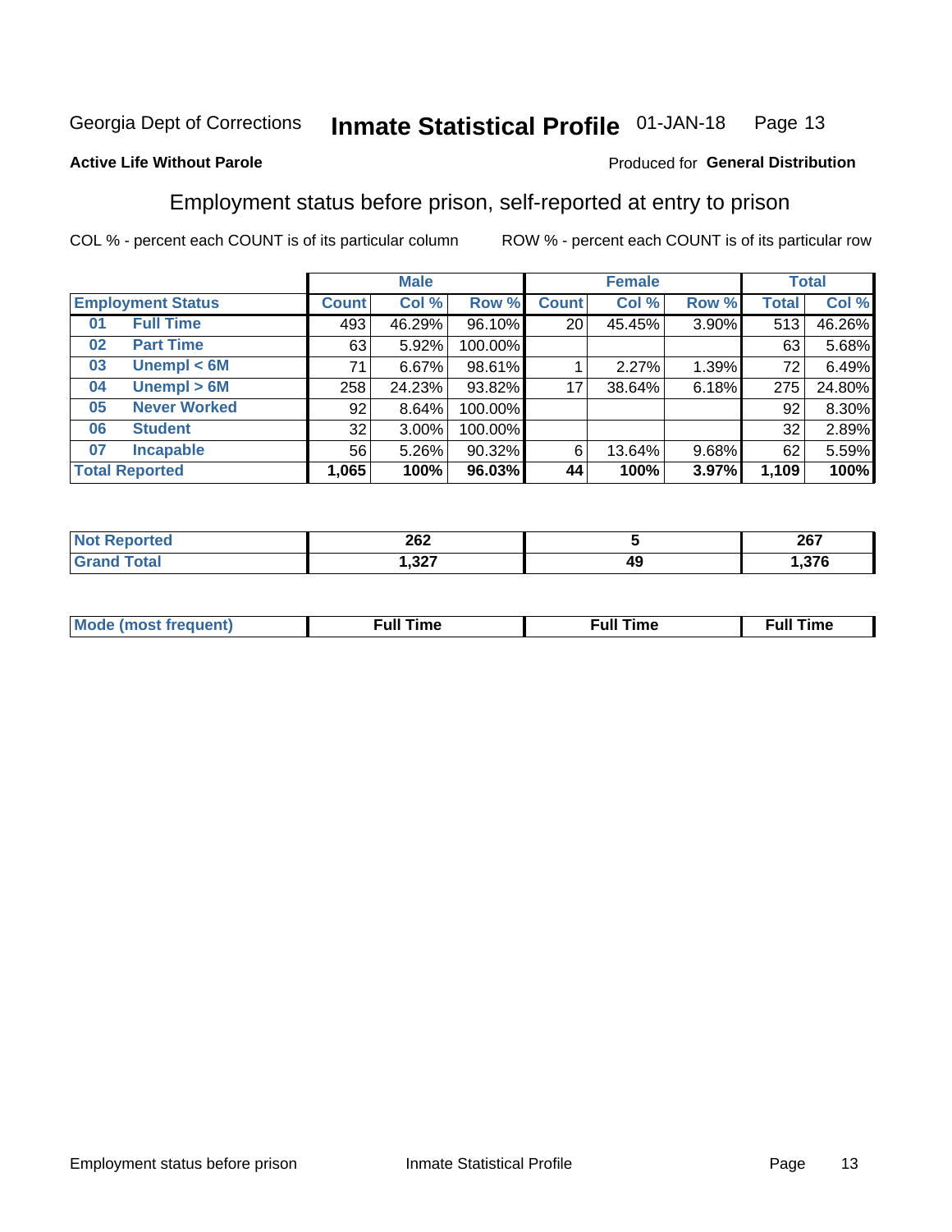Georgia Dept of Corrections **Inmate Statistical Profile** 01-JAN-18

**Active Life Without Parole**

Produced for **General Distribution**

## Employment status before prison, self-reported at entry to prison

COL % - percent each COUNT is of its particular column ROW % - percent each COUNT is of its particular row

| Employment Status | | Male | | | Female | | | Total | |
|---|---|---|---|---|---|---|---|---|---|
| | | Count | Col % | Row % | Count | Col % | Row % | Total | Col % |
| 01 | Full Time | 493 | 46.29% | 96.10% | 20 | 45.45% | 3.90% | 513 | 46.26% |
| 02 | Part Time | 63 | 5.92% | 100.00% | | | | 63 | 5.68% |
| 03 | Unempl < 6M | 71 | 6.67% | 98.61% | 1 | 2.27% | 1.39% | 72 | 6.49% |
| 04 | Unempl > 6M | 258 | 24.23% | 93.82% | 17 | 38.64% | 6.18% | 275 | 24.80% |
| 05 | Never Worked | 92 | 8.64% | 100.00% | | | | 92 | 8.30% |
| 06 | Student | 32 | 3.00% | 100.00% | | | | 32 | 2.89% |
| 07 | Incapable | 56 | 5.26% | 90.32% | 6 | 13.64% | 9.68% | 62 | 5.59% |
| **Total Reported** | | **1,065** | **100%** | **96.03%** | **44** | **100%** | **3.97%** | **1,109** | **100%** |

| | Male | Female | Total |
|---|---|---|---|
| Not Reported | 262 | 5 | 267 |
| Grand Total | 1,327 | 49 | 1,376 |

| | Male | Female | Total |
|---|---|---|---|
| Mode (most frequent) | Full Time | Full Time | Full Time |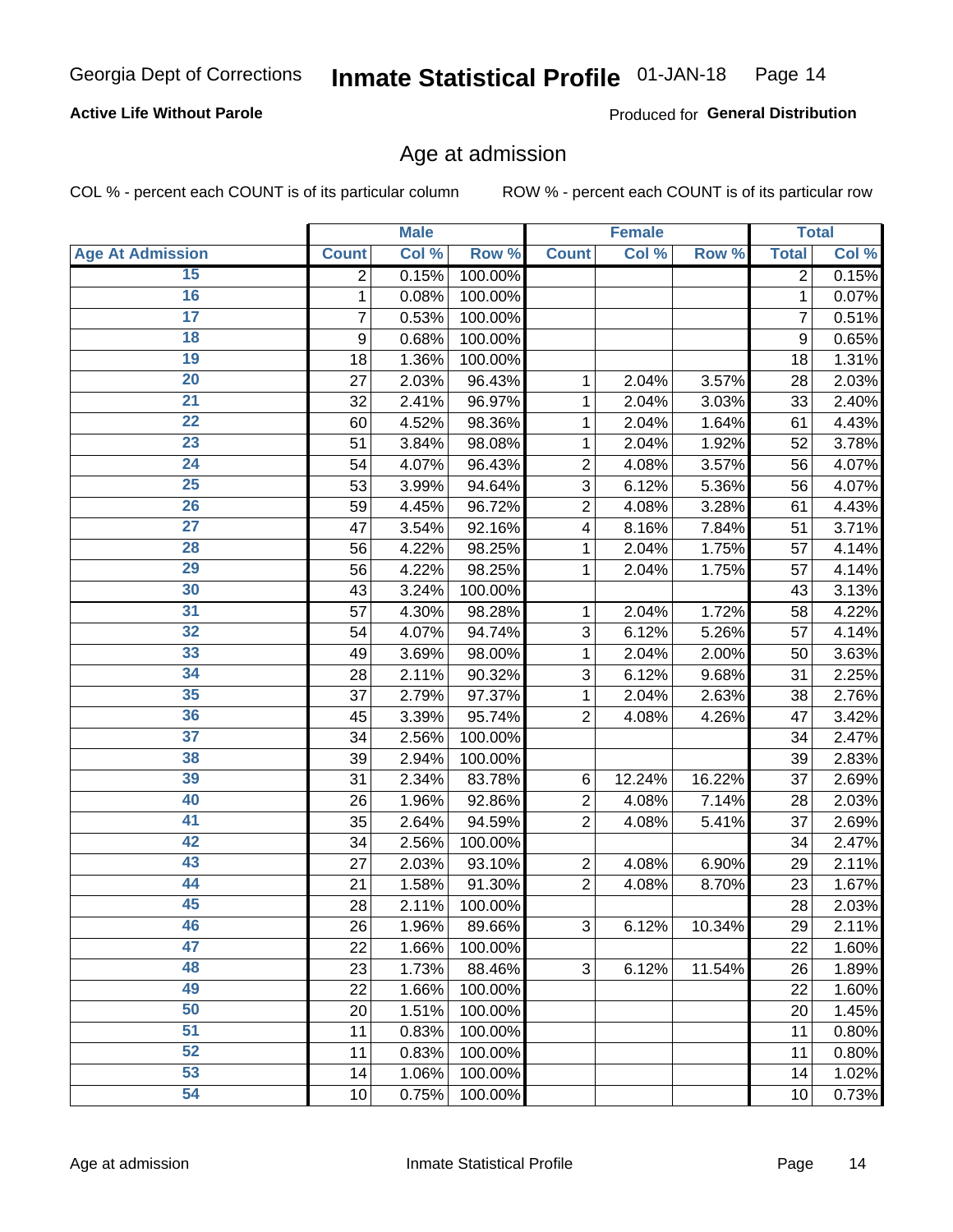Georgia Dept of Corrections **Inmate Statistical Profile** 01-JAN-18

**Active Life Without Parole**

Produced for **General Distribution**

## Age at admission

COL % - percent each COUNT is of its particular column ROW % - percent each COUNT is of its particular row

| | Male | | | Female | | | Total | |
|---|---|---|---|---|---|---|---|---|
| **Age At Admission** | **Count** | **Col %** | **Row %** | **Count** | **Col %** | **Row %** | **Total** | **Col %** |
| 15 | 2 | 0.15% | 100.00% | | | | 2 | 0.15% |
| 16 | 1 | 0.08% | 100.00% | | | | 1 | 0.07% |
| 17 | 7 | 0.53% | 100.00% | | | | 7 | 0.51% |
| 18 | 9 | 0.68% | 100.00% | | | | 9 | 0.65% |
| 19 | 18 | 1.36% | 100.00% | | | | 18 | 1.31% |
| 20 | 27 | 2.03% | 96.43% | 1 | 2.04% | 3.57% | 28 | 2.03% |
| 21 | 32 | 2.41% | 96.97% | 1 | 2.04% | 3.03% | 33 | 2.40% |
| 22 | 60 | 4.52% | 98.36% | 1 | 2.04% | 1.64% | 61 | 4.43% |
| 23 | 51 | 3.84% | 98.08% | 1 | 2.04% | 1.92% | 52 | 3.78% |
| 24 | 54 | 4.07% | 96.43% | 2 | 4.08% | 3.57% | 56 | 4.07% |
| 25 | 53 | 3.99% | 94.64% | 3 | 6.12% | 5.36% | 56 | 4.07% |
| 26 | 59 | 4.45% | 96.72% | 2 | 4.08% | 3.28% | 61 | 4.43% |
| 27 | 47 | 3.54% | 92.16% | 4 | 8.16% | 7.84% | 51 | 3.71% |
| 28 | 56 | 4.22% | 98.25% | 1 | 2.04% | 1.75% | 57 | 4.14% |
| 29 | 56 | 4.22% | 98.25% | 1 | 2.04% | 1.75% | 57 | 4.14% |
| 30 | 43 | 3.24% | 100.00% | | | | 43 | 3.13% |
| 31 | 57 | 4.30% | 98.28% | 1 | 2.04% | 1.72% | 58 | 4.22% |
| 32 | 54 | 4.07% | 94.74% | 3 | 6.12% | 5.26% | 57 | 4.14% |
| 33 | 49 | 3.69% | 98.00% | 1 | 2.04% | 2.00% | 50 | 3.63% |
| 34 | 28 | 2.11% | 90.32% | 3 | 6.12% | 9.68% | 31 | 2.25% |
| 35 | 37 | 2.79% | 97.37% | 1 | 2.04% | 2.63% | 38 | 2.76% |
| 36 | 45 | 3.39% | 95.74% | 2 | 4.08% | 4.26% | 47 | 3.42% |
| 37 | 34 | 2.56% | 100.00% | | | | 34 | 2.47% |
| 38 | 39 | 2.94% | 100.00% | | | | 39 | 2.83% |
| 39 | 31 | 2.34% | 83.78% | 6 | 12.24% | 16.22% | 37 | 2.69% |
| 40 | 26 | 1.96% | 92.86% | 2 | 4.08% | 7.14% | 28 | 2.03% |
| 41 | 35 | 2.64% | 94.59% | 2 | 4.08% | 5.41% | 37 | 2.69% |
| 42 | 34 | 2.56% | 100.00% | | | | 34 | 2.47% |
| 43 | 27 | 2.03% | 93.10% | 2 | 4.08% | 6.90% | 29 | 2.11% |
| 44 | 21 | 1.58% | 91.30% | 2 | 4.08% | 8.70% | 23 | 1.67% |
| 45 | 28 | 2.11% | 100.00% | | | | 28 | 2.03% |
| 46 | 26 | 1.96% | 89.66% | 3 | 6.12% | 10.34% | 29 | 2.11% |
| 47 | 22 | 1.66% | 100.00% | | | | 22 | 1.60% |
| 48 | 23 | 1.73% | 88.46% | 3 | 6.12% | 11.54% | 26 | 1.89% |
| 49 | 22 | 1.66% | 100.00% | | | | 22 | 1.60% |
| 50 | 20 | 1.51% | 100.00% | | | | 20 | 1.45% |
| 51 | 11 | 0.83% | 100.00% | | | | 11 | 0.80% |
| 52 | 11 | 0.83% | 100.00% | | | | 11 | 0.80% |
| 53 | 14 | 1.06% | 100.00% | | | | 14 | 1.02% |
| 54 | 10 | 0.75% | 100.00% | | | | 10 | 0.73% |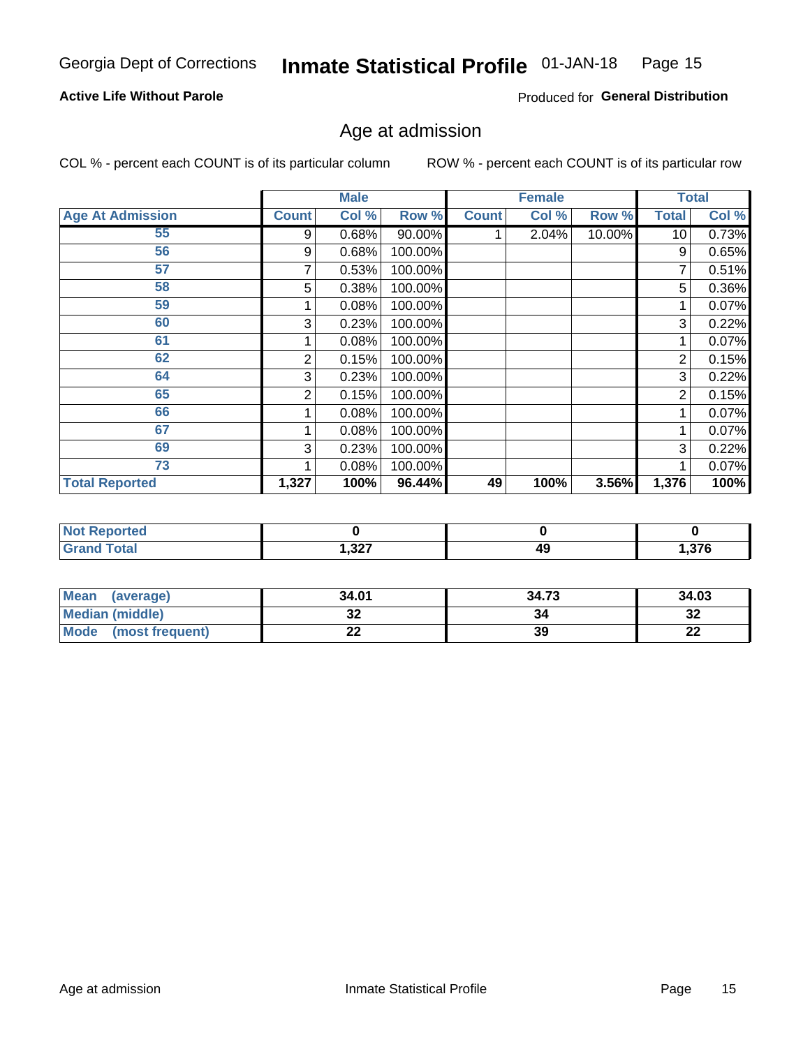Georgia Dept of Corrections **Inmate Statistical Profile** 01-JAN-18

**Active Life Without Parole**

Produced for **General Distribution**

## Age at admission

COL % - percent each COUNT is of its particular column

ROW % - percent each COUNT is of its particular row

| | Male | | | Female | | | Total | |
|---|---|---|---|---|---|---|---|---|
| **Age At Admission** | **Count** | **Col %** | **Row %** | **Count** | **Col %** | **Row %** | **Total** | **Col %** |
| 55 | 9 | 0.68% | 90.00% | 1 | 2.04% | 10.00% | 10 | 0.73% |
| 56 | 9 | 0.68% | 100.00% | | | | 9 | 0.65% |
| 57 | 7 | 0.53% | 100.00% | | | | 7 | 0.51% |
| 58 | 5 | 0.38% | 100.00% | | | | 5 | 0.36% |
| 59 | 1 | 0.08% | 100.00% | | | | 1 | 0.07% |
| 60 | 3 | 0.23% | 100.00% | | | | 3 | 0.22% |
| 61 | 1 | 0.08% | 100.00% | | | | 1 | 0.07% |
| 62 | 2 | 0.15% | 100.00% | | | | 2 | 0.15% |
| 64 | 3 | 0.23% | 100.00% | | | | 3 | 0.22% |
| 65 | 2 | 0.15% | 100.00% | | | | 2 | 0.15% |
| 66 | 1 | 0.08% | 100.00% | | | | 1 | 0.07% |
| 67 | 1 | 0.08% | 100.00% | | | | 1 | 0.07% |
| 69 | 3 | 0.23% | 100.00% | | | | 3 | 0.22% |
| 73 | 1 | 0.08% | 100.00% | | | | 1 | 0.07% |
| **Total Reported** | **1,327** | **100%** | **96.44%** | **49** | **100%** | **3.56%** | **1,376** | **100%** |

| | Male | Female | Total |
|---|---|---|---|
| **Not Reported** | **0** | **0** | **0** |
| **Grand Total** | **1,327** | **49** | **1,376** |

| | Male | Female | Total |
|---|---|---|---|
| **Mean (average)** | **34.01** | **34.73** | **34.03** |
| **Median (middle)** | **32** | **34** | **32** |
| **Mode (most frequent)** | **22** | **39** | **22** |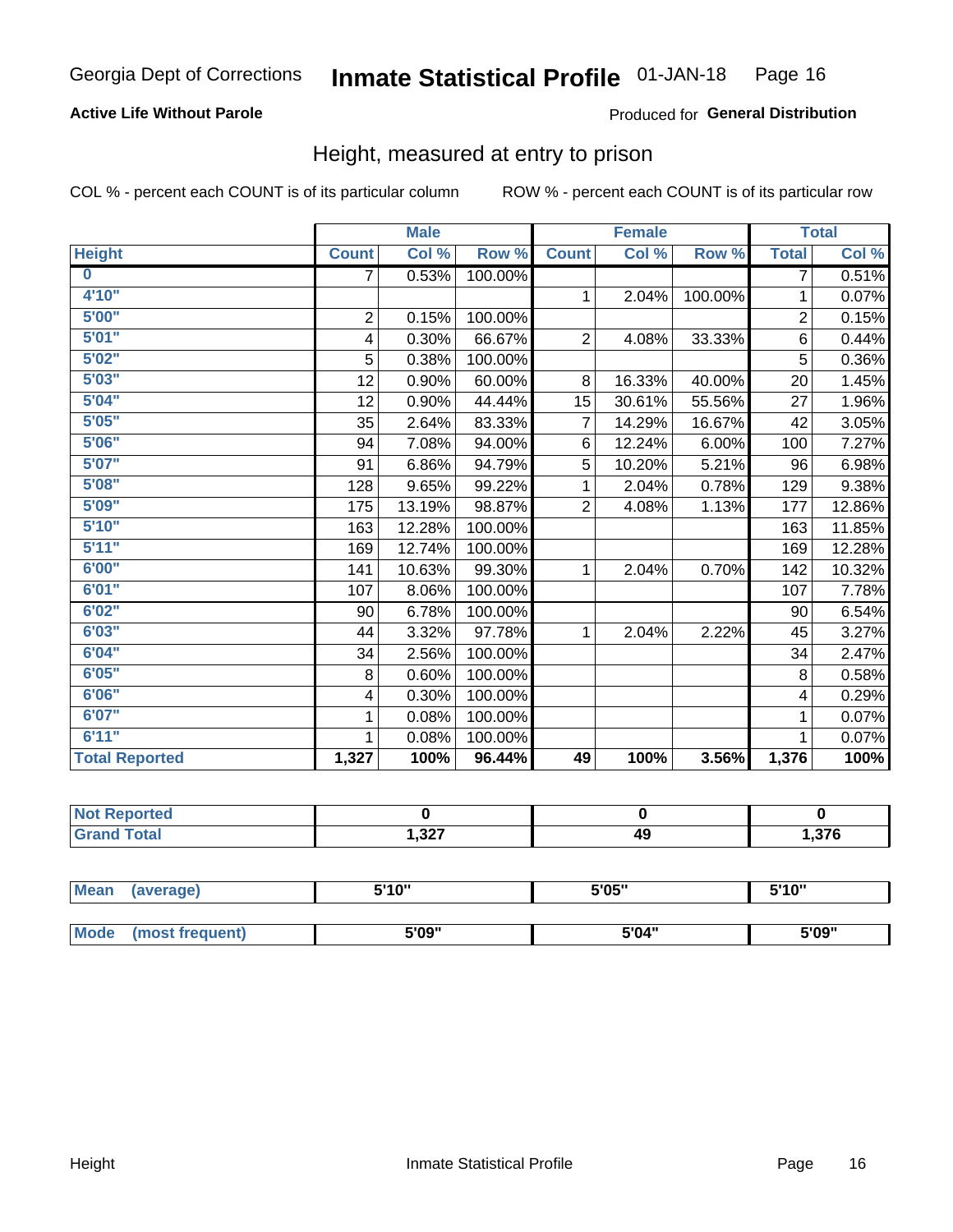Georgia Dept of Corrections **Inmate Statistical Profile** 01-JAN-18

**Active Life Without Parole**

Produced for **General Distribution**

## Height, measured at entry to prison

COL % - percent each COUNT is of its particular column    ROW % - percent each COUNT is of its particular row

| | Male | | | Female | | | Total | |
|---|---|---|---|---|---|---|---|---|
| Height | Count | Col % | Row % | Count | Col % | Row % | Total | Col % |
| 0 | 7 | 0.53% | 100.00% | | | | 7 | 0.51% |
| 4'10" | | | | 1 | 2.04% | 100.00% | 1 | 0.07% |
| 5'00" | 2 | 0.15% | 100.00% | | | | 2 | 0.15% |
| 5'01" | 4 | 0.30% | 66.67% | 2 | 4.08% | 33.33% | 6 | 0.44% |
| 5'02" | 5 | 0.38% | 100.00% | | | | 5 | 0.36% |
| 5'03" | 12 | 0.90% | 60.00% | 8 | 16.33% | 40.00% | 20 | 1.45% |
| 5'04" | 12 | 0.90% | 44.44% | 15 | 30.61% | 55.56% | 27 | 1.96% |
| 5'05" | 35 | 2.64% | 83.33% | 7 | 14.29% | 16.67% | 42 | 3.05% |
| 5'06" | 94 | 7.08% | 94.00% | 6 | 12.24% | 6.00% | 100 | 7.27% |
| 5'07" | 91 | 6.86% | 94.79% | 5 | 10.20% | 5.21% | 96 | 6.98% |
| 5'08" | 128 | 9.65% | 99.22% | 1 | 2.04% | 0.78% | 129 | 9.38% |
| 5'09" | 175 | 13.19% | 98.87% | 2 | 4.08% | 1.13% | 177 | 12.86% |
| 5'10" | 163 | 12.28% | 100.00% | | | | 163 | 11.85% |
| 5'11" | 169 | 12.74% | 100.00% | | | | 169 | 12.28% |
| 6'00" | 141 | 10.63% | 99.30% | 1 | 2.04% | 0.70% | 142 | 10.32% |
| 6'01" | 107 | 8.06% | 100.00% | | | | 107 | 7.78% |
| 6'02" | 90 | 6.78% | 100.00% | | | | 90 | 6.54% |
| 6'03" | 44 | 3.32% | 97.78% | 1 | 2.04% | 2.22% | 45 | 3.27% |
| 6'04" | 34 | 2.56% | 100.00% | | | | 34 | 2.47% |
| 6'05" | 8 | 0.60% | 100.00% | | | | 8 | 0.58% |
| 6'06" | 4 | 0.30% | 100.00% | | | | 4 | 0.29% |
| 6'07" | 1 | 0.08% | 100.00% | | | | 1 | 0.07% |
| 6'11" | 1 | 0.08% | 100.00% | | | | 1 | 0.07% |
| **Total Reported** | **1,327** | **100%** | **96.44%** | **49** | **100%** | **3.56%** | **1,376** | **100%** |

| | Male | Female | Total |
|---|---|---|---|
| Not Reported | 0 | 0 | 0 |
| Grand Total | 1,327 | 49 | 1,376 |

| | Male | Female | Total |
|---|---|---|---|
| Mean (average) | 5'10" | 5'05" | 5'10" |
| Mode (most frequent) | 5'09" | 5'04" | 5'09" |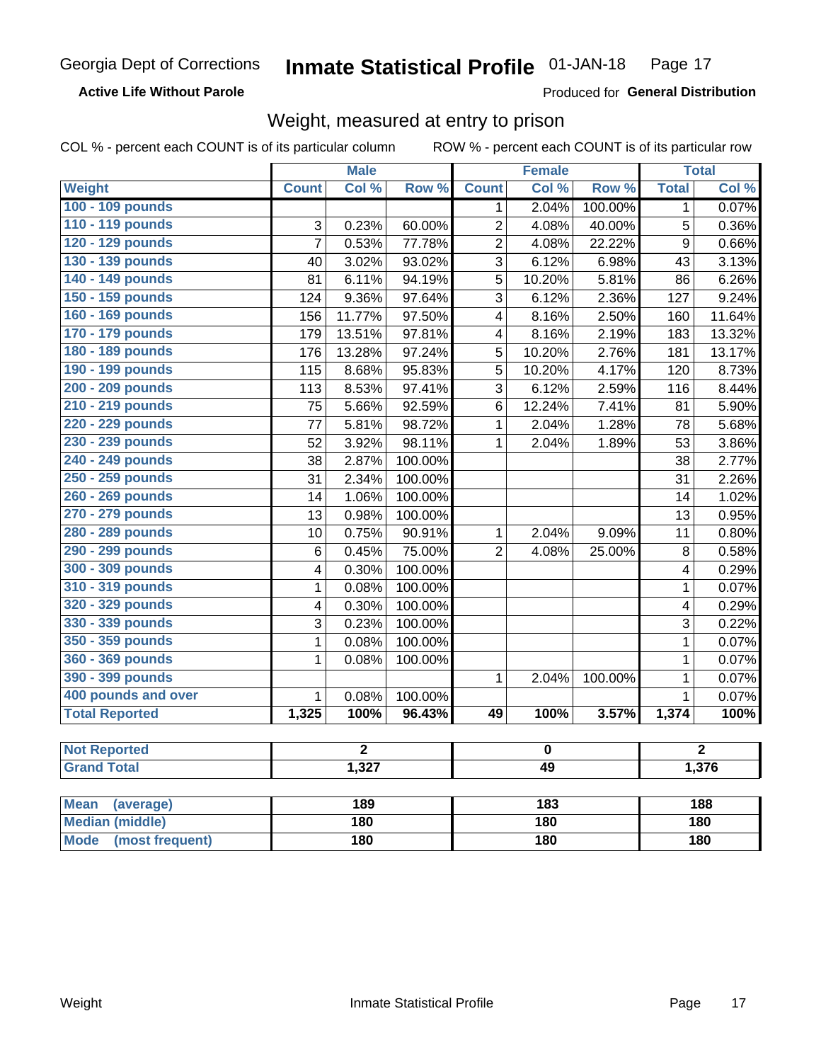Georgia Dept of Corrections **Inmate Statistical Profile** 01-JAN-18

**Active Life Without Parole**

Produced for **General Distribution**

## Weight, measured at entry to prison

COL % - percent each COUNT is of its particular column ROW % - percent each COUNT is of its particular row

| | Male | | | Female | | | Total | |
|---|---|---|---|---|---|---|---|---|
| **Weight** | **Count** | **Col %** | **Row %** | **Count** | **Col %** | **Row %** | **Total** | **Col %** |
| **100 - 109 pounds** | | | | 1 | 2.04% | 100.00% | 1 | 0.07% |
| **110 - 119 pounds** | 3 | 0.23% | 60.00% | 2 | 4.08% | 40.00% | 5 | 0.36% |
| **120 - 129 pounds** | 7 | 0.53% | 77.78% | 2 | 4.08% | 22.22% | 9 | 0.66% |
| **130 - 139 pounds** | 40 | 3.02% | 93.02% | 3 | 6.12% | 6.98% | 43 | 3.13% |
| **140 - 149 pounds** | 81 | 6.11% | 94.19% | 5 | 10.20% | 5.81% | 86 | 6.26% |
| **150 - 159 pounds** | 124 | 9.36% | 97.64% | 3 | 6.12% | 2.36% | 127 | 9.24% |
| **160 - 169 pounds** | 156 | 11.77% | 97.50% | 4 | 8.16% | 2.50% | 160 | 11.64% |
| **170 - 179 pounds** | 179 | 13.51% | 97.81% | 4 | 8.16% | 2.19% | 183 | 13.32% |
| **180 - 189 pounds** | 176 | 13.28% | 97.24% | 5 | 10.20% | 2.76% | 181 | 13.17% |
| **190 - 199 pounds** | 115 | 8.68% | 95.83% | 5 | 10.20% | 4.17% | 120 | 8.73% |
| **200 - 209 pounds** | 113 | 8.53% | 97.41% | 3 | 6.12% | 2.59% | 116 | 8.44% |
| **210 - 219 pounds** | 75 | 5.66% | 92.59% | 6 | 12.24% | 7.41% | 81 | 5.90% |
| **220 - 229 pounds** | 77 | 5.81% | 98.72% | 1 | 2.04% | 1.28% | 78 | 5.68% |
| **230 - 239 pounds** | 52 | 3.92% | 98.11% | 1 | 2.04% | 1.89% | 53 | 3.86% |
| **240 - 249 pounds** | 38 | 2.87% | 100.00% | | | | 38 | 2.77% |
| **250 - 259 pounds** | 31 | 2.34% | 100.00% | | | | 31 | 2.26% |
| **260 - 269 pounds** | 14 | 1.06% | 100.00% | | | | 14 | 1.02% |
| **270 - 279 pounds** | 13 | 0.98% | 100.00% | | | | 13 | 0.95% |
| **280 - 289 pounds** | 10 | 0.75% | 90.91% | 1 | 2.04% | 9.09% | 11 | 0.80% |
| **290 - 299 pounds** | 6 | 0.45% | 75.00% | 2 | 4.08% | 25.00% | 8 | 0.58% |
| **300 - 309 pounds** | 4 | 0.30% | 100.00% | | | | 4 | 0.29% |
| **310 - 319 pounds** | 1 | 0.08% | 100.00% | | | | 1 | 0.07% |
| **320 - 329 pounds** | 4 | 0.30% | 100.00% | | | | 4 | 0.29% |
| **330 - 339 pounds** | 3 | 0.23% | 100.00% | | | | 3 | 0.22% |
| **350 - 359 pounds** | 1 | 0.08% | 100.00% | | | | 1 | 0.07% |
| **360 - 369 pounds** | 1 | 0.08% | 100.00% | | | | 1 | 0.07% |
| **390 - 399 pounds** | | | | 1 | 2.04% | 100.00% | 1 | 0.07% |
| **400 pounds and over** | 1 | 0.08% | 100.00% | | | | 1 | 0.07% |
| **Total Reported** | **1,325** | **100%** | **96.43%** | **49** | **100%** | **3.57%** | **1,374** | **100%** |

| | Male | Female | Total |
|---|---|---|---|
| **Not Reported** | **2** | **0** | **2** |
| **Grand Total** | **1,327** | **49** | **1,376** |

| | Male | Female | Total |
|---|---|---|---|
| **Mean (average)** | **189** | **183** | **188** |
| **Median (middle)** | **180** | **180** | **180** |
| **Mode (most frequent)** | **180** | **180** | **180** |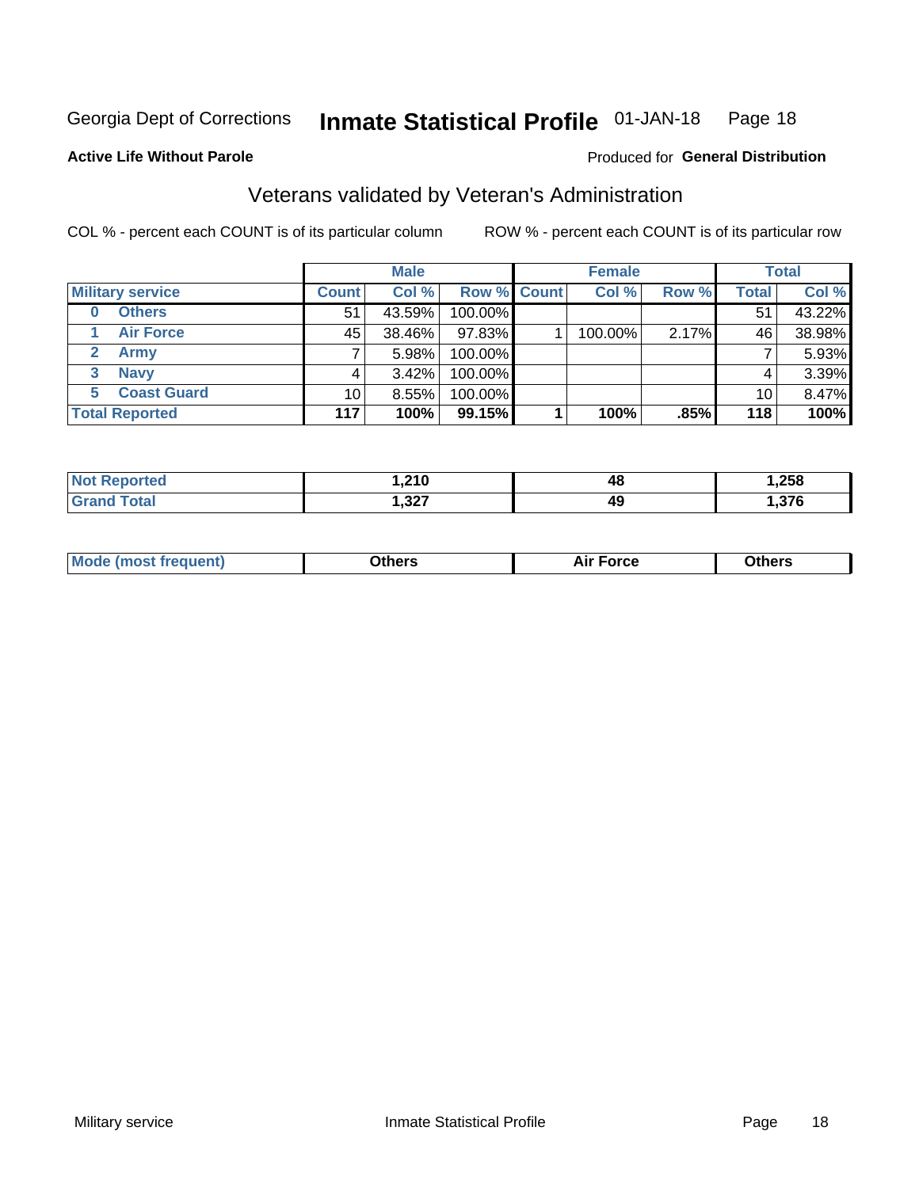Georgia Dept of Corrections **Inmate Statistical Profile** 01-JAN-18

**Active Life Without Parole**

Produced for **General Distribution**

## Veterans validated by Veteran's Administration

COL % - percent each COUNT is of its particular column

ROW % - percent each COUNT is of its particular row

| | Male | | | Female | | | Total | |
|---|---|---|---|---|---|---|---|---|
| **Military service** | **Count** | **Col %** | **Row %** | **Count** | **Col %** | **Row %** | **Total** | **Col %** |
| **0 Others** | 51 | 43.59% | 100.00% | | | | 51 | 43.22% |
| **1 Air Force** | 45 | 38.46% | 97.83% | 1 | 100.00% | 2.17% | 46 | 38.98% |
| **2 Army** | 7 | 5.98% | 100.00% | | | | 7 | 5.93% |
| **3 Navy** | 4 | 3.42% | 100.00% | | | | 4 | 3.39% |
| **5 Coast Guard** | 10 | 8.55% | 100.00% | | | | 10 | 8.47% |
| **Total Reported** | **117** | **100%** | **99.15%** | **1** | **100%** | **.85%** | **118** | **100%** |

| | Male | Female | Total |
|---|---|---|---|
| **Not Reported** | **1,210** | **48** | **1,258** |
| **Grand Total** | **1,327** | **49** | **1,376** |

| | Male | Female | Total |
|---|---|---|---|
| **Mode (most frequent)** | **Others** | **Air Force** | **Others** |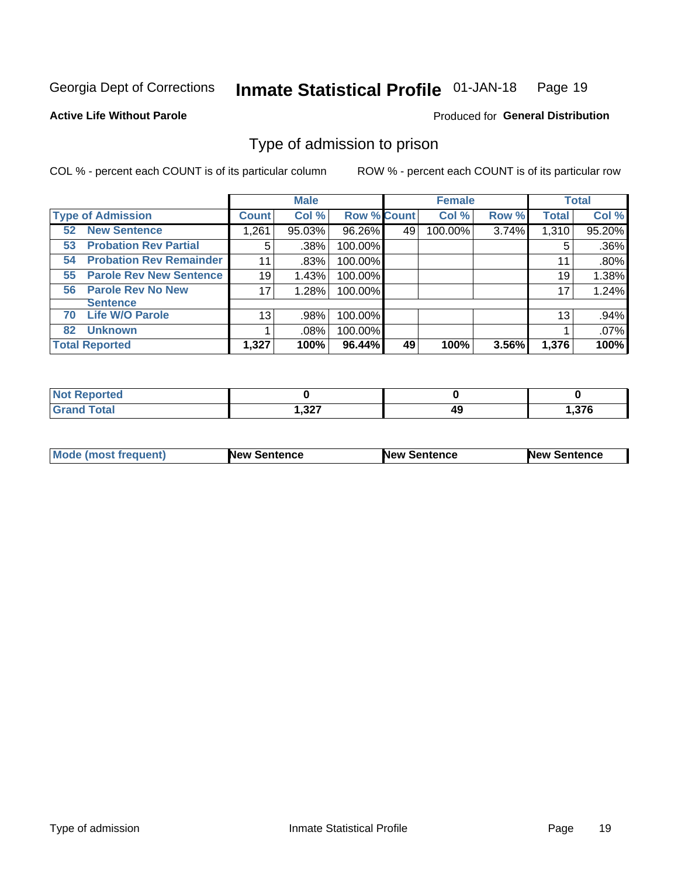Georgia Dept of Corrections **Inmate Statistical Profile** 01-JAN-18 Page 19

**Active Life Without Parole**

Produced for **General Distribution**

## Type of admission to prison

COL % - percent each COUNT is of its particular column ROW % - percent each COUNT is of its particular row

| | Male | | | Female | | | Total | |
|---|---|---|---|---|---|---|---|---|
| **Type of Admission** | **Count** | **Col %** | **Row %** | **Count** | **Col %** | **Row %** | **Total** | **Col %** |
| 52 **New Sentence** | 1,261 | 95.03% | 96.26% | 49 | 100.00% | 3.74% | 1,310 | 95.20% |
| 53 **Probation Rev Partial** | 5 | .38% | 100.00% | | | | 5 | .36% |
| 54 **Probation Rev Remainder** | 11 | .83% | 100.00% | | | | 11 | .80% |
| 55 **Parole Rev New Sentence** | 19 | 1.43% | 100.00% | | | | 19 | 1.38% |
| 56 **Parole Rev No New Sentence** | 17 | 1.28% | 100.00% | | | | 17 | 1.24% |
| 70 **Life W/O Parole** | 13 | .98% | 100.00% | | | | 13 | .94% |
| 82 **Unknown** | 1 | .08% | 100.00% | | | | 1 | .07% |
| **Total Reported** | **1,327** | **100%** | **96.44%** | **49** | **100%** | **3.56%** | **1,376** | **100%** |

| | Male | Female | Total |
|---|---|---|---|
| **Not Reported** | **0** | **0** | **0** |
| **Grand Total** | **1,327** | **49** | **1,376** |

| | Male | Female | Total |
|---|---|---|---|
| **Mode (most frequent)** | **New Sentence** | **New Sentence** | **New Sentence** |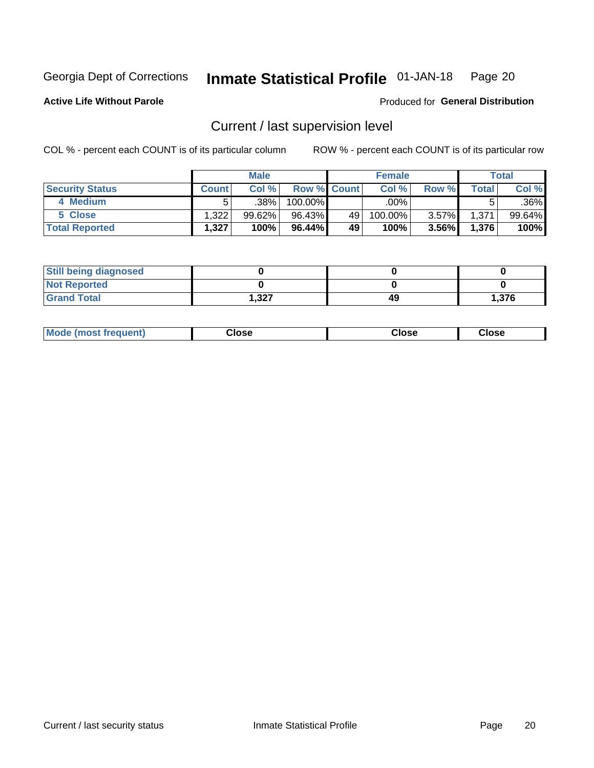Georgia Dept of Corrections **Inmate Statistical Profile** 01-JAN-18

**Active Life Without Parole**

Produced for **General Distribution**

## Current / last supervision level

COL % - percent each COUNT is of its particular column

ROW % - percent each COUNT is of its particular row

| | Male | | | Female | | | Total | |
|---|---|---|---|---|---|---|---|---|
| **Security Status** | **Count** | **Col %** | **Row %** | **Count** | **Col %** | **Row %** | **Total** | **Col %** |
| 4 Medium | 5 | .38% | 100.00% | | .00% | | 5 | .36% |
| 5 Close | 1,322 | 99.62% | 96.43% | 49 | 100.00% | 3.57% | 1,371 | 99.64% |
| **Total Reported** | **1,327** | **100%** | **96.44%** | **49** | **100%** | **3.56%** | **1,376** | **100%** |

| | Male | Female | Total |
|---|---|---|---|
| Still being diagnosed | 0 | 0 | 0 |
| Not Reported | 0 | 0 | 0 |
| Grand Total | 1,327 | 49 | 1,376 |

| | Male | Female | Total |
|---|---|---|---|
| Mode (most frequent) | Close | Close | Close |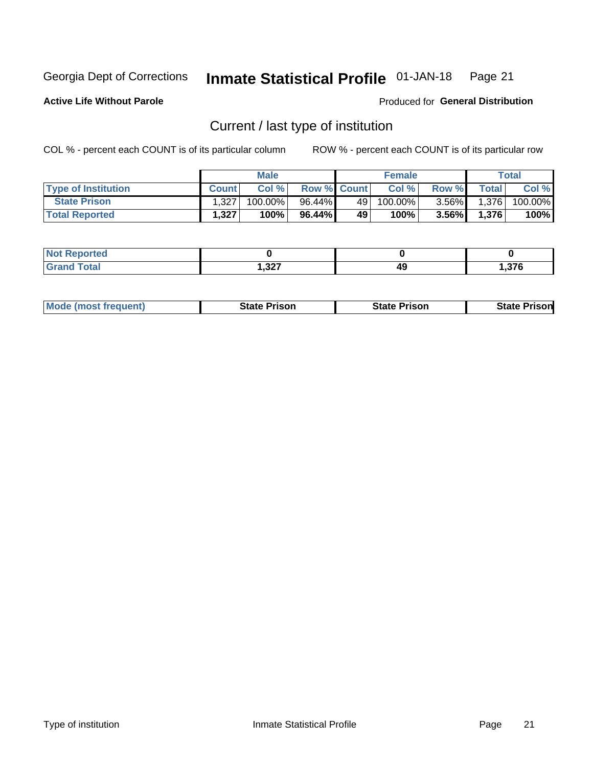Georgia Dept of Corrections **Inmate Statistical Profile** 01-JAN-18

**Active Life Without Parole**

Produced for **General Distribution**

## Current / last type of institution

COL % - percent each COUNT is of its particular column ROW % - percent each COUNT is of its particular row

| | Male | | | Female | | | Total | |
|---|---|---|---|---|---|---|---|---|
| **Type of Institution** | **Count** | **Col %** | **Row %** | **Count** | **Col %** | **Row %** | **Total** | **Col %** |
| **State Prison** | 1,327 | 100.00% | 96.44% | 49 | 100.00% | 3.56% | 1,376 | 100.00% |
| **Total Reported** | **1,327** | **100%** | **96.44%** | **49** | **100%** | **3.56%** | **1,376** | **100%** |

| | Male | Female | Total |
|---|---|---|---|
| **Not Reported** | **0** | **0** | **0** |
| **Grand Total** | **1,327** | **49** | **1,376** |

| | Male | Female | Total |
|---|---|---|---|
| **Mode (most frequent)** | **State Prison** | **State Prison** | **State Prison** |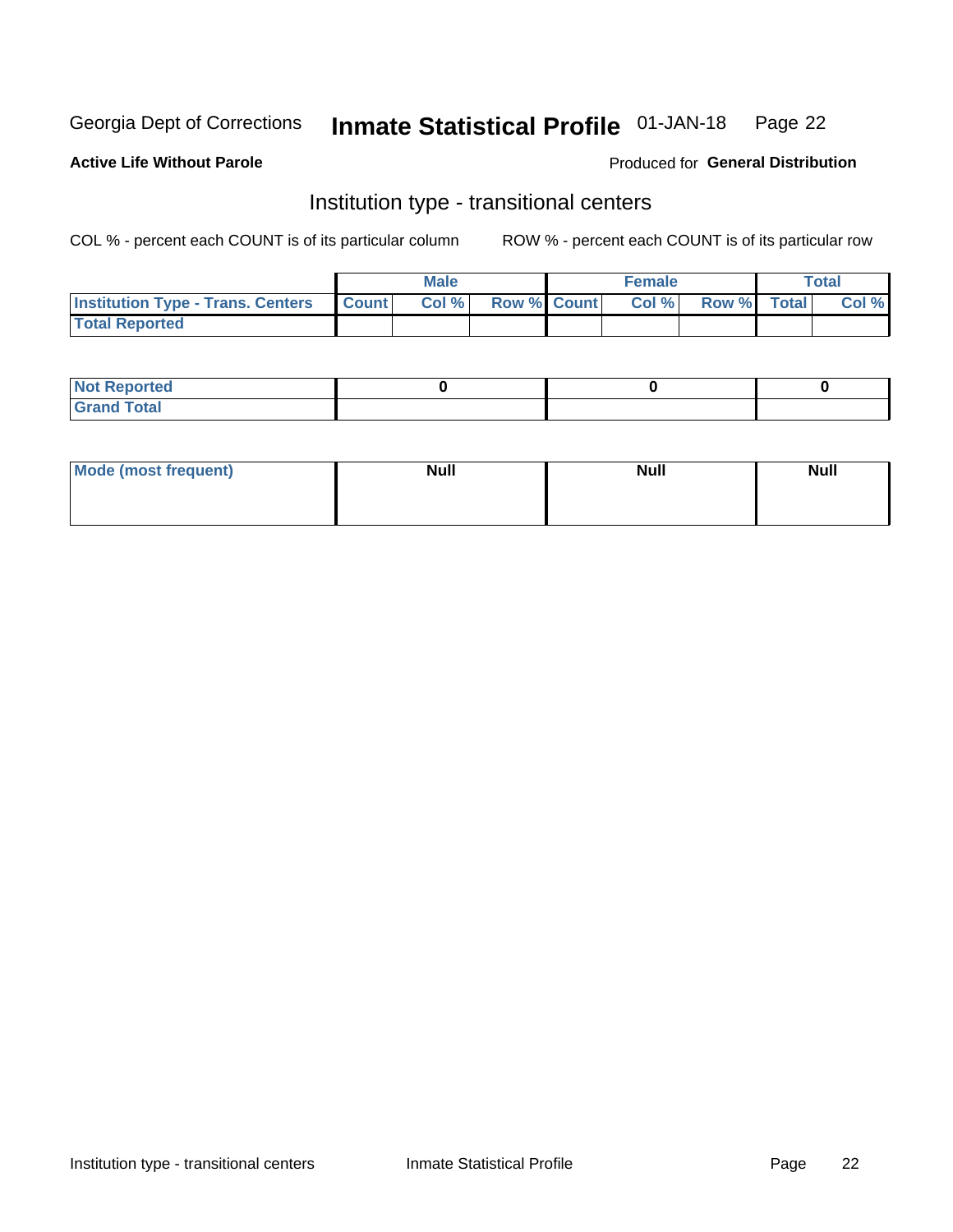Georgia Dept of Corrections **Inmate Statistical Profile** 01-JAN-18

**Active Life Without Parole**

Produced for **General Distribution**

## Institution type - transitional centers

COL % - percent each COUNT is of its particular column

ROW % - percent each COUNT is of its particular row

| | Male | | | Female | | | Total | |
|---|---|---|---|---|---|---|---|---|
| **Institution Type - Trans. Centers** | **Count** | **Col %** | **Row %** | **Count** | **Col %** | **Row %** | **Total** | **Col %** |
| **Total Reported** | | | | | | | | |

| | Male | Female | Total |
|---|---|---|---|
| **Not Reported** | 0 | 0 | 0 |
| **Grand Total** | | | |

| | Male | Female | Total |
|---|---|---|---|
| **Mode (most frequent)** | Null | Null | Null |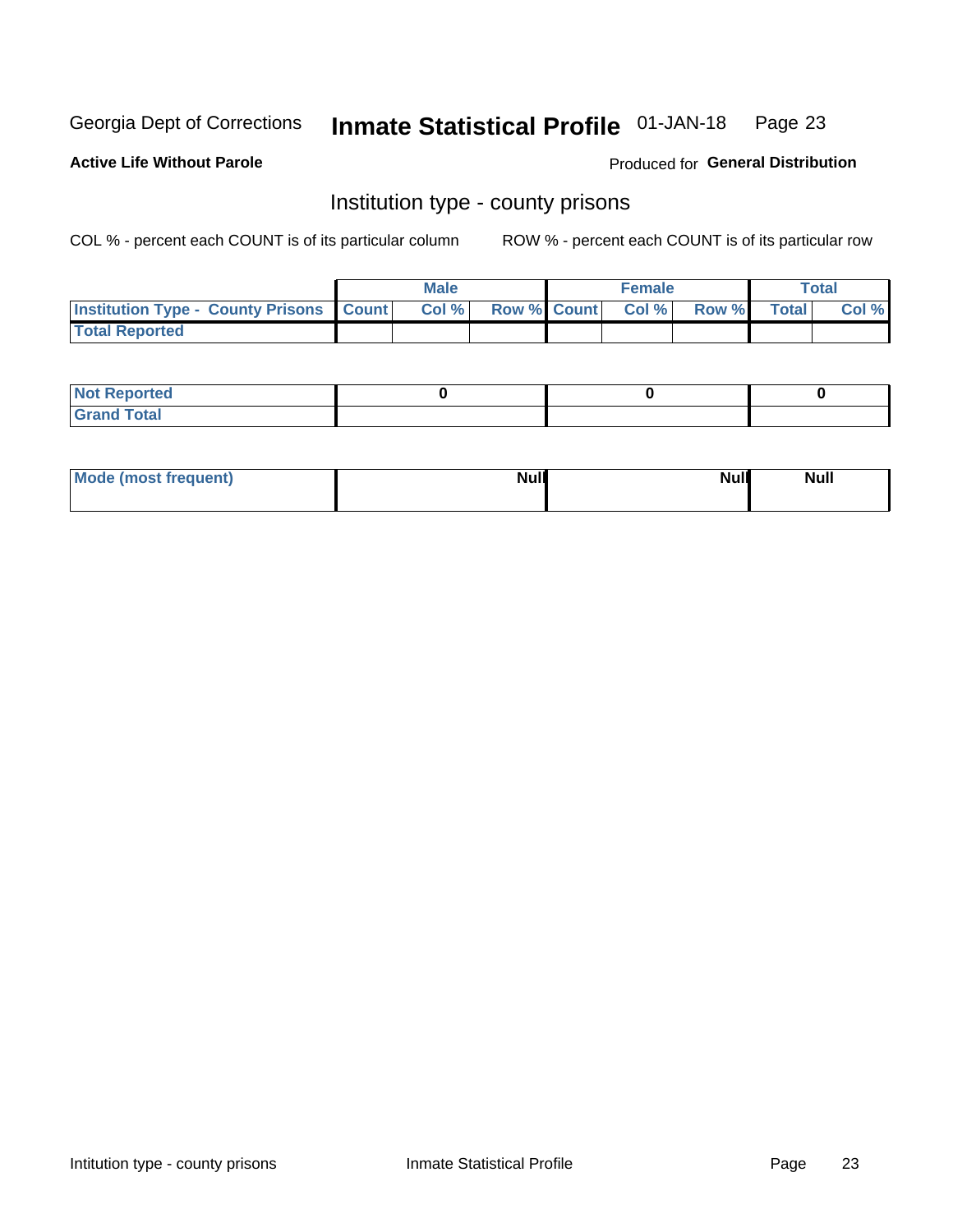Georgia Dept of Corrections **Inmate Statistical Profile** 01-JAN-18

**Active Life Without Parole**

Produced for **General Distribution**

## Institution type - county prisons

COL % - percent each COUNT is of its particular column

ROW % - percent each COUNT is of its particular row

| | Male | | | Female | | | Total | |
|---|---|---|---|---|---|---|---|---|
| Institution Type - County Prisons | Count | Col % | Row % | Count | Col % | Row % | Total | Col % |
| Total Reported | | | | | | | | |

| | Male | Female | Total |
|---|---|---|---|
| Not Reported | 0 | 0 | 0 |
| Grand Total | | | |

| | Male | Female | Total |
|---|---|---|---|
| Mode (most frequent) | Null | Null | Null |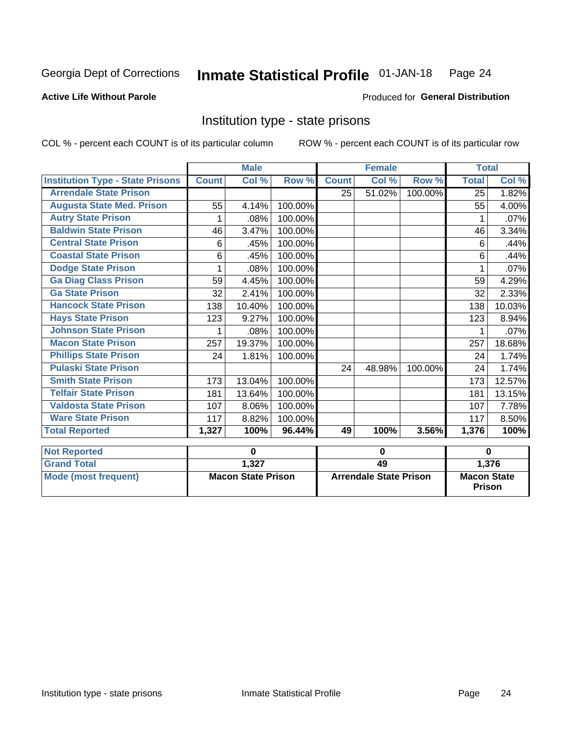Georgia Dept of Corrections **Inmate Statistical Profile** 01-JAN-18 Page 24

**Active Life Without Parole**

Produced for **General Distribution**

## Institution type - state prisons

COL % - percent each COUNT is of its particular column ROW % - percent each COUNT is of its particular row

| | Male | | | Female | | | Total | |
|---|---|---|---|---|---|---|---|---|
| **Institution Type - State Prisons** | **Count** | **Col %** | **Row %** | **Count** | **Col %** | **Row %** | **Total** | **Col %** |
| **Arrendale State Prison** | | | | 25 | 51.02% | 100.00% | 25 | 1.82% |
| **Augusta State Med. Prison** | 55 | 4.14% | 100.00% | | | | 55 | 4.00% |
| **Autry State Prison** | 1 | .08% | 100.00% | | | | 1 | .07% |
| **Baldwin State Prison** | 46 | 3.47% | 100.00% | | | | 46 | 3.34% |
| **Central State Prison** | 6 | .45% | 100.00% | | | | 6 | .44% |
| **Coastal State Prison** | 6 | .45% | 100.00% | | | | 6 | .44% |
| **Dodge State Prison** | 1 | .08% | 100.00% | | | | 1 | .07% |
| **Ga Diag Class Prison** | 59 | 4.45% | 100.00% | | | | 59 | 4.29% |
| **Ga State Prison** | 32 | 2.41% | 100.00% | | | | 32 | 2.33% |
| **Hancock State Prison** | 138 | 10.40% | 100.00% | | | | 138 | 10.03% |
| **Hays State Prison** | 123 | 9.27% | 100.00% | | | | 123 | 8.94% |
| **Johnson State Prison** | 1 | .08% | 100.00% | | | | 1 | .07% |
| **Macon State Prison** | 257 | 19.37% | 100.00% | | | | 257 | 18.68% |
| **Phillips State Prison** | 24 | 1.81% | 100.00% | | | | 24 | 1.74% |
| **Pulaski State Prison** | | | | 24 | 48.98% | 100.00% | 24 | 1.74% |
| **Smith State Prison** | 173 | 13.04% | 100.00% | | | | 173 | 12.57% |
| **Telfair State Prison** | 181 | 13.64% | 100.00% | | | | 181 | 13.15% |
| **Valdosta State Prison** | 107 | 8.06% | 100.00% | | | | 107 | 7.78% |
| **Ware State Prison** | 117 | 8.82% | 100.00% | | | | 117 | 8.50% |
| **Total Reported** | **1,327** | **100%** | **96.44%** | **49** | **100%** | **3.56%** | **1,376** | **100%** |

| | Male | Female | Total |
|---|---|---|---|
| **Not Reported** | **0** | **0** | **0** |
| **Grand Total** | **1,327** | **49** | **1,376** |
| **Mode (most frequent)** | **Macon State Prison** | **Arrendale State Prison** | **Macon State Prison** |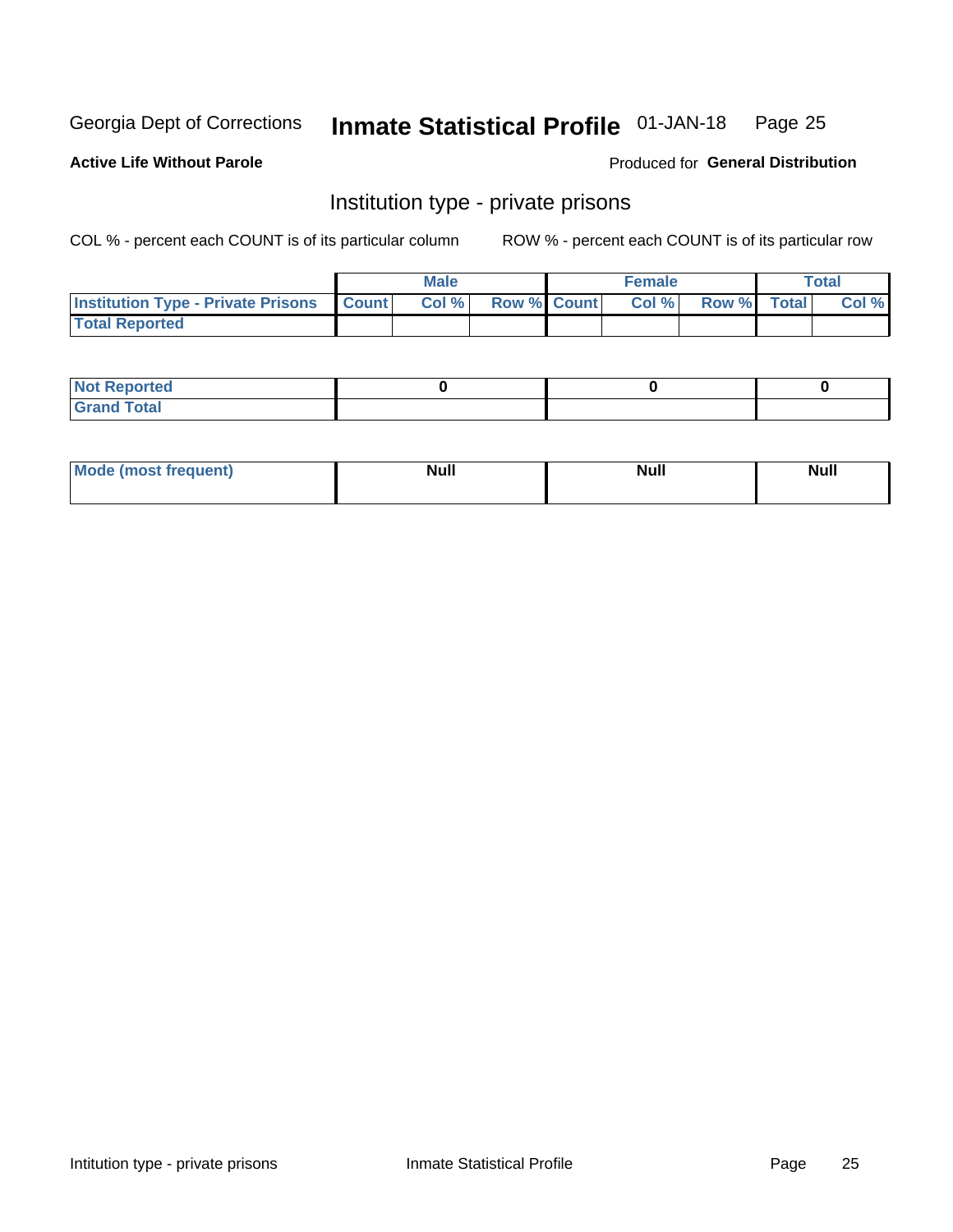Georgia Dept of Corrections **Inmate Statistical Profile** 01-JAN-18 Page 25

**Active Life Without Parole**

Produced for **General Distribution**

## Institution type - private prisons

COL % - percent each COUNT is of its particular column

ROW % - percent each COUNT is of its particular row

| | Male | | | Female | | | Total | |
|---|---|---|---|---|---|---|---|---|
| **Institution Type - Private Prisons** | **Count** | **Col %** | **Row %** | **Count** | **Col %** | **Row %** | **Total** | **Col %** |
| **Total Reported** | | | | | | | | |

| | Male | Female | Total |
|---|---|---|---|
| **Not Reported** | 0 | 0 | 0 |
| **Grand Total** | | | |

| | Male | Female | Total |
|---|---|---|---|
| **Mode (most frequent)** | Null | Null | Null |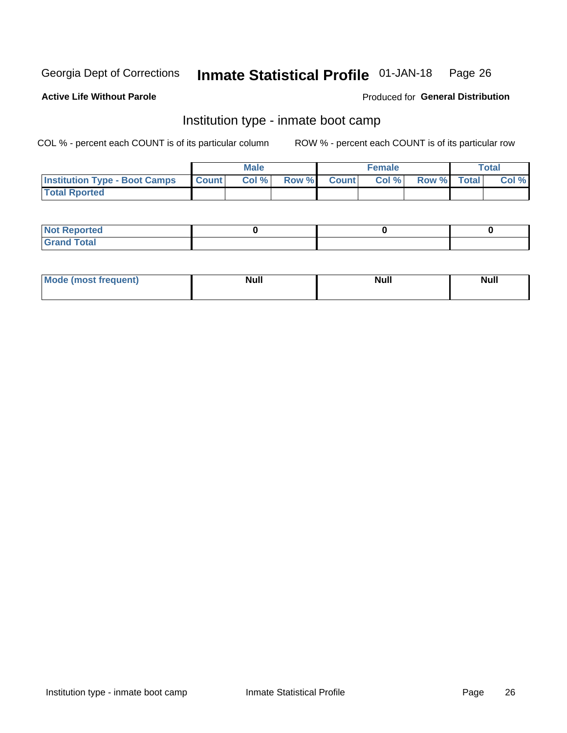Georgia Dept of Corrections **Inmate Statistical Profile** 01-JAN-18

**Active Life Without Parole**

Produced for **General Distribution**

## Institution type - inmate boot camp

COL % - percent each COUNT is of its particular column

ROW % - percent each COUNT is of its particular row

| | Male | | | Female | | | Total | |
|---|---|---|---|---|---|---|---|---|
| **Institution Type - Boot Camps** | **Count** | **Col %** | **Row %** | **Count** | **Col %** | **Row %** | **Total** | **Col %** |
| **Total Rported** | | | | | | | | |

| | Male | Female | Total |
|---|---|---|---|
| **Not Reported** | **0** | **0** | **0** |
| **Grand Total** | | | |

| | Male | Female | Total |
|---|---|---|---|
| **Mode (most frequent)** | **Null** | **Null** | **Null** |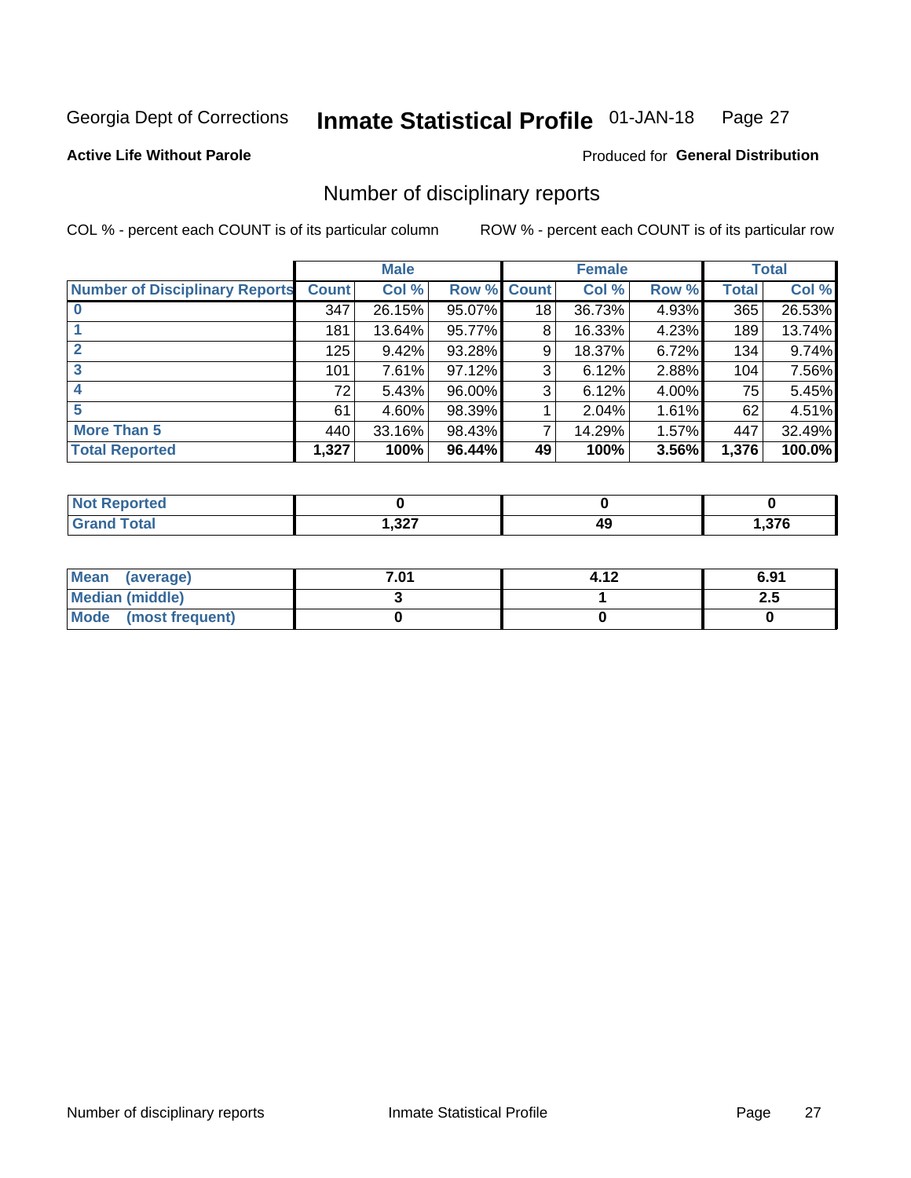Georgia Dept of Corrections **Inmate Statistical Profile** 01-JAN-18

**Active Life Without Parole**

Produced for **General Distribution**

## Number of disciplinary reports

COL % - percent each COUNT is of its particular column    ROW % - percent each COUNT is of its particular row

| | Male | | | Female | | | Total | |
|---|---|---|---|---|---|---|---|---|
| **Number of Disciplinary Reports** | **Count** | **Col %** | **Row %** | **Count** | **Col %** | **Row %** | **Total** | **Col %** |
| **0** | 347 | 26.15% | 95.07% | 18 | 36.73% | 4.93% | 365 | 26.53% |
| **1** | 181 | 13.64% | 95.77% | 8 | 16.33% | 4.23% | 189 | 13.74% |
| **2** | 125 | 9.42% | 93.28% | 9 | 18.37% | 6.72% | 134 | 9.74% |
| **3** | 101 | 7.61% | 97.12% | 3 | 6.12% | 2.88% | 104 | 7.56% |
| **4** | 72 | 5.43% | 96.00% | 3 | 6.12% | 4.00% | 75 | 5.45% |
| **5** | 61 | 4.60% | 98.39% | 1 | 2.04% | 1.61% | 62 | 4.51% |
| **More Than 5** | 440 | 33.16% | 98.43% | 7 | 14.29% | 1.57% | 447 | 32.49% |
| **Total Reported** | **1,327** | **100%** | **96.44%** | **49** | **100%** | **3.56%** | **1,376** | **100.0%** |

| | Male | Female | Total |
|---|---|---|---|
| **Not Reported** | **0** | **0** | **0** |
| **Grand Total** | **1,327** | **49** | **1,376** |

| | Male | Female | Total |
|---|---|---|---|
| **Mean (average)** | **7.01** | **4.12** | **6.91** |
| **Median (middle)** | **3** | **1** | **2.5** |
| **Mode (most frequent)** | **0** | **0** | **0** |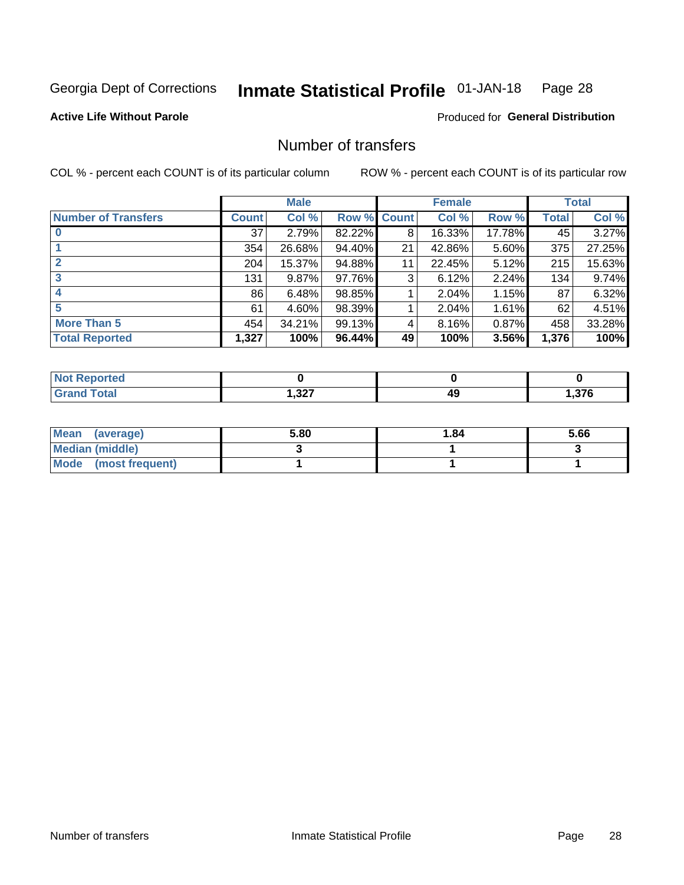Georgia Dept of Corrections **Inmate Statistical Profile** 01-JAN-18

**Active Life Without Parole**

Produced for **General Distribution**

## Number of transfers

COL % - percent each COUNT is of its particular column ROW % - percent each COUNT is of its particular row

| | Male | | | Female | | | Total | |
|---|---|---|---|---|---|---|---|---|
| **Number of Transfers** | **Count** | **Col %** | **Row %** | **Count** | **Col %** | **Row %** | **Total** | **Col %** |
| **0** | 37 | 2.79% | 82.22% | 8 | 16.33% | 17.78% | 45 | 3.27% |
| **1** | 354 | 26.68% | 94.40% | 21 | 42.86% | 5.60% | 375 | 27.25% |
| **2** | 204 | 15.37% | 94.88% | 11 | 22.45% | 5.12% | 215 | 15.63% |
| **3** | 131 | 9.87% | 97.76% | 3 | 6.12% | 2.24% | 134 | 9.74% |
| **4** | 86 | 6.48% | 98.85% | 1 | 2.04% | 1.15% | 87 | 6.32% |
| **5** | 61 | 4.60% | 98.39% | 1 | 2.04% | 1.61% | 62 | 4.51% |
| **More Than 5** | 454 | 34.21% | 99.13% | 4 | 8.16% | 0.87% | 458 | 33.28% |
| **Total Reported** | **1,327** | **100%** | **96.44%** | **49** | **100%** | **3.56%** | **1,376** | **100%** |

| | Male | Female | Total |
|---|---|---|---|
| **Not Reported** | **0** | **0** | **0** |
| **Grand Total** | **1,327** | **49** | **1,376** |

| | Male | Female | Total |
|---|---|---|---|
| **Mean (average)** | **5.80** | **1.84** | **5.66** |
| **Median (middle)** | **3** | **1** | **3** |
| **Mode (most frequent)** | **1** | **1** | **1** |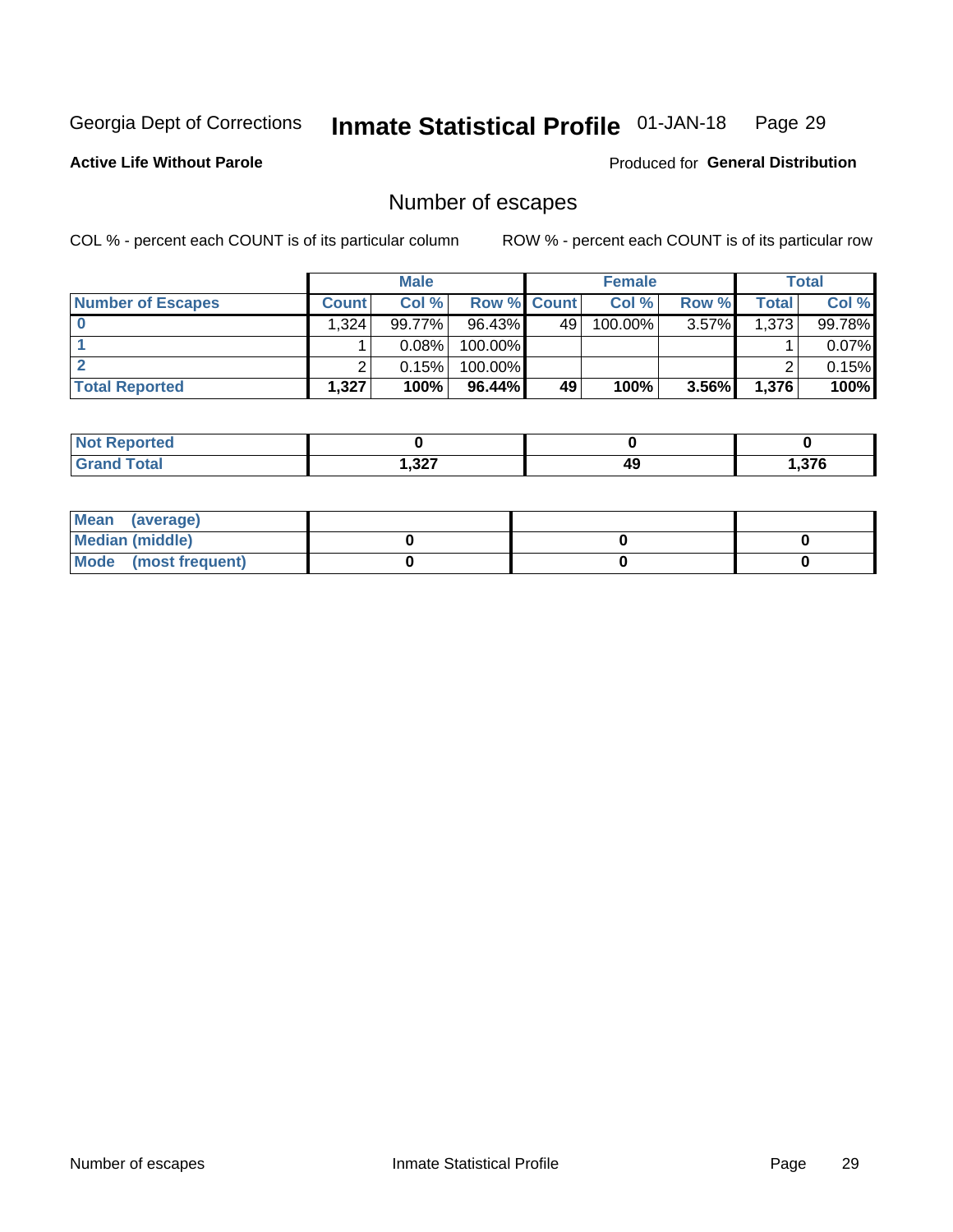Georgia Dept of Corrections **Inmate Statistical Profile** 01-JAN-18 Page 29

**Active Life Without Parole**

Produced for **General Distribution**

## Number of escapes

COL % - percent each COUNT is of its particular column

ROW % - percent each COUNT is of its particular row

| | Male | | | Female | | | Total | |
|---|---|---|---|---|---|---|---|---|
| **Number of Escapes** | **Count** | **Col %** | **Row %** | **Count** | **Col %** | **Row %** | **Total** | **Col %** |
| **0** | 1,324 | 99.77% | 96.43% | 49 | 100.00% | 3.57% | 1,373 | 99.78% |
| **1** | 1 | 0.08% | 100.00% | | | | 1 | 0.07% |
| **2** | 2 | 0.15% | 100.00% | | | | 2 | 0.15% |
| **Total Reported** | **1,327** | **100%** | **96.44%** | **49** | **100%** | **3.56%** | **1,376** | **100%** |

| | Male | Female | Total |
|---|---|---|---|
| **Not Reported** | **0** | **0** | **0** |
| **Grand Total** | **1,327** | **49** | **1,376** |

| | Male | Female | Total |
|---|---|---|---|
| **Mean (average)** | | | |
| **Median (middle)** | **0** | **0** | **0** |
| **Mode (most frequent)** | **0** | **0** | **0** |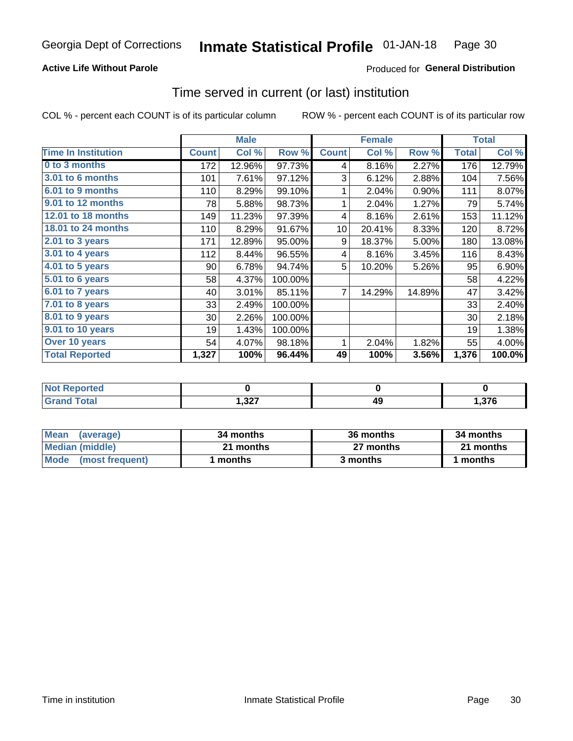Georgia Dept of Corrections **Inmate Statistical Profile** 01-JAN-18

**Active Life Without Parole**

Produced for **General Distribution**

## Time served in current (or last) institution

COL % - percent each COUNT is of its particular column

ROW % - percent each COUNT is of its particular row

| | Male | | | Female | | | Total | |
|---|---|---|---|---|---|---|---|---|
| **Time In Institution** | **Count** | **Col %** | **Row %** | **Count** | **Col %** | **Row %** | **Total** | **Col %** |
| **0 to 3 months** | 172 | 12.96% | 97.73% | 4 | 8.16% | 2.27% | 176 | 12.79% |
| **3.01 to 6 months** | 101 | 7.61% | 97.12% | 3 | 6.12% | 2.88% | 104 | 7.56% |
| **6.01 to 9 months** | 110 | 8.29% | 99.10% | 1 | 2.04% | 0.90% | 111 | 8.07% |
| **9.01 to 12 months** | 78 | 5.88% | 98.73% | 1 | 2.04% | 1.27% | 79 | 5.74% |
| **12.01 to 18 months** | 149 | 11.23% | 97.39% | 4 | 8.16% | 2.61% | 153 | 11.12% |
| **18.01 to 24 months** | 110 | 8.29% | 91.67% | 10 | 20.41% | 8.33% | 120 | 8.72% |
| **2.01 to 3 years** | 171 | 12.89% | 95.00% | 9 | 18.37% | 5.00% | 180 | 13.08% |
| **3.01 to 4 years** | 112 | 8.44% | 96.55% | 4 | 8.16% | 3.45% | 116 | 8.43% |
| **4.01 to 5 years** | 90 | 6.78% | 94.74% | 5 | 10.20% | 5.26% | 95 | 6.90% |
| **5.01 to 6 years** | 58 | 4.37% | 100.00% | | | | 58 | 4.22% |
| **6.01 to 7 years** | 40 | 3.01% | 85.11% | 7 | 14.29% | 14.89% | 47 | 3.42% |
| **7.01 to 8 years** | 33 | 2.49% | 100.00% | | | | 33 | 2.40% |
| **8.01 to 9 years** | 30 | 2.26% | 100.00% | | | | 30 | 2.18% |
| **9.01 to 10 years** | 19 | 1.43% | 100.00% | | | | 19 | 1.38% |
| **Over 10 years** | 54 | 4.07% | 98.18% | 1 | 2.04% | 1.82% | 55 | 4.00% |
| **Total Reported** | **1,327** | **100%** | **96.44%** | **49** | **100%** | **3.56%** | **1,376** | **100.0%** |

| | Male | Female | Total |
|---|---|---|---|
| **Not Reported** | **0** | **0** | **0** |
| **Grand Total** | **1,327** | **49** | **1,376** |

| | Male | Female | Total |
|---|---|---|---|
| **Mean (average)** | **34 months** | **36 months** | **34 months** |
| **Median (middle)** | **21 months** | **27 months** | **21 months** |
| **Mode (most frequent)** | **1 months** | **3 months** | **1 months** |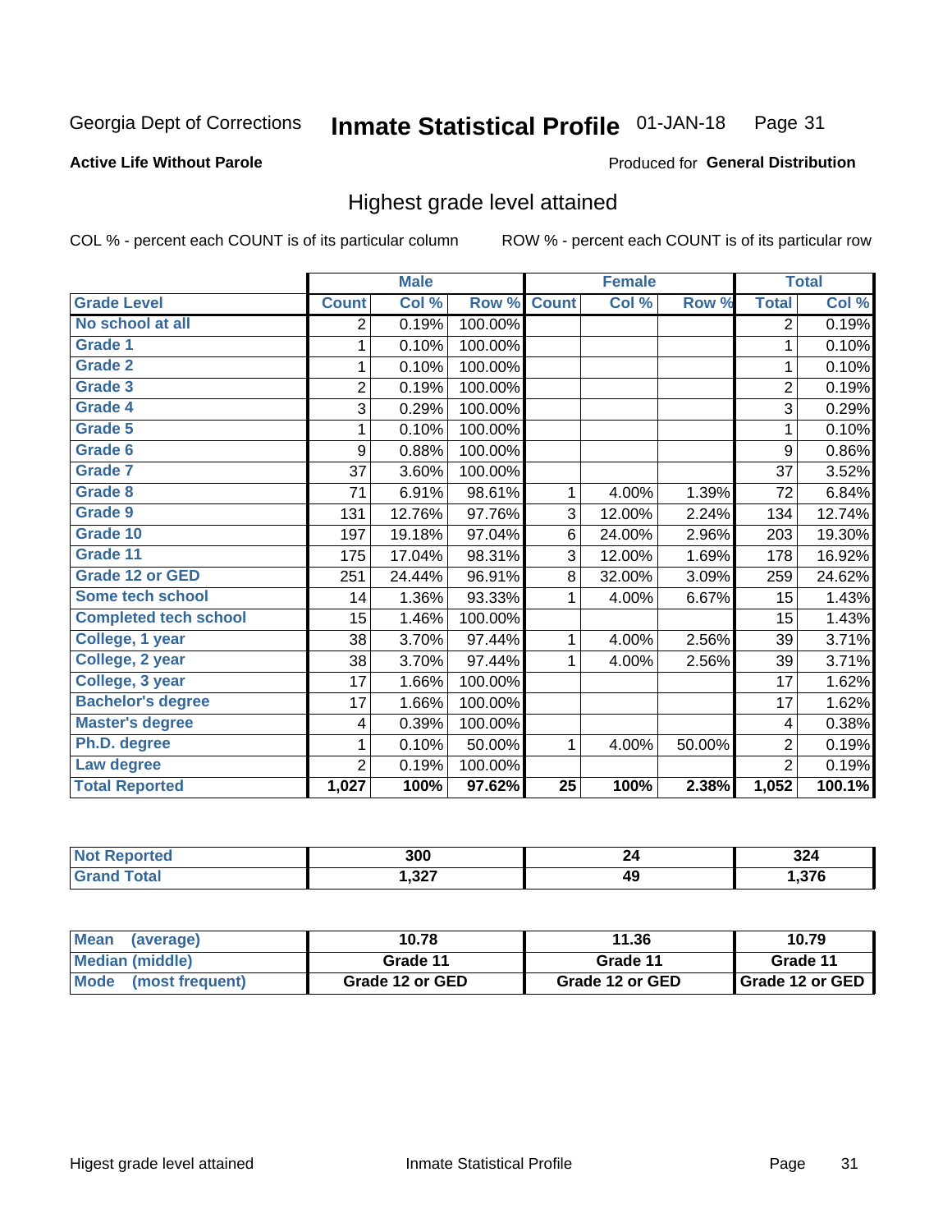Georgia Dept of Corrections **Inmate Statistical Profile** 01-JAN-18

**Active Life Without Parole**

Produced for **General Distribution**

## Highest grade level attained

COL % - percent each COUNT is of its particular column

ROW % - percent each COUNT is of its particular row

| | Male | | | Female | | | Total | |
|---|---|---|---|---|---|---|---|---|
| Grade Level | Count | Col % | Row % | Count | Col % | Row % | Total | Col % |
| No school at all | 2 | 0.19% | 100.00% | | | | 2 | 0.19% |
| Grade 1 | 1 | 0.10% | 100.00% | | | | 1 | 0.10% |
| Grade 2 | 1 | 0.10% | 100.00% | | | | 1 | 0.10% |
| Grade 3 | 2 | 0.19% | 100.00% | | | | 2 | 0.19% |
| Grade 4 | 3 | 0.29% | 100.00% | | | | 3 | 0.29% |
| Grade 5 | 1 | 0.10% | 100.00% | | | | 1 | 0.10% |
| Grade 6 | 9 | 0.88% | 100.00% | | | | 9 | 0.86% |
| Grade 7 | 37 | 3.60% | 100.00% | | | | 37 | 3.52% |
| Grade 8 | 71 | 6.91% | 98.61% | 1 | 4.00% | 1.39% | 72 | 6.84% |
| Grade 9 | 131 | 12.76% | 97.76% | 3 | 12.00% | 2.24% | 134 | 12.74% |
| Grade 10 | 197 | 19.18% | 97.04% | 6 | 24.00% | 2.96% | 203 | 19.30% |
| Grade 11 | 175 | 17.04% | 98.31% | 3 | 12.00% | 1.69% | 178 | 16.92% |
| Grade 12 or GED | 251 | 24.44% | 96.91% | 8 | 32.00% | 3.09% | 259 | 24.62% |
| Some tech school | 14 | 1.36% | 93.33% | 1 | 4.00% | 6.67% | 15 | 1.43% |
| Completed tech school | 15 | 1.46% | 100.00% | | | | 15 | 1.43% |
| College, 1 year | 38 | 3.70% | 97.44% | 1 | 4.00% | 2.56% | 39 | 3.71% |
| College, 2 year | 38 | 3.70% | 97.44% | 1 | 4.00% | 2.56% | 39 | 3.71% |
| College, 3 year | 17 | 1.66% | 100.00% | | | | 17 | 1.62% |
| Bachelor's degree | 17 | 1.66% | 100.00% | | | | 17 | 1.62% |
| Master's degree | 4 | 0.39% | 100.00% | | | | 4 | 0.38% |
| Ph.D. degree | 1 | 0.10% | 50.00% | 1 | 4.00% | 50.00% | 2 | 0.19% |
| Law degree | 2 | 0.19% | 100.00% | | | | 2 | 0.19% |
| **Total Reported** | **1,027** | **100%** | **97.62%** | **25** | **100%** | **2.38%** | **1,052** | **100.1%** |

| | Male | Female | Total |
|---|---|---|---|
| Not Reported | 300 | 24 | 324 |
| Grand Total | 1,327 | 49 | 1,376 |

| | Male | Female | Total |
|---|---|---|---|
| Mean (average) | 10.78 | 11.36 | 10.79 |
| Median (middle) | Grade 11 | Grade 11 | Grade 11 |
| Mode (most frequent) | Grade 12 or GED | Grade 12 or GED | Grade 12 or GED |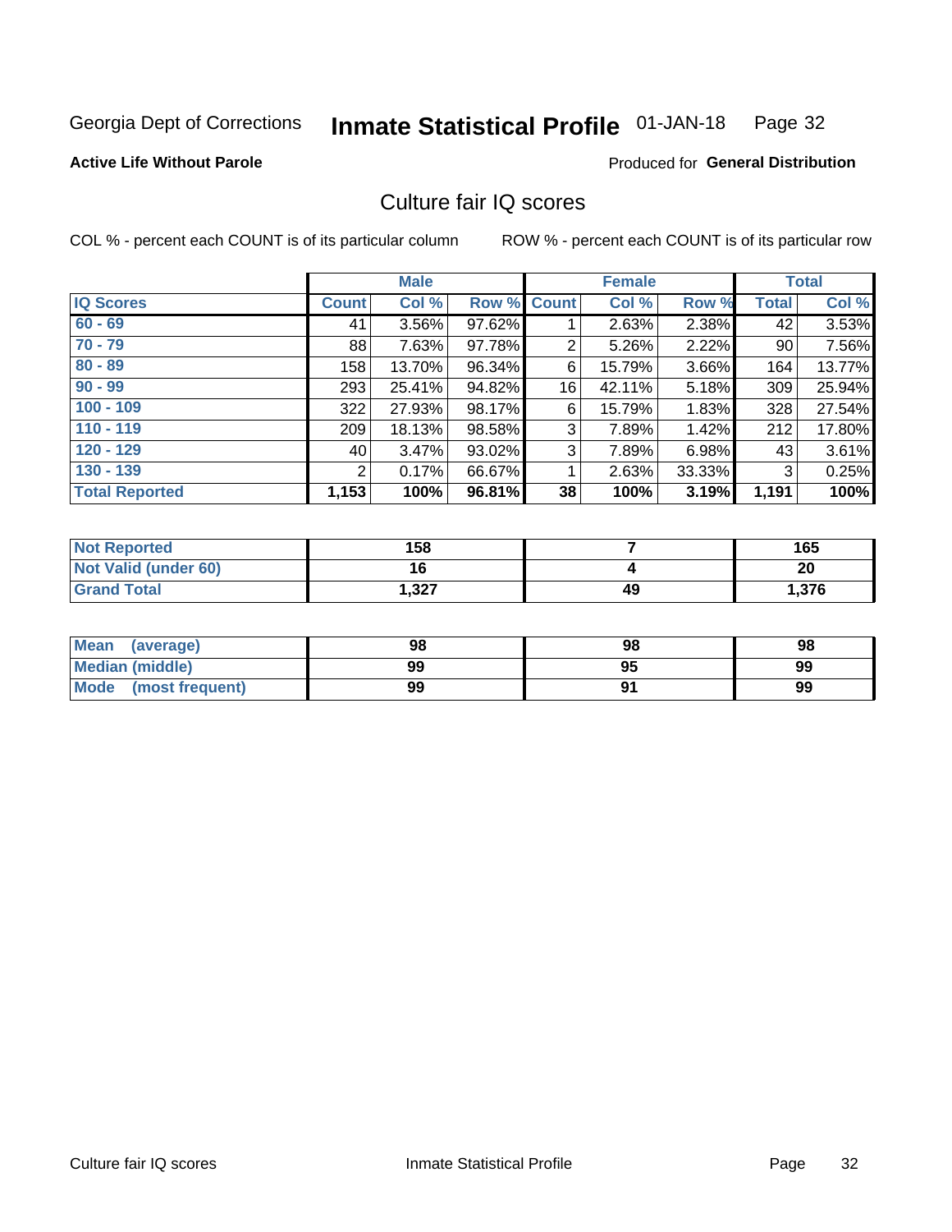Georgia Dept of Corrections **Inmate Statistical Profile** 01-JAN-18

**Active Life Without Parole**

Produced for **General Distribution**

## Culture fair IQ scores

COL % - percent each COUNT is of its particular column    ROW % - percent each COUNT is of its particular row

| | Male | | | Female | | | Total | |
|---|---|---|---|---|---|---|---|---|
| **IQ Scores** | **Count** | **Col %** | **Row %** | **Count** | **Col %** | **Row %** | **Total** | **Col %** |
| 60 - 69 | 41 | 3.56% | 97.62% | 1 | 2.63% | 2.38% | 42 | 3.53% |
| 70 - 79 | 88 | 7.63% | 97.78% | 2 | 5.26% | 2.22% | 90 | 7.56% |
| 80 - 89 | 158 | 13.70% | 96.34% | 6 | 15.79% | 3.66% | 164 | 13.77% |
| 90 - 99 | 293 | 25.41% | 94.82% | 16 | 42.11% | 5.18% | 309 | 25.94% |
| 100 - 109 | 322 | 27.93% | 98.17% | 6 | 15.79% | 1.83% | 328 | 27.54% |
| 110 - 119 | 209 | 18.13% | 98.58% | 3 | 7.89% | 1.42% | 212 | 17.80% |
| 120 - 129 | 40 | 3.47% | 93.02% | 3 | 7.89% | 6.98% | 43 | 3.61% |
| 130 - 139 | 2 | 0.17% | 66.67% | 1 | 2.63% | 33.33% | 3 | 0.25% |
| **Total Reported** | **1,153** | **100%** | **96.81%** | **38** | **100%** | **3.19%** | **1,191** | **100%** |

| | Male | Female | Total |
|---|---|---|---|
| Not Reported | 158 | 7 | 165 |
| Not Valid (under 60) | 16 | 4 | 20 |
| Grand Total | 1,327 | 49 | 1,376 |

| | Male | Female | Total |
|---|---|---|---|
| Mean (average) | 98 | 98 | 98 |
| Median (middle) | 99 | 95 | 99 |
| Mode (most frequent) | 99 | 91 | 99 |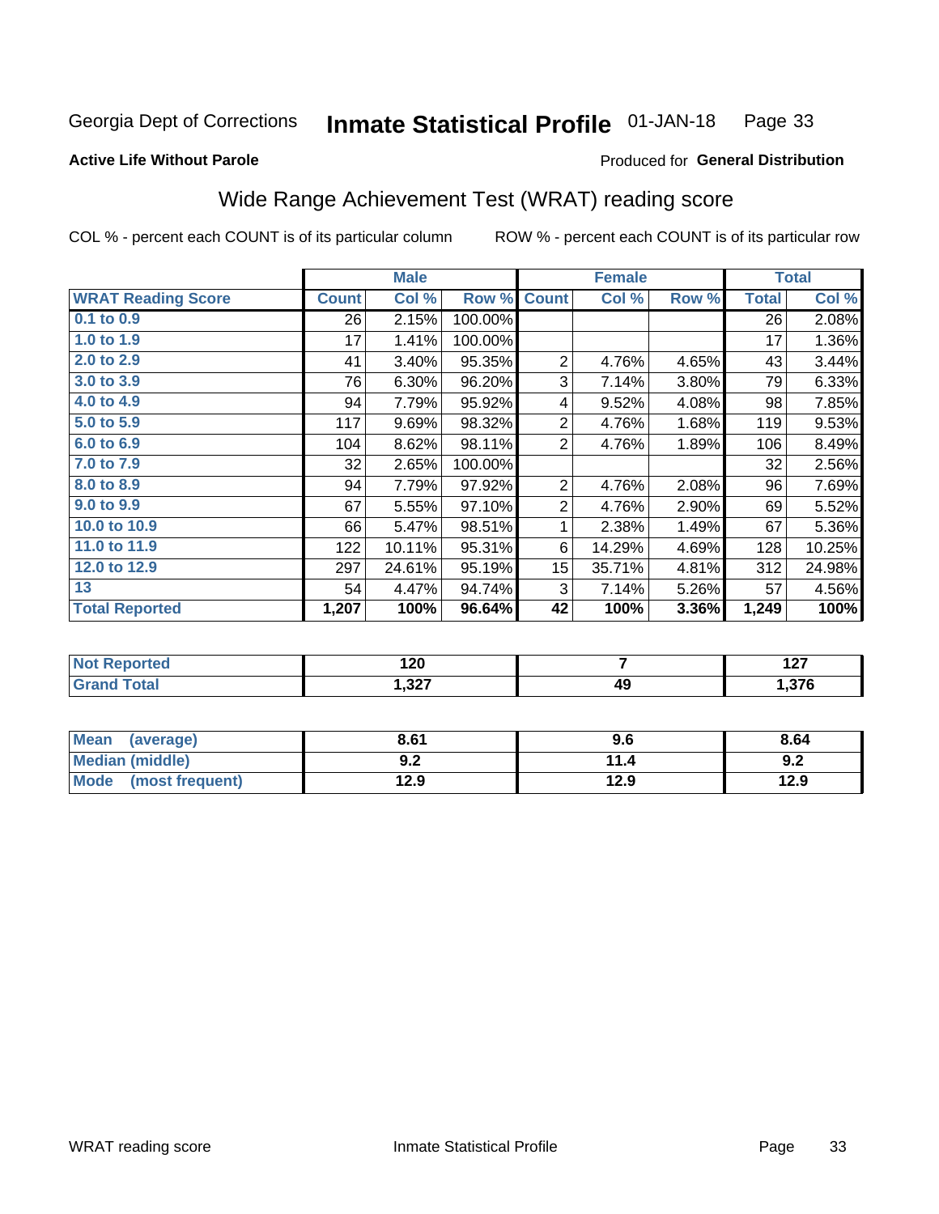Georgia Dept of Corrections **Inmate Statistical Profile** 01-JAN-18

**Active Life Without Parole**

Produced for **General Distribution**

## Wide Range Achievement Test (WRAT) reading score

COL % - percent each COUNT is of its particular column    ROW % - percent each COUNT is of its particular row

| | Male | | | Female | | | Total | |
|---|---|---|---|---|---|---|---|---|
| **WRAT Reading Score** | **Count** | **Col %** | **Row %** | **Count** | **Col %** | **Row %** | **Total** | **Col %** |
| 0.1 to 0.9 | 26 | 2.15% | 100.00% | | | | 26 | 2.08% |
| 1.0 to 1.9 | 17 | 1.41% | 100.00% | | | | 17 | 1.36% |
| 2.0 to 2.9 | 41 | 3.40% | 95.35% | 2 | 4.76% | 4.65% | 43 | 3.44% |
| 3.0 to 3.9 | 76 | 6.30% | 96.20% | 3 | 7.14% | 3.80% | 79 | 6.33% |
| 4.0 to 4.9 | 94 | 7.79% | 95.92% | 4 | 9.52% | 4.08% | 98 | 7.85% |
| 5.0 to 5.9 | 117 | 9.69% | 98.32% | 2 | 4.76% | 1.68% | 119 | 9.53% |
| 6.0 to 6.9 | 104 | 8.62% | 98.11% | 2 | 4.76% | 1.89% | 106 | 8.49% |
| 7.0 to 7.9 | 32 | 2.65% | 100.00% | | | | 32 | 2.56% |
| 8.0 to 8.9 | 94 | 7.79% | 97.92% | 2 | 4.76% | 2.08% | 96 | 7.69% |
| 9.0 to 9.9 | 67 | 5.55% | 97.10% | 2 | 4.76% | 2.90% | 69 | 5.52% |
| 10.0 to 10.9 | 66 | 5.47% | 98.51% | 1 | 2.38% | 1.49% | 67 | 5.36% |
| 11.0 to 11.9 | 122 | 10.11% | 95.31% | 6 | 14.29% | 4.69% | 128 | 10.25% |
| 12.0 to 12.9 | 297 | 24.61% | 95.19% | 15 | 35.71% | 4.81% | 312 | 24.98% |
| 13 | 54 | 4.47% | 94.74% | 3 | 7.14% | 5.26% | 57 | 4.56% |
| **Total Reported** | **1,207** | **100%** | **96.64%** | **42** | **100%** | **3.36%** | **1,249** | **100%** |

| | Male | Female | Total |
|---|---|---|---|
| Not Reported | 120 | 7 | 127 |
| Grand Total | 1,327 | 49 | 1,376 |

| | Male | Female | Total |
|---|---|---|---|
| Mean (average) | 8.61 | 9.6 | 8.64 |
| Median (middle) | 9.2 | 11.4 | 9.2 |
| Mode (most frequent) | 12.9 | 12.9 | 12.9 |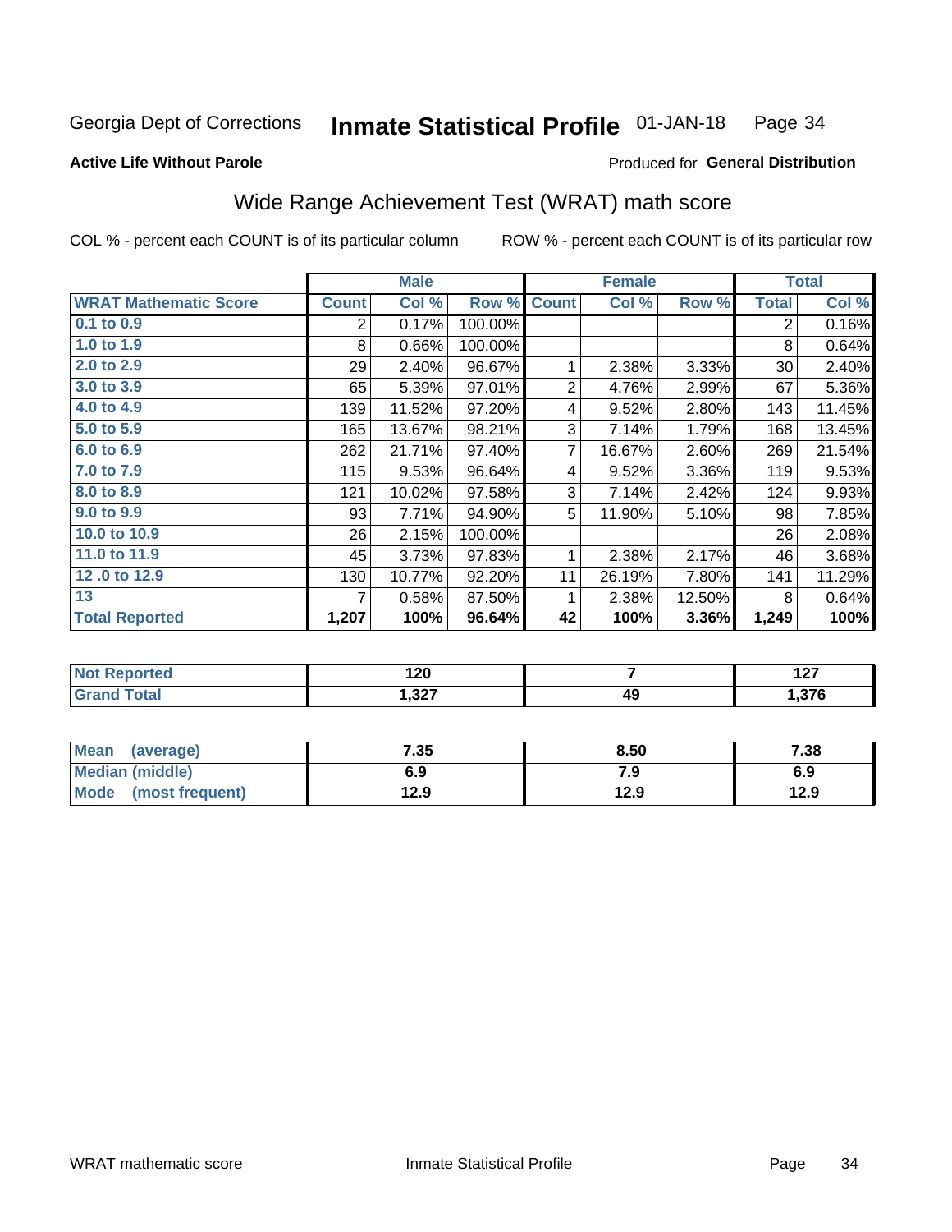Georgia Dept of Corrections **Inmate Statistical Profile** 01-JAN-18

**Active Life Without Parole**

Produced for **General Distribution**

## Wide Range Achievement Test (WRAT) math score

COL % - percent each COUNT is of its particular column ROW % - percent each COUNT is of its particular row

| | Male | | | Female | | | Total | |
|---|---|---|---|---|---|---|---|---|
| **WRAT Mathematic Score** | **Count** | **Col %** | **Row %** | **Count** | **Col %** | **Row %** | **Total** | **Col %** |
| 0.1 to 0.9 | 2 | 0.17% | 100.00% | | | | 2 | 0.16% |
| 1.0 to 1.9 | 8 | 0.66% | 100.00% | | | | 8 | 0.64% |
| 2.0 to 2.9 | 29 | 2.40% | 96.67% | 1 | 2.38% | 3.33% | 30 | 2.40% |
| 3.0 to 3.9 | 65 | 5.39% | 97.01% | 2 | 4.76% | 2.99% | 67 | 5.36% |
| 4.0 to 4.9 | 139 | 11.52% | 97.20% | 4 | 9.52% | 2.80% | 143 | 11.45% |
| 5.0 to 5.9 | 165 | 13.67% | 98.21% | 3 | 7.14% | 1.79% | 168 | 13.45% |
| 6.0 to 6.9 | 262 | 21.71% | 97.40% | 7 | 16.67% | 2.60% | 269 | 21.54% |
| 7.0 to 7.9 | 115 | 9.53% | 96.64% | 4 | 9.52% | 3.36% | 119 | 9.53% |
| 8.0 to 8.9 | 121 | 10.02% | 97.58% | 3 | 7.14% | 2.42% | 124 | 9.93% |
| 9.0 to 9.9 | 93 | 7.71% | 94.90% | 5 | 11.90% | 5.10% | 98 | 7.85% |
| 10.0 to 10.9 | 26 | 2.15% | 100.00% | | | | 26 | 2.08% |
| 11.0 to 11.9 | 45 | 3.73% | 97.83% | 1 | 2.38% | 2.17% | 46 | 3.68% |
| 12 .0 to 12.9 | 130 | 10.77% | 92.20% | 11 | 26.19% | 7.80% | 141 | 11.29% |
| 13 | 7 | 0.58% | 87.50% | 1 | 2.38% | 12.50% | 8 | 0.64% |
| **Total Reported** | **1,207** | **100%** | **96.64%** | **42** | **100%** | **3.36%** | **1,249** | **100%** |

| | Male | Female | Total |
|---|---|---|---|
| Not Reported | 120 | 7 | 127 |
| Grand Total | 1,327 | 49 | 1,376 |

| | Male | Female | Total |
|---|---|---|---|
| Mean (average) | 7.35 | 8.50 | 7.38 |
| Median (middle) | 6.9 | 7.9 | 6.9 |
| Mode (most frequent) | 12.9 | 12.9 | 12.9 |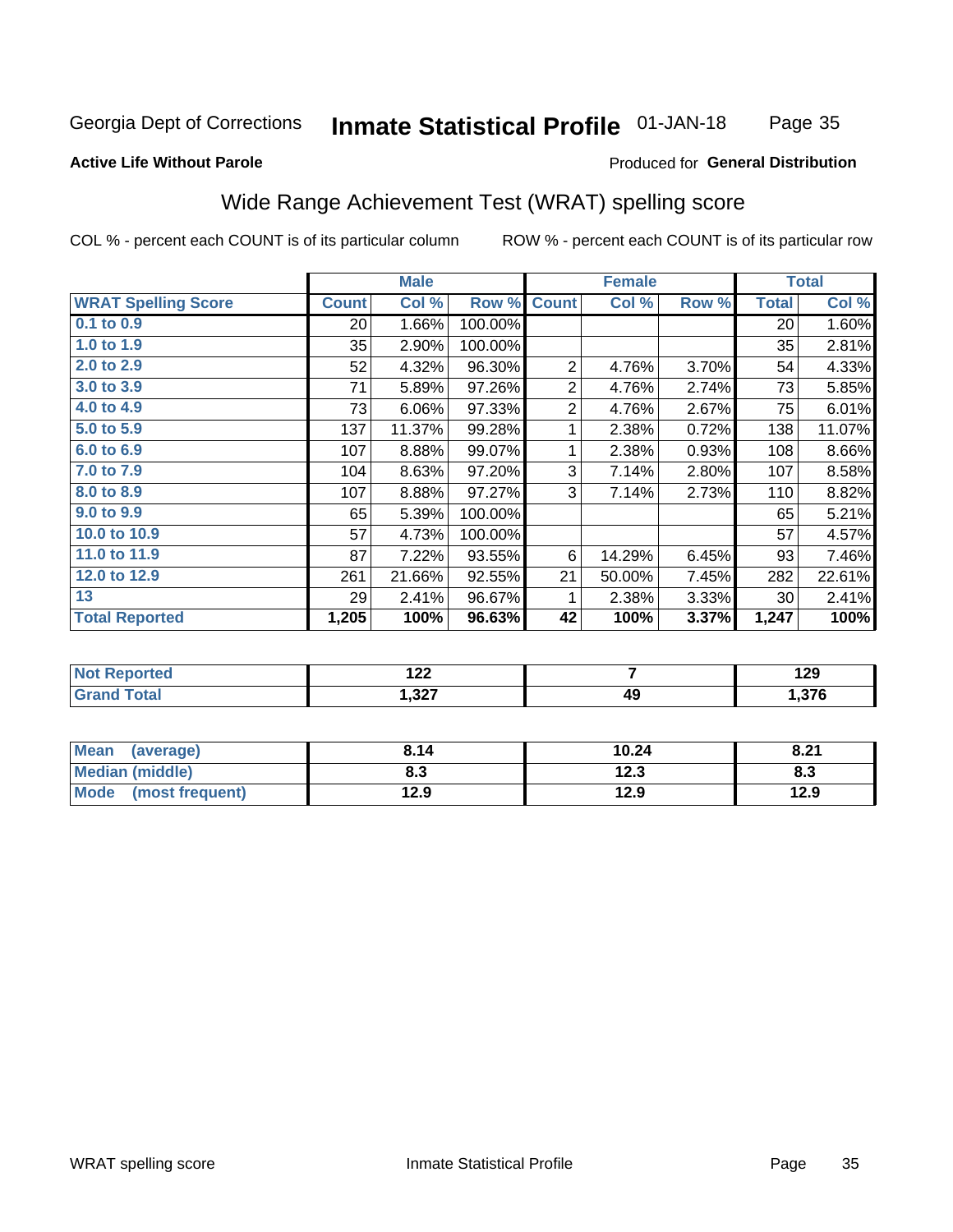Georgia Dept of Corrections **Inmate Statistical Profile** 01-JAN-18

**Active Life Without Parole**

Produced for **General Distribution**

## Wide Range Achievement Test (WRAT) spelling score

COL % - percent each COUNT is of its particular column ROW % - percent each COUNT is of its particular row

| | Male | | | Female | | | Total | |
|---|---|---|---|---|---|---|---|---|
| **WRAT Spelling Score** | **Count** | **Col %** | **Row %** | **Count** | **Col %** | **Row %** | **Total** | **Col %** |
| 0.1 to 0.9 | 20 | 1.66% | 100.00% | | | | 20 | 1.60% |
| 1.0 to 1.9 | 35 | 2.90% | 100.00% | | | | 35 | 2.81% |
| 2.0 to 2.9 | 52 | 4.32% | 96.30% | 2 | 4.76% | 3.70% | 54 | 4.33% |
| 3.0 to 3.9 | 71 | 5.89% | 97.26% | 2 | 4.76% | 2.74% | 73 | 5.85% |
| 4.0 to 4.9 | 73 | 6.06% | 97.33% | 2 | 4.76% | 2.67% | 75 | 6.01% |
| 5.0 to 5.9 | 137 | 11.37% | 99.28% | 1 | 2.38% | 0.72% | 138 | 11.07% |
| 6.0 to 6.9 | 107 | 8.88% | 99.07% | 1 | 2.38% | 0.93% | 108 | 8.66% |
| 7.0 to 7.9 | 104 | 8.63% | 97.20% | 3 | 7.14% | 2.80% | 107 | 8.58% |
| 8.0 to 8.9 | 107 | 8.88% | 97.27% | 3 | 7.14% | 2.73% | 110 | 8.82% |
| 9.0 to 9.9 | 65 | 5.39% | 100.00% | | | | 65 | 5.21% |
| 10.0 to 10.9 | 57 | 4.73% | 100.00% | | | | 57 | 4.57% |
| 11.0 to 11.9 | 87 | 7.22% | 93.55% | 6 | 14.29% | 6.45% | 93 | 7.46% |
| 12.0 to 12.9 | 261 | 21.66% | 92.55% | 21 | 50.00% | 7.45% | 282 | 22.61% |
| 13 | 29 | 2.41% | 96.67% | 1 | 2.38% | 3.33% | 30 | 2.41% |
| **Total Reported** | **1,205** | **100%** | **96.63%** | **42** | **100%** | **3.37%** | **1,247** | **100%** |

| | Male | Female | Total |
|---|---|---|---|
| Not Reported | 122 | 7 | 129 |
| Grand Total | 1,327 | 49 | 1,376 |

| | Male | Female | Total |
|---|---|---|---|
| Mean (average) | 8.14 | 10.24 | 8.21 |
| Median (middle) | 8.3 | 12.3 | 8.3 |
| Mode (most frequent) | 12.9 | 12.9 | 12.9 |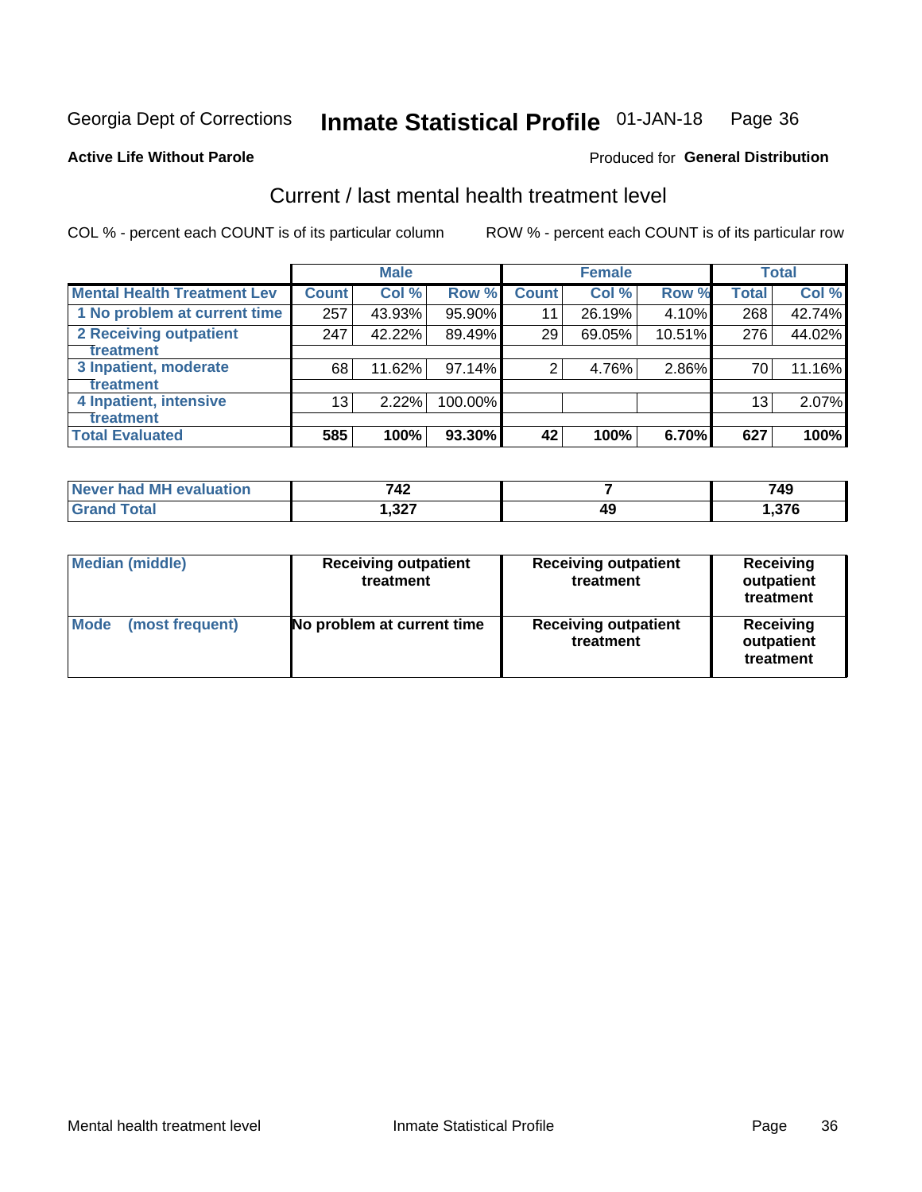Georgia Dept of Corrections **Inmate Statistical Profile** 01-JAN-18

**Active Life Without Parole**

Produced for **General Distribution**

## Current / last mental health treatment level

COL % - percent each COUNT is of its particular column

ROW % - percent each COUNT is of its particular row

| | Male | | | Female | | | Total | |
|---|---|---|---|---|---|---|---|---|
| **Mental Health Treatment Lev** | **Count** | **Col %** | **Row %** | **Count** | **Col %** | **Row %** | **Total** | **Col %** |
| 1 No problem at current time | 257 | 43.93% | 95.90% | 11 | 26.19% | 4.10% | 268 | 42.74% |
| 2 Receiving outpatient treatment | 247 | 42.22% | 89.49% | 29 | 69.05% | 10.51% | 276 | 44.02% |
| 3 Inpatient, moderate treatment | 68 | 11.62% | 97.14% | 2 | 4.76% | 2.86% | 70 | 11.16% |
| 4 Inpatient, intensive treatment | 13 | 2.22% | 100.00% | | | | 13 | 2.07% |
| **Total Evaluated** | **585** | **100%** | **93.30%** | **42** | **100%** | **6.70%** | **627** | **100%** |

| | Male | Female | Total |
|---|---|---|---|
| **Never had MH evaluation** | **742** | **7** | **749** |
| **Grand Total** | **1,327** | **49** | **1,376** |

| | Male | Female | Total |
|---|---|---|---|
| **Median (middle)** | **Receiving outpatient treatment** | **Receiving outpatient treatment** | **Receiving outpatient treatment** |
| **Mode (most frequent)** | **No problem at current time** | **Receiving outpatient treatment** | **Receiving outpatient treatment** |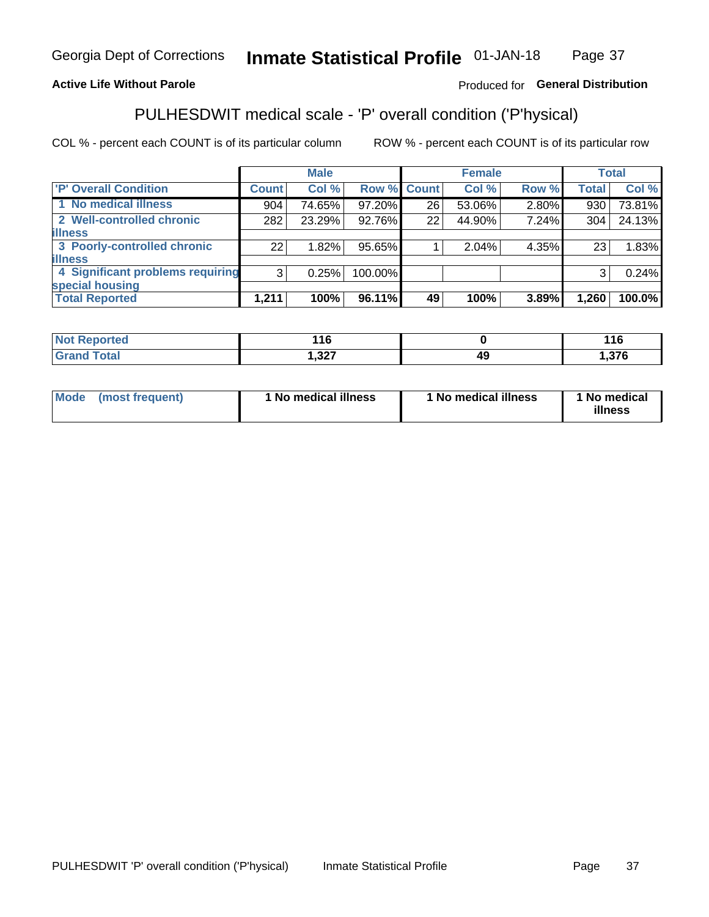Georgia Dept of Corrections **Inmate Statistical Profile** 01-JAN-18

**Active Life Without Parole**

Produced for **General Distribution**

## PULHESDWIT medical scale - 'P' overall condition ('P'hysical)

COL % - percent each COUNT is of its particular column

ROW % - percent each COUNT is of its particular row

| | Male | | | Female | | | Total | |
|---|---|---|---|---|---|---|---|---|
| 'P' Overall Condition | Count | Col % | Row % | Count | Col % | Row % | Total | Col % |
| 1 No medical illness | 904 | 74.65% | 97.20% | 26 | 53.06% | 2.80% | 930 | 73.81% |
| 2 Well-controlled chronic illness | 282 | 23.29% | 92.76% | 22 | 44.90% | 7.24% | 304 | 24.13% |
| 3 Poorly-controlled chronic illness | 22 | 1.82% | 95.65% | 1 | 2.04% | 4.35% | 23 | 1.83% |
| 4 Significant problems requiring special housing | 3 | 0.25% | 100.00% | | | | 3 | 0.24% |
| **Total Reported** | **1,211** | **100%** | **96.11%** | **49** | **100%** | **3.89%** | **1,260** | **100.0%** |

| | Male | Female | Total |
|---|---|---|---|
| Not Reported | 116 | 0 | 116 |
| Grand Total | 1,327 | 49 | 1,376 |

| | Male | Female | Total |
|---|---|---|---|
| Mode (most frequent) | 1 No medical illness | 1 No medical illness | 1 No medical illness |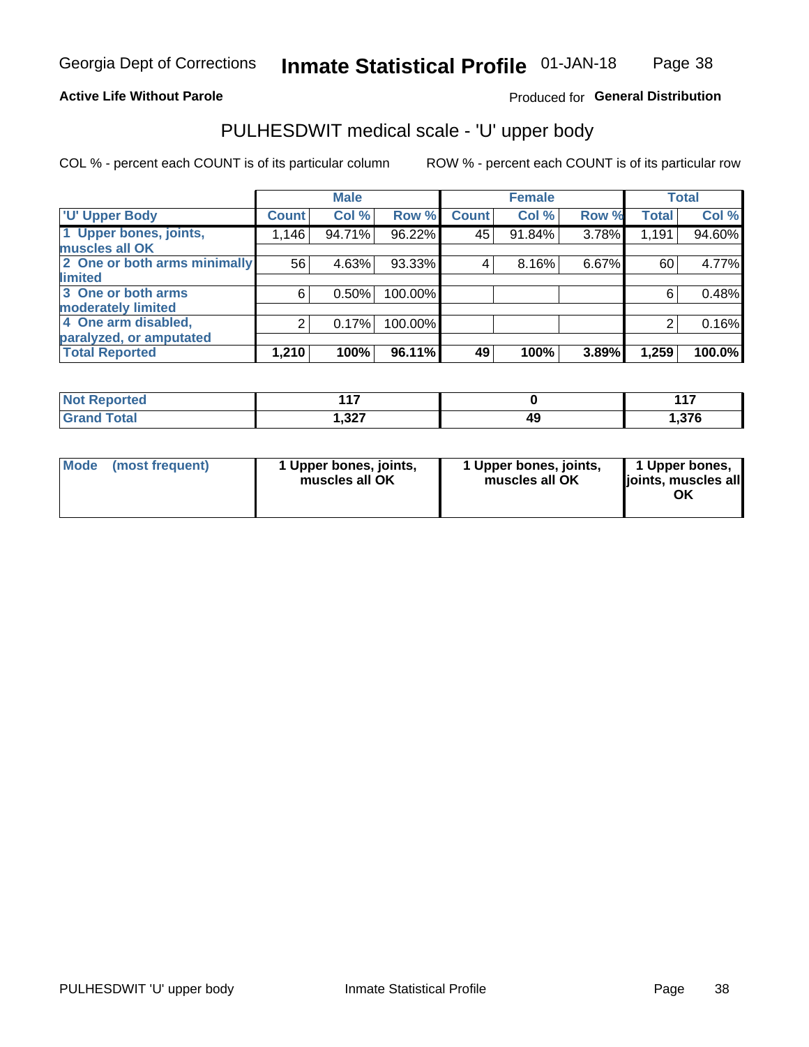Georgia Dept of Corrections **Inmate Statistical Profile** 01-JAN-18

**Active Life Without Parole**

Produced for **General Distribution**

## PULHESDWIT medical scale - 'U' upper body

COL % - percent each COUNT is of its particular column

ROW % - percent each COUNT is of its particular row

| | Male | | | Female | | | Total | |
|---|---|---|---|---|---|---|---|---|
| 'U' Upper Body | Count | Col % | Row % | Count | Col % | Row % | Total | Col % |
| 1 Upper bones, joints, muscles all OK | 1,146 | 94.71% | 96.22% | 45 | 91.84% | 3.78% | 1,191 | 94.60% |
| 2 One or both arms minimally limited | 56 | 4.63% | 93.33% | 4 | 8.16% | 6.67% | 60 | 4.77% |
| 3 One or both arms moderately limited | 6 | 0.50% | 100.00% | | | | 6 | 0.48% |
| 4 One arm disabled, paralyzed, or amputated | 2 | 0.17% | 100.00% | | | | 2 | 0.16% |
| **Total Reported** | **1,210** | **100%** | **96.11%** | **49** | **100%** | **3.89%** | **1,259** | **100.0%** |

| | Male | Female | Total |
|---|---|---|---|
| Not Reported | 117 | 0 | 117 |
| Grand Total | 1,327 | 49 | 1,376 |

| | Male | Female | Total |
|---|---|---|---|
| Mode (most frequent) | 1 Upper bones, joints, muscles all OK | 1 Upper bones, joints, muscles all OK | 1 Upper bones, joints, muscles all OK |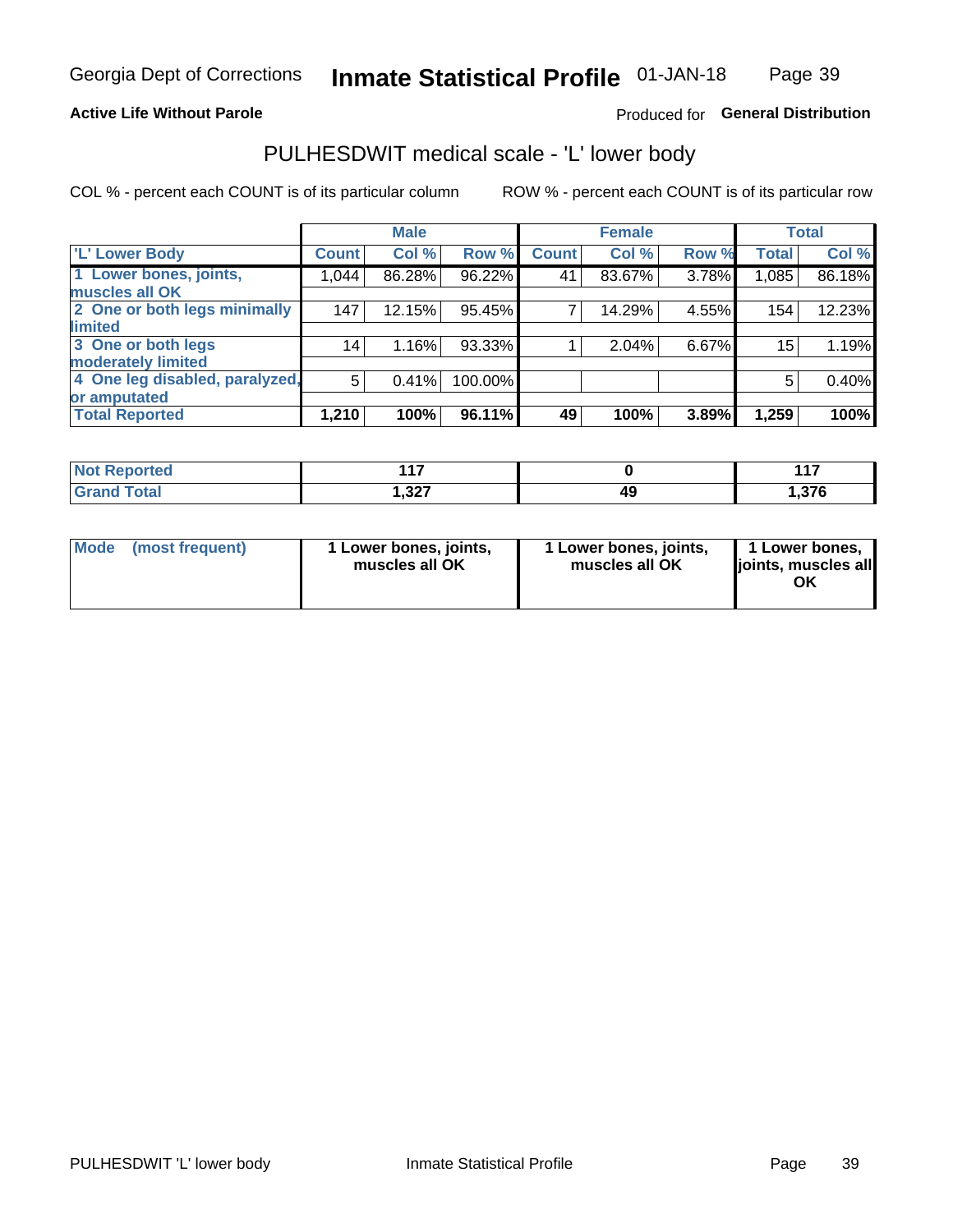Georgia Dept of Corrections **Inmate Statistical Profile** 01-JAN-18

**Active Life Without Parole**

Produced for **General Distribution**

## PULHESDWIT medical scale - 'L' lower body

COL % - percent each COUNT is of its particular column

ROW % - percent each COUNT is of its particular row

| | Male | | | Female | | | Total | |
|---|---|---|---|---|---|---|---|---|
| 'L' Lower Body | Count | Col % | Row % | Count | Col % | Row % | Total | Col % |
| 1 Lower bones, joints, muscles all OK | 1,044 | 86.28% | 96.22% | 41 | 83.67% | 3.78% | 1,085 | 86.18% |
| 2 One or both legs minimally limited | 147 | 12.15% | 95.45% | 7 | 14.29% | 4.55% | 154 | 12.23% |
| 3 One or both legs moderately limited | 14 | 1.16% | 93.33% | 1 | 2.04% | 6.67% | 15 | 1.19% |
| 4 One leg disabled, paralyzed, or amputated | 5 | 0.41% | 100.00% | | | | 5 | 0.40% |
| **Total Reported** | **1,210** | **100%** | **96.11%** | **49** | **100%** | **3.89%** | **1,259** | **100%** |

| | Male | Female | Total |
|---|---|---|---|
| **Not Reported** | **117** | **0** | **117** |
| **Grand Total** | **1,327** | **49** | **1,376** |

| | Male | Female | Total |
|---|---|---|---|
| **Mode (most frequent)** | **1 Lower bones, joints, muscles all OK** | **1 Lower bones, joints, muscles all OK** | **1 Lower bones, joints, muscles all OK** |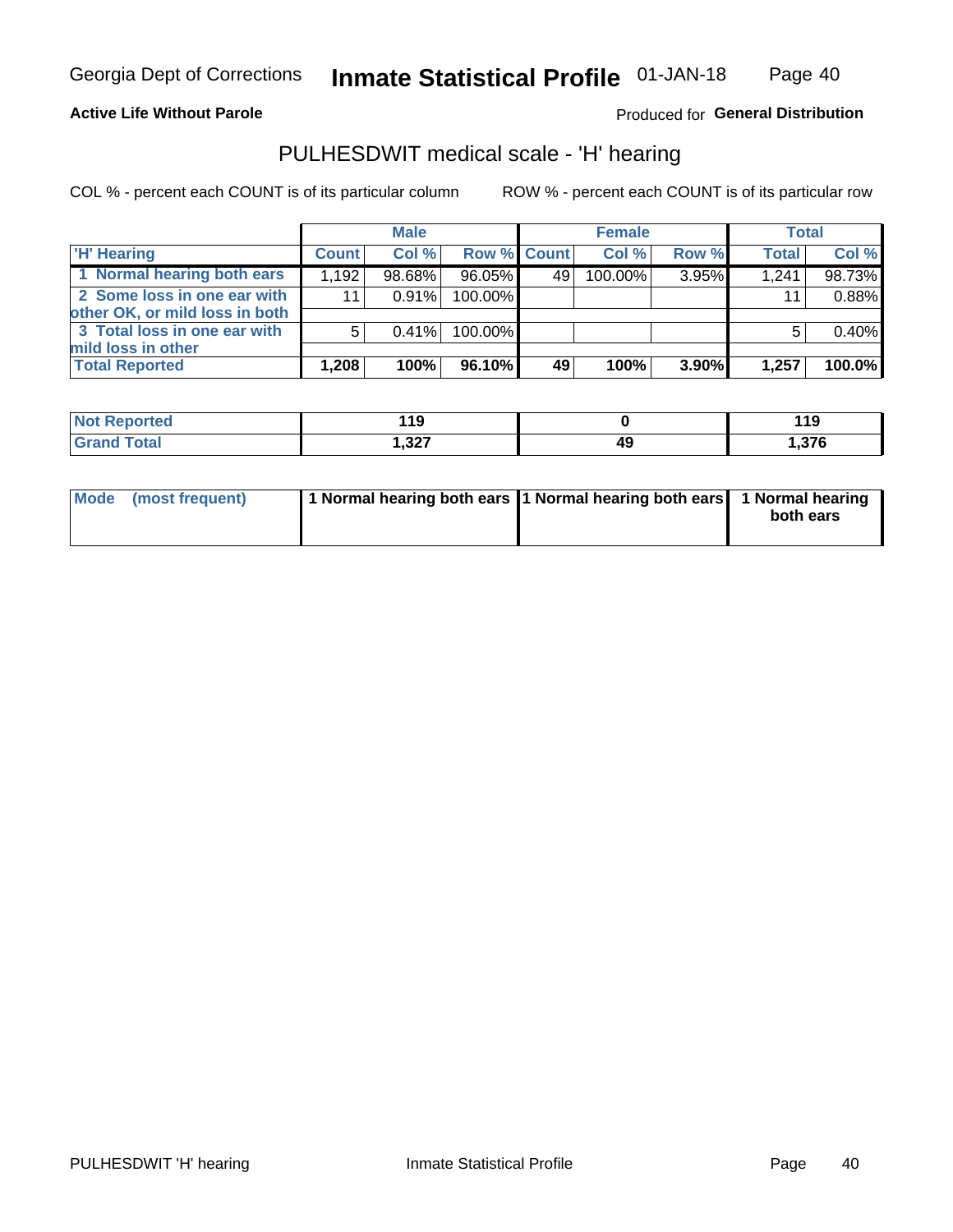Georgia Dept of Corrections **Inmate Statistical Profile** 01-JAN-18

**Active Life Without Parole**

Produced for **General Distribution**

## PULHESDWIT medical scale - 'H' hearing

COL % - percent each COUNT is of its particular column

ROW % - percent each COUNT is of its particular row

| | Male | | | Female | | | Total | |
|---|---|---|---|---|---|---|---|---|
| 'H' Hearing | Count | Col % | Row % | Count | Col % | Row % | Total | Col % |
| 1 Normal hearing both ears | 1,192 | 98.68% | 96.05% | 49 | 100.00% | 3.95% | 1,241 | 98.73% |
| 2 Some loss in one ear with other OK, or mild loss in both | 11 | 0.91% | 100.00% | | | | 11 | 0.88% |
| 3 Total loss in one ear with mild loss in other | 5 | 0.41% | 100.00% | | | | 5 | 0.40% |
| **Total Reported** | **1,208** | **100%** | **96.10%** | **49** | **100%** | **3.90%** | **1,257** | **100.0%** |

| | Male | Female | Total |
|---|---|---|---|
| Not Reported | 119 | 0 | 119 |
| Grand Total | 1,327 | 49 | 1,376 |

| | Male | Female | Total |
|---|---|---|---|
| Mode (most frequent) | 1 Normal hearing both ears | 1 Normal hearing both ears | 1 Normal hearing both ears |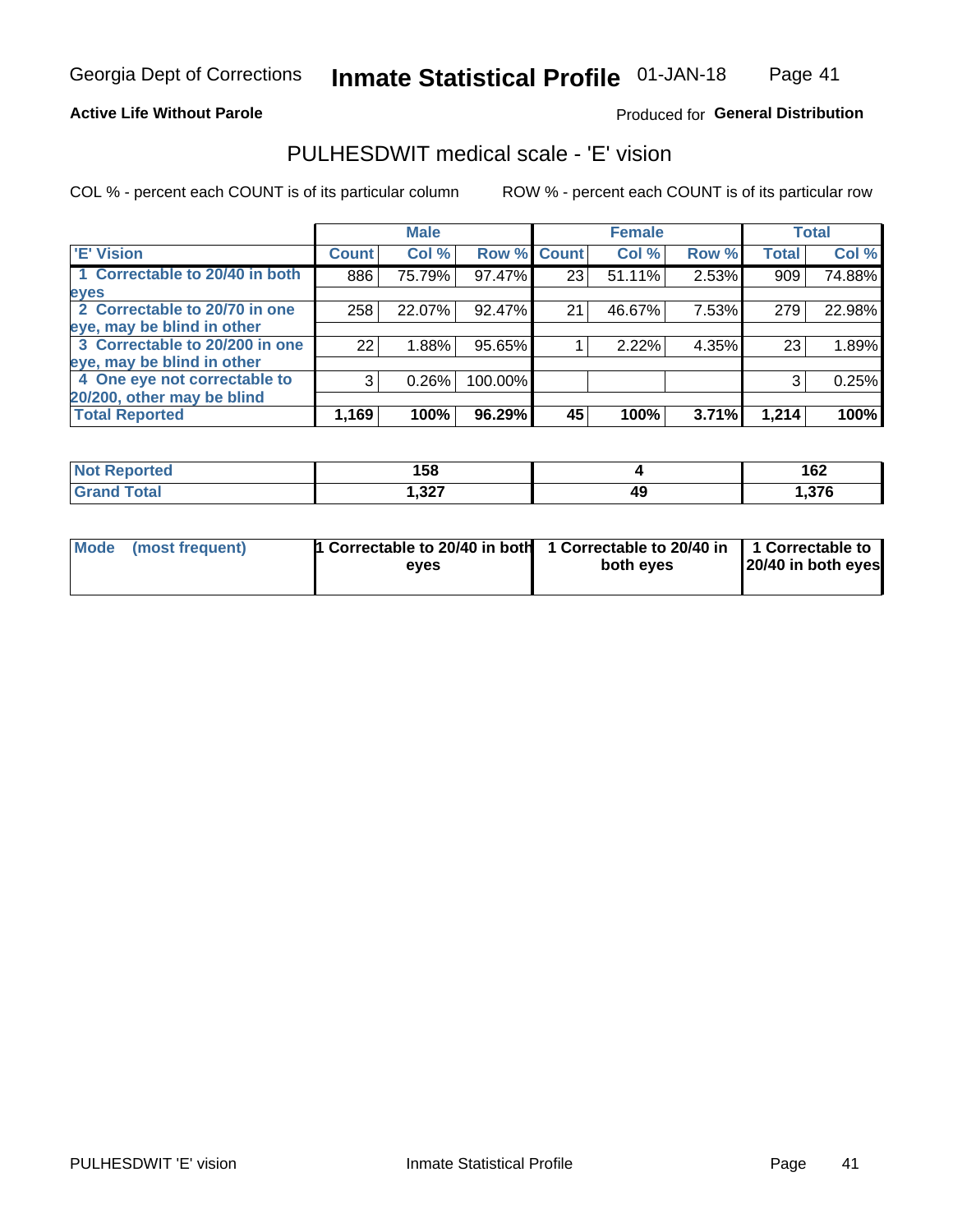Georgia Dept of Corrections **Inmate Statistical Profile** 01-JAN-18

**Active Life Without Parole**

Produced for **General Distribution**

## PULHESDWIT medical scale - 'E' vision

COL % - percent each COUNT is of its particular column ROW % - percent each COUNT is of its particular row

| | Male | | | Female | | | Total | |
|---|---|---|---|---|---|---|---|---|
| 'E' Vision | Count | Col % | Row % | Count | Col % | Row % | Total | Col % |
| 1 Correctable to 20/40 in both eyes | 886 | 75.79% | 97.47% | 23 | 51.11% | 2.53% | 909 | 74.88% |
| 2 Correctable to 20/70 in one eye, may be blind in other | 258 | 22.07% | 92.47% | 21 | 46.67% | 7.53% | 279 | 22.98% |
| 3 Correctable to 20/200 in one eye, may be blind in other | 22 | 1.88% | 95.65% | 1 | 2.22% | 4.35% | 23 | 1.89% |
| 4 One eye not correctable to 20/200, other may be blind | 3 | 0.26% | 100.00% | | | | 3 | 0.25% |
| **Total Reported** | **1,169** | **100%** | **96.29%** | **45** | **100%** | **3.71%** | **1,214** | **100%** |

| | Male | Female | Total |
|---|---|---|---|
| Not Reported | 158 | 4 | 162 |
| Grand Total | 1,327 | 49 | 1,376 |

| | Male | Female | Total |
|---|---|---|---|
| Mode (most frequent) | 1 Correctable to 20/40 in both eyes | 1 Correctable to 20/40 in both eyes | 1 Correctable to 20/40 in both eyes |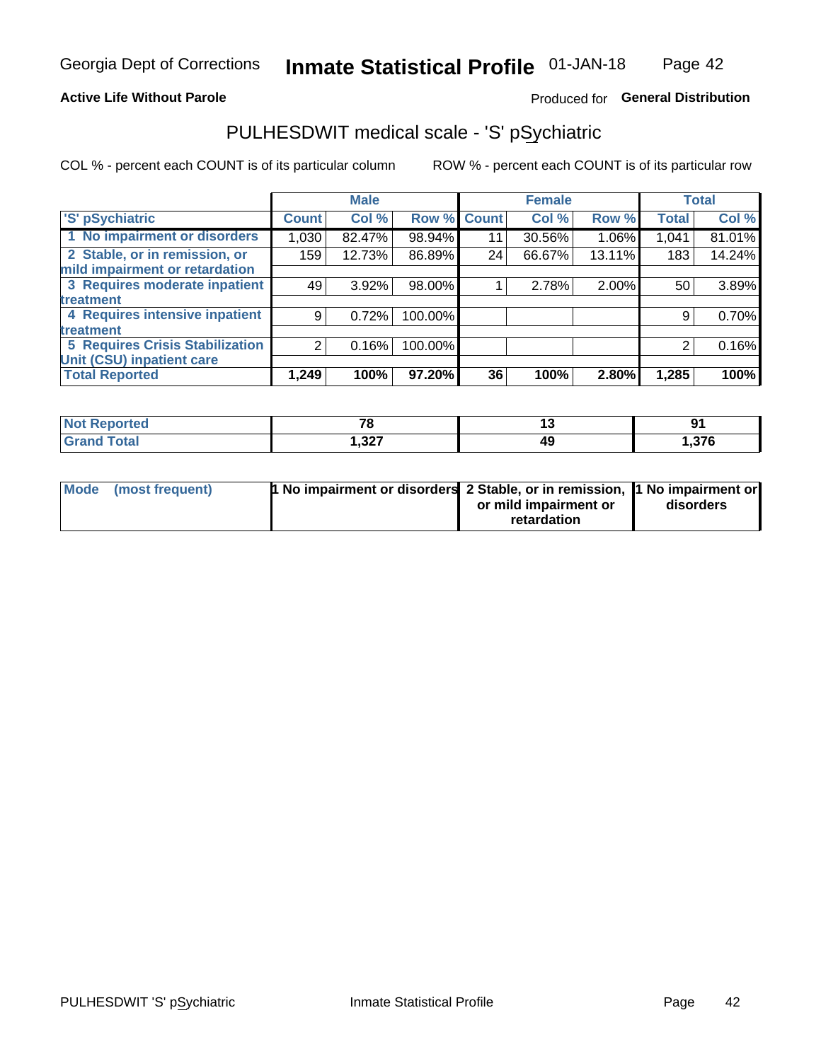Georgia Dept of Corrections **Inmate Statistical Profile** 01-JAN-18

**Active Life Without Parole**

Produced for **General Distribution**

## PULHESDWIT medical scale - 'S' pSychiatric

COL % - percent each COUNT is of its particular column

ROW % - percent each COUNT is of its particular row

| | Male | | | Female | | | Total | |
|---|---|---|---|---|---|---|---|---|
| 'S' pSychiatric | Count | Col % | Row % | Count | Col % | Row % | Total | Col % |
| 1 No impairment or disorders | 1,030 | 82.47% | 98.94% | 11 | 30.56% | 1.06% | 1,041 | 81.01% |
| 2 Stable, or in remission, or mild impairment or retardation | 159 | 12.73% | 86.89% | 24 | 66.67% | 13.11% | 183 | 14.24% |
| 3 Requires moderate inpatient treatment | 49 | 3.92% | 98.00% | 1 | 2.78% | 2.00% | 50 | 3.89% |
| 4 Requires intensive inpatient treatment | 9 | 0.72% | 100.00% | | | | 9 | 0.70% |
| 5 Requires Crisis Stabilization Unit (CSU) inpatient care | 2 | 0.16% | 100.00% | | | | 2 | 0.16% |
| **Total Reported** | **1,249** | **100%** | **97.20%** | **36** | **100%** | **2.80%** | **1,285** | **100%** |

| | Male | Female | Total |
|---|---|---|---|
| Not Reported | 78 | 13 | 91 |
| Grand Total | 1,327 | 49 | 1,376 |

| | Male | Female | Total |
|---|---|---|---|
| Mode (most frequent) | 1 No impairment or disorders | 2 Stable, or in remission, or mild impairment or retardation | 1 No impairment or disorders |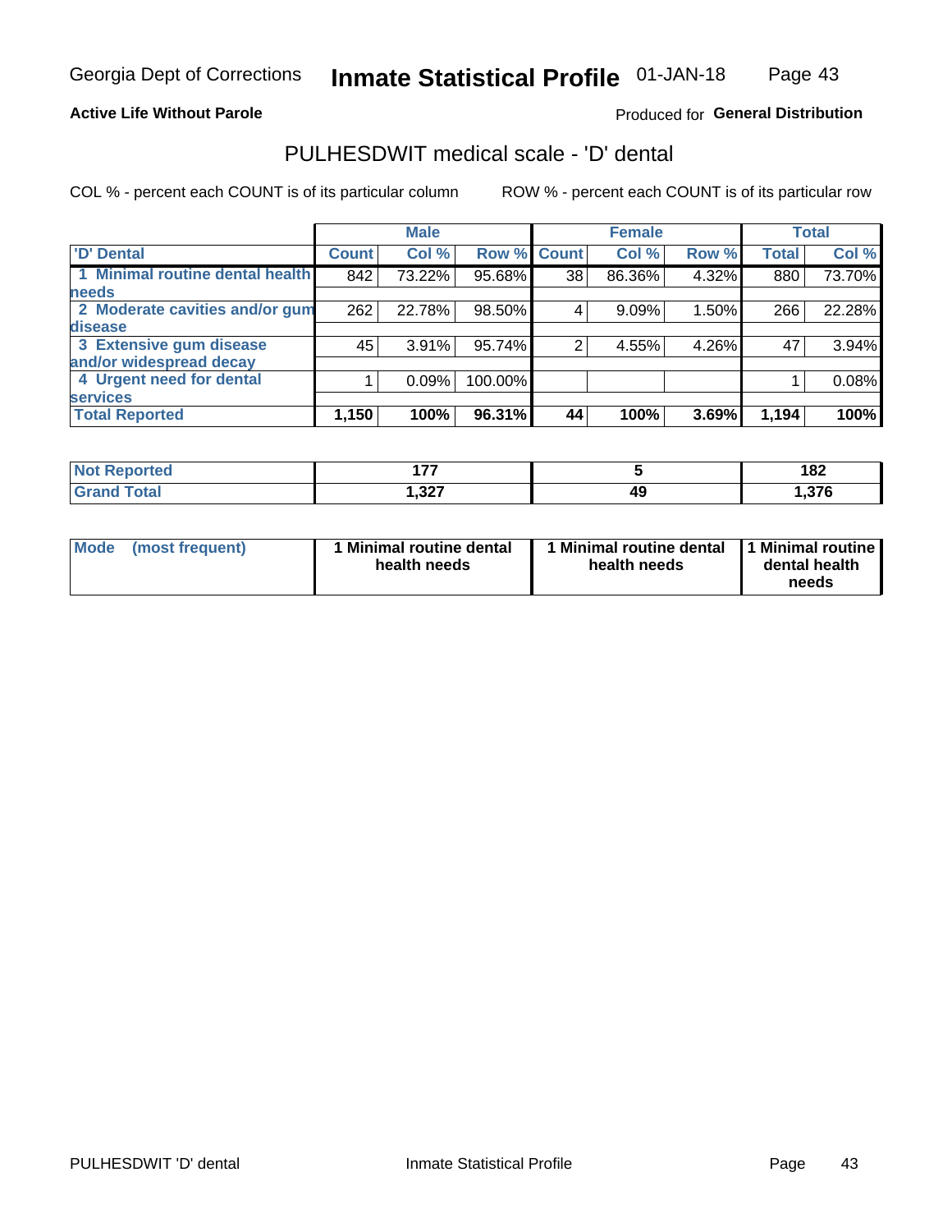Georgia Dept of Corrections **Inmate Statistical Profile** 01-JAN-18

**Active Life Without Parole**

Produced for **General Distribution**

## PULHESDWIT medical scale - 'D' dental

COL % - percent each COUNT is of its particular column

ROW % - percent each COUNT is of its particular row

| | Male | | | Female | | | Total | |
|---|---|---|---|---|---|---|---|---|
| **'D' Dental** | **Count** | **Col %** | **Row %** | **Count** | **Col %** | **Row %** | **Total** | **Col %** |
| **1 Minimal routine dental health needs** | 842 | 73.22% | 95.68% | 38 | 86.36% | 4.32% | 880 | 73.70% |
| **2 Moderate cavities and/or gum disease** | 262 | 22.78% | 98.50% | 4 | 9.09% | 1.50% | 266 | 22.28% |
| **3 Extensive gum disease and/or widespread decay** | 45 | 3.91% | 95.74% | 2 | 4.55% | 4.26% | 47 | 3.94% |
| **4 Urgent need for dental services** | 1 | 0.09% | 100.00% | | | | 1 | 0.08% |
| **Total Reported** | **1,150** | **100%** | **96.31%** | **44** | **100%** | **3.69%** | **1,194** | **100%** |

| | Male | Female | Total |
|---|---|---|---|
| **Not Reported** | **177** | **5** | **182** |
| **Grand Total** | **1,327** | **49** | **1,376** |

| | Male | Female | Total |
|---|---|---|---|
| **Mode (most frequent)** | **1 Minimal routine dental health needs** | **1 Minimal routine dental health needs** | **1 Minimal routine dental health needs** |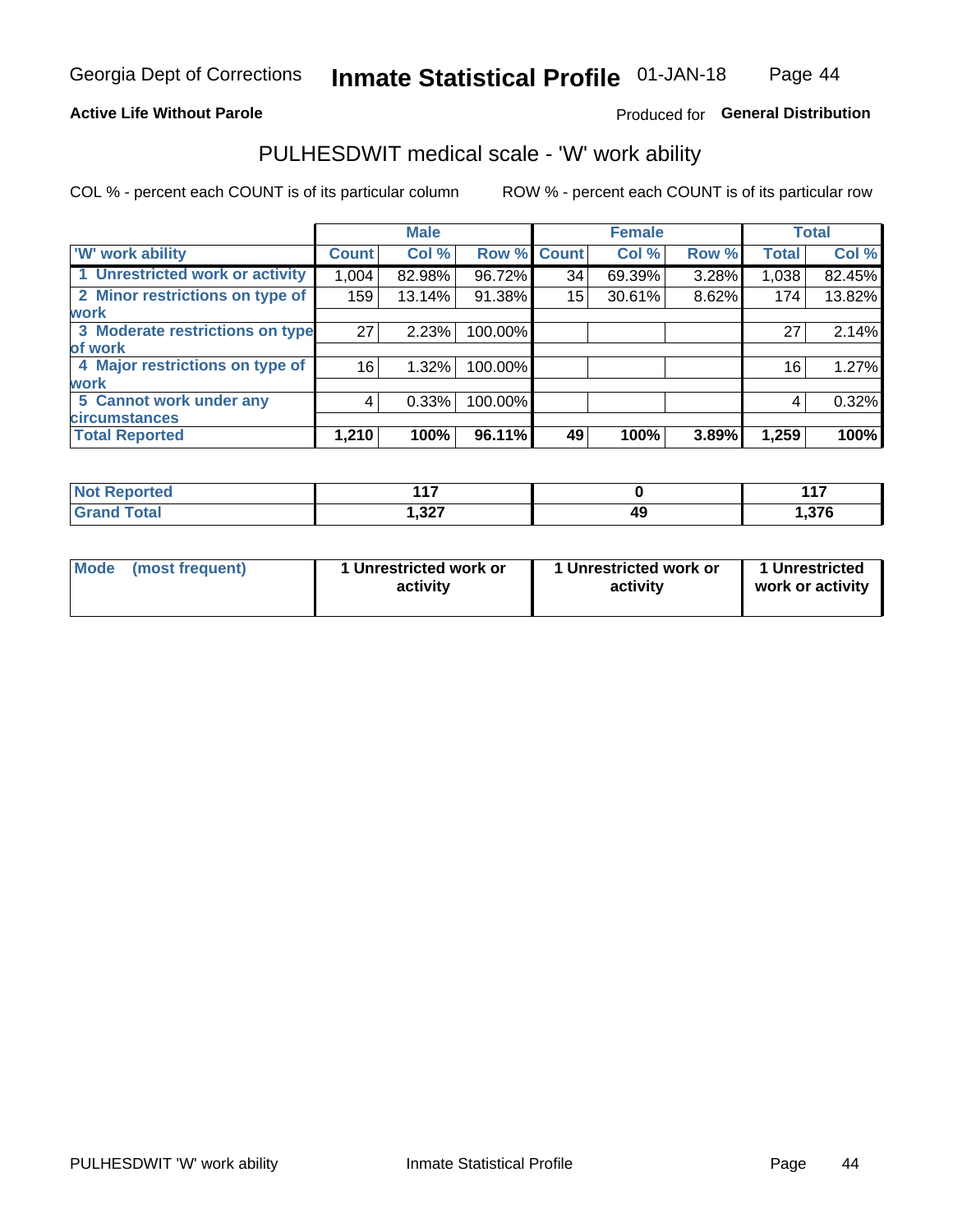Georgia Dept of Corrections **Inmate Statistical Profile** 01-JAN-18

**Active Life Without Parole**

Produced for **General Distribution**

## PULHESDWIT medical scale - 'W' work ability

COL % - percent each COUNT is of its particular column

ROW % - percent each COUNT is of its particular row

| | Male | | | Female | | | Total | |
|---|---|---|---|---|---|---|---|---|
| **'W' work ability** | **Count** | **Col %** | **Row %** | **Count** | **Col %** | **Row %** | **Total** | **Col %** |
| **1 Unrestricted work or activity** | 1,004 | 82.98% | 96.72% | 34 | 69.39% | 3.28% | 1,038 | 82.45% |
| **2 Minor restrictions on type of work** | 159 | 13.14% | 91.38% | 15 | 30.61% | 8.62% | 174 | 13.82% |
| **3 Moderate restrictions on type of work** | 27 | 2.23% | 100.00% | | | | 27 | 2.14% |
| **4 Major restrictions on type of work** | 16 | 1.32% | 100.00% | | | | 16 | 1.27% |
| **5 Cannot work under any circumstances** | 4 | 0.33% | 100.00% | | | | 4 | 0.32% |
| **Total Reported** | **1,210** | **100%** | **96.11%** | **49** | **100%** | **3.89%** | **1,259** | **100%** |

| | Male | Female | Total |
|---|---|---|---|
| **Not Reported** | **117** | **0** | **117** |
| **Grand Total** | **1,327** | **49** | **1,376** |

| | Male | Female | Total |
|---|---|---|---|
| **Mode (most frequent)** | **1 Unrestricted work or activity** | **1 Unrestricted work or activity** | **1 Unrestricted work or activity** |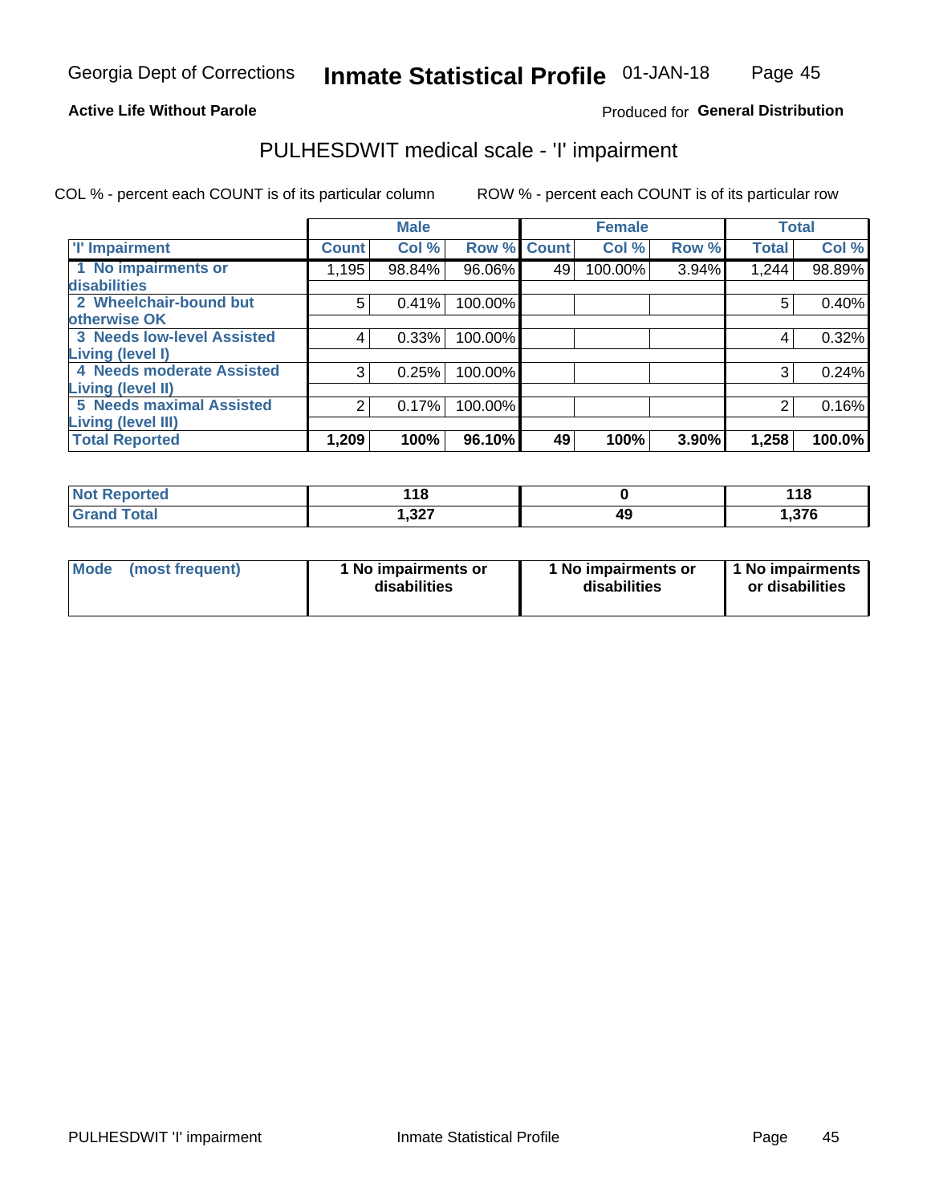Georgia Dept of Corrections **Inmate Statistical Profile** 01-JAN-18

**Active Life Without Parole**

Produced for **General Distribution**

# PULHESDWIT medical scale - 'I' impairment

COL % - percent each COUNT is of its particular column ROW % - percent each COUNT is of its particular row

| | Male | | | Female | | | Total | |
|---|---|---|---|---|---|---|---|---|
| 'I' Impairment | Count | Col % | Row % | Count | Col % | Row % | Total | Col % |
| 1 No impairments or disabilities | 1,195 | 98.84% | 96.06% | 49 | 100.00% | 3.94% | 1,244 | 98.89% |
| 2 Wheelchair-bound but otherwise OK | 5 | 0.41% | 100.00% | | | | 5 | 0.40% |
| 3 Needs low-level Assisted Living (level I) | 4 | 0.33% | 100.00% | | | | 4 | 0.32% |
| 4 Needs moderate Assisted Living (level II) | 3 | 0.25% | 100.00% | | | | 3 | 0.24% |
| 5 Needs maximal Assisted Living (level III) | 2 | 0.17% | 100.00% | | | | 2 | 0.16% |
| **Total Reported** | **1,209** | **100%** | **96.10%** | **49** | **100%** | **3.90%** | **1,258** | **100.0%** |

| | Male | Female | Total |
|---|---|---|---|
| **Not Reported** | **118** | **0** | **118** |
| **Grand Total** | **1,327** | **49** | **1,376** |

| | Male | Female | Total |
|---|---|---|---|
| **Mode (most frequent)** | **1 No impairments or disabilities** | **1 No impairments or disabilities** | **1 No impairments or disabilities** |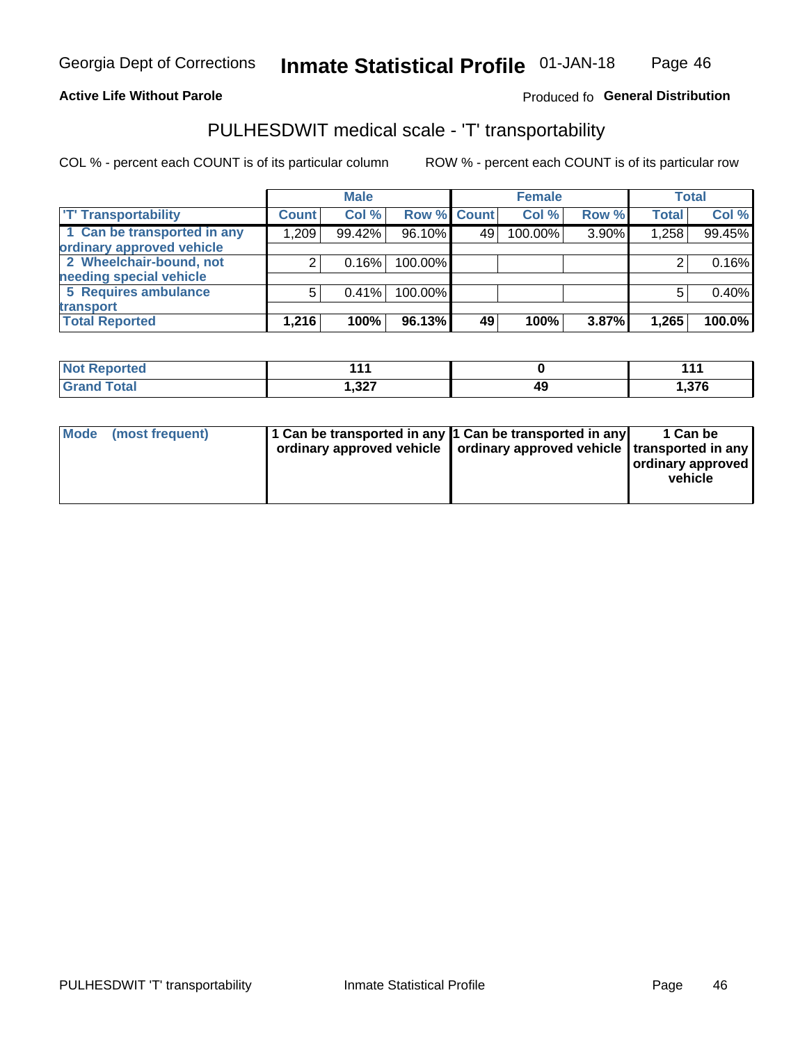Georgia Dept of Corrections **Inmate Statistical Profile** 01-JAN-18

**Active Life Without Parole**

Produced fo **General Distribution**

## PULHESDWIT medical scale - 'T' transportability

COL % - percent each COUNT is of its particular column

ROW % - percent each COUNT is of its particular row

| | Male | | | Female | | | Total | |
|---|---|---|---|---|---|---|---|---|
| 'T' Transportability | Count | Col % | Row % | Count | Col % | Row % | Total | Col % |
| 1 Can be transported in any ordinary approved vehicle | 1,209 | 99.42% | 96.10% | 49 | 100.00% | 3.90% | 1,258 | 99.45% |
| 2 Wheelchair-bound, not needing special vehicle | 2 | 0.16% | 100.00% | | | | 2 | 0.16% |
| 5 Requires ambulance transport | 5 | 0.41% | 100.00% | | | | 5 | 0.40% |
| **Total Reported** | **1,216** | **100%** | **96.13%** | **49** | **100%** | **3.87%** | **1,265** | **100.0%** |

| | Male | Female | Total |
|---|---|---|---|
| Not Reported | 111 | 0 | 111 |
| Grand Total | 1,327 | 49 | 1,376 |

| | Male | Female | Total |
|---|---|---|---|
| Mode (most frequent) | 1 Can be transported in any ordinary approved vehicle | 1 Can be transported in any ordinary approved vehicle | 1 Can be transported in any ordinary approved vehicle |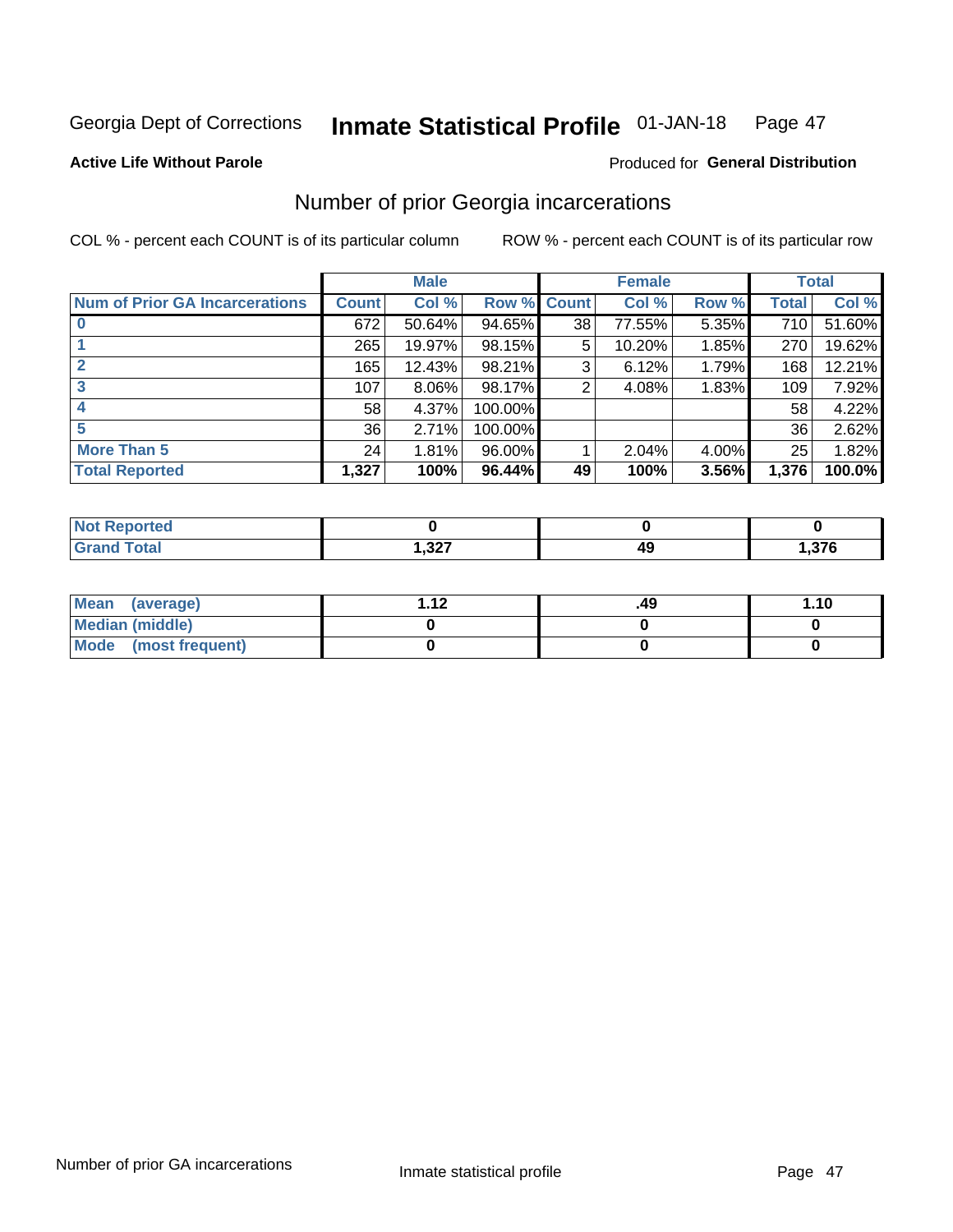Georgia Dept of Corrections **Inmate Statistical Profile** 01-JAN-18

**Active Life Without Parole**

Produced for **General Distribution**

## Number of prior Georgia incarcerations

COL % - percent each COUNT is of its particular column ROW % - percent each COUNT is of its particular row

| | Male | | | Female | | | Total | |
|---|---|---|---|---|---|---|---|---|
| **Num of Prior GA Incarcerations** | **Count** | **Col %** | **Row %** | **Count** | **Col %** | **Row %** | **Total** | **Col %** |
| **0** | 672 | 50.64% | 94.65% | 38 | 77.55% | 5.35% | 710 | 51.60% |
| **1** | 265 | 19.97% | 98.15% | 5 | 10.20% | 1.85% | 270 | 19.62% |
| **2** | 165 | 12.43% | 98.21% | 3 | 6.12% | 1.79% | 168 | 12.21% |
| **3** | 107 | 8.06% | 98.17% | 2 | 4.08% | 1.83% | 109 | 7.92% |
| **4** | 58 | 4.37% | 100.00% | | | | 58 | 4.22% |
| **5** | 36 | 2.71% | 100.00% | | | | 36 | 2.62% |
| **More Than 5** | 24 | 1.81% | 96.00% | 1 | 2.04% | 4.00% | 25 | 1.82% |
| **Total Reported** | **1,327** | **100%** | **96.44%** | **49** | **100%** | **3.56%** | **1,376** | **100.0%** |

| | Male | Female | Total |
|---|---|---|---|
| **Not Reported** | **0** | **0** | **0** |
| **Grand Total** | **1,327** | **49** | **1,376** |

| | Male | Female | Total |
|---|---|---|---|
| **Mean (average)** | **1.12** | **.49** | **1.10** |
| **Median (middle)** | **0** | **0** | **0** |
| **Mode (most frequent)** | **0** | **0** | **0** |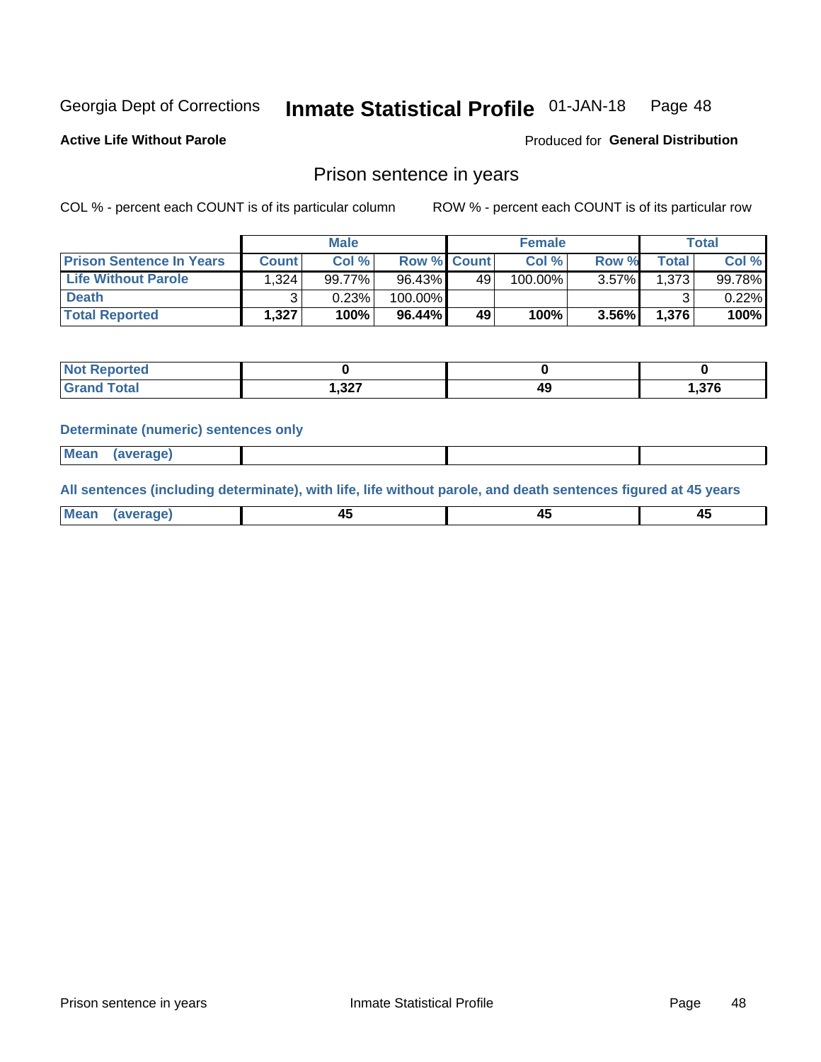Georgia Dept of Corrections **Inmate Statistical Profile** 01-JAN-18

**Active Life Without Parole**

Produced for **General Distribution**

## Prison sentence in years

COL % - percent each COUNT is of its particular column

ROW % - percent each COUNT is of its particular row

| | Male | | | Female | | | Total | |
|---|---|---|---|---|---|---|---|---|
| **Prison Sentence In Years** | **Count** | **Col %** | **Row %** | **Count** | **Col %** | **Row %** | **Total** | **Col %** |
| **Life Without Parole** | 1,324 | 99.77% | 96.43% | 49 | 100.00% | 3.57% | 1,373 | 99.78% |
| **Death** | 3 | 0.23% | 100.00% | | | | 3 | 0.22% |
| **Total Reported** | **1,327** | **100%** | **96.44%** | **49** | **100%** | **3.56%** | **1,376** | **100%** |

| | Male | Female | Total |
|---|---|---|---|
| **Not Reported** | **0** | **0** | **0** |
| **Grand Total** | **1,327** | **49** | **1,376** |

**Determinate (numeric) sentences only**

| | Male | Female | Total |
|---|---|---|---|
| **Mean (average)** | | | |

**All sentences (including determinate), with life, life without parole, and death sentences figured at 45 years**

| | Male | Female | Total |
|---|---|---|---|
| **Mean (average)** | **45** | **45** | **45** |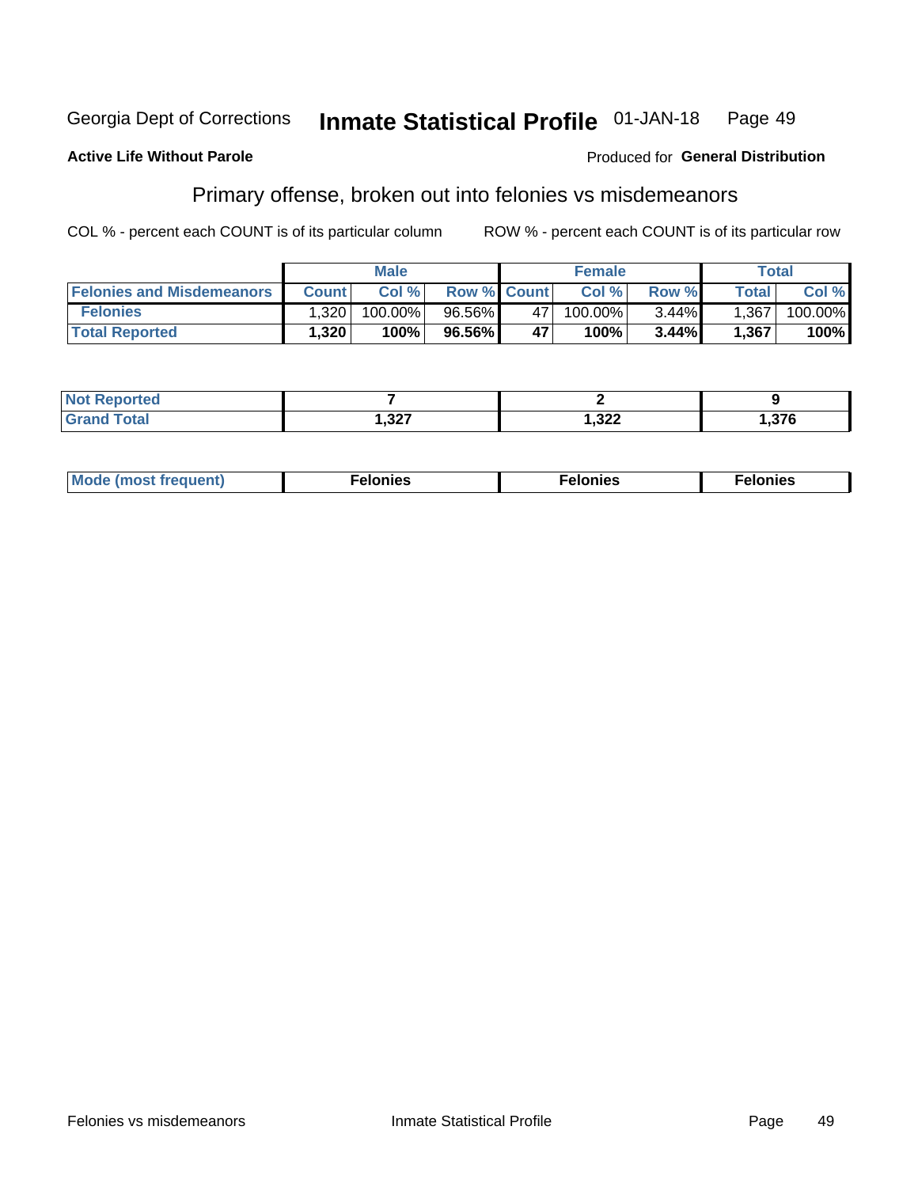Georgia Dept of Corrections **Inmate Statistical Profile** 01-JAN-18

**Active Life Without Parole**

Produced for **General Distribution**

## Primary offense, broken out into felonies vs misdemeanors

COL % - percent each COUNT is of its particular column ROW % - percent each COUNT is of its particular row

| | Male | | | Female | | | Total | |
|---|---|---|---|---|---|---|---|---|
| **Felonies and Misdemeanors** | **Count** | **Col %** | **Row %** | **Count** | **Col %** | **Row %** | **Total** | **Col %** |
| **Felonies** | 1,320 | 100.00% | 96.56% | 47 | 100.00% | 3.44% | 1,367 | 100.00% |
| **Total Reported** | **1,320** | **100%** | **96.56%** | **47** | **100%** | **3.44%** | **1,367** | **100%** |

| | Male | Female | Total |
|---|---|---|---|
| **Not Reported** | **7** | **2** | **9** |
| **Grand Total** | **1,327** | **1,322** | **1,376** |

| | Male | Female | Total |
|---|---|---|---|
| **Mode (most frequent)** | **Felonies** | **Felonies** | **Felonies** |

Felonies vs misdemeanors Inmate Statistical Profile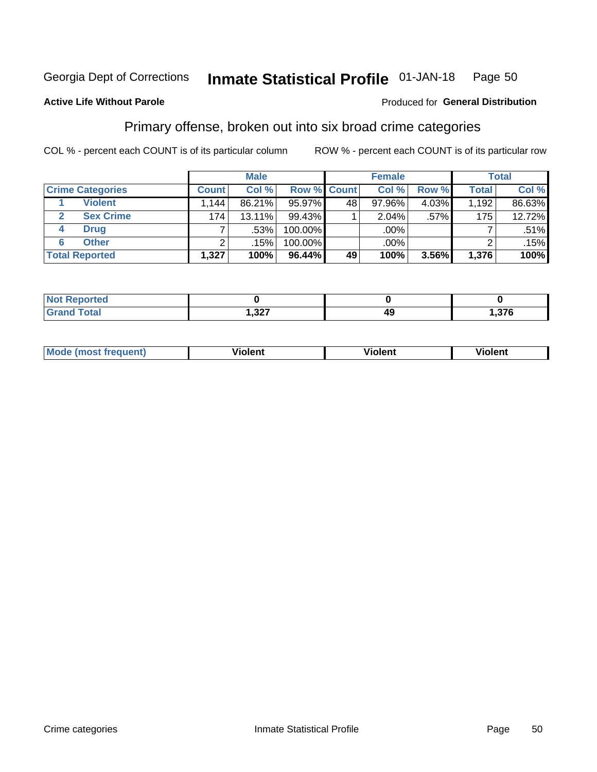Georgia Dept of Corrections **Inmate Statistical Profile** 01-JAN-18

**Active Life Without Parole**

Produced for **General Distribution**

## Primary offense, broken out into six broad crime categories

COL % - percent each COUNT is of its particular column

ROW % - percent each COUNT is of its particular row

| | | Male | | | Female | | | Total | |
|---|---|---|---|---|---|---|---|---|---|
| **Crime Categories** | | **Count** | **Col %** | **Row %** | **Count** | **Col %** | **Row %** | **Total** | **Col %** |
| 1 | **Violent** | 1,144 | 86.21% | 95.97% | 48 | 97.96% | 4.03% | 1,192 | 86.63% |
| 2 | **Sex Crime** | 174 | 13.11% | 99.43% | 1 | 2.04% | .57% | 175 | 12.72% |
| 4 | **Drug** | 7 | .53% | 100.00% | | .00% | | 7 | .51% |
| 6 | **Other** | 2 | .15% | 100.00% | | .00% | | 2 | .15% |
| **Total Reported** | | **1,327** | **100%** | **96.44%** | **49** | **100%** | **3.56%** | **1,376** | **100%** |

| | Male | Female | Total |
|---|---|---|---|
| **Not Reported** | **0** | **0** | **0** |
| **Grand Total** | **1,327** | **49** | **1,376** |

| | Male | Female | Total |
|---|---|---|---|
| **Mode (most frequent)** | **Violent** | **Violent** | **Violent** |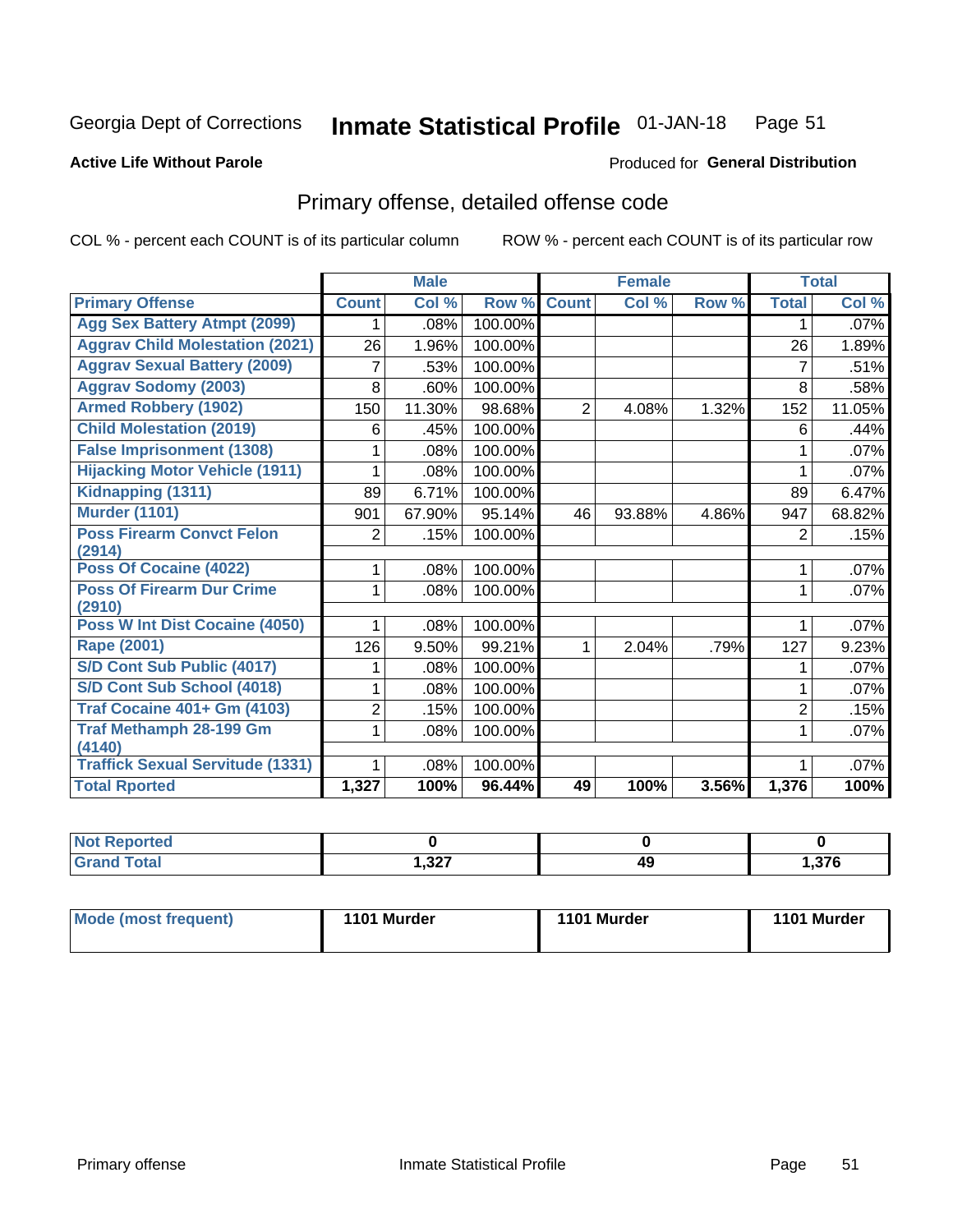Georgia Dept of Corrections **Inmate Statistical Profile** 01-JAN-18

**Active Life Without Parole**

Produced for **General Distribution**

## Primary offense, detailed offense code

COL % - percent each COUNT is of its particular column        ROW % - percent each COUNT is of its particular row

| | Male | | | Female | | | Total | |
|---|---|---|---|---|---|---|---|---|
| **Primary Offense** | **Count** | **Col %** | **Row %** | **Count** | **Col %** | **Row %** | **Total** | **Col %** |
| Agg Sex Battery Atmpt (2099) | 1 | .08% | 100.00% | | | | 1 | .07% |
| Aggrav Child Molestation (2021) | 26 | 1.96% | 100.00% | | | | 26 | 1.89% |
| Aggrav Sexual Battery (2009) | 7 | .53% | 100.00% | | | | 7 | .51% |
| Aggrav Sodomy (2003) | 8 | .60% | 100.00% | | | | 8 | .58% |
| Armed Robbery (1902) | 150 | 11.30% | 98.68% | 2 | 4.08% | 1.32% | 152 | 11.05% |
| Child Molestation (2019) | 6 | .45% | 100.00% | | | | 6 | .44% |
| False Imprisonment (1308) | 1 | .08% | 100.00% | | | | 1 | .07% |
| Hijacking Motor Vehicle (1911) | 1 | .08% | 100.00% | | | | 1 | .07% |
| Kidnapping (1311) | 89 | 6.71% | 100.00% | | | | 89 | 6.47% |
| Murder (1101) | 901 | 67.90% | 95.14% | 46 | 93.88% | 4.86% | 947 | 68.82% |
| Poss Firearm Convct Felon (2914) | 2 | .15% | 100.00% | | | | 2 | .15% |
| Poss Of Cocaine (4022) | 1 | .08% | 100.00% | | | | 1 | .07% |
| Poss Of Firearm Dur Crime (2910) | 1 | .08% | 100.00% | | | | 1 | .07% |
| Poss W Int Dist Cocaine (4050) | 1 | .08% | 100.00% | | | | 1 | .07% |
| Rape (2001) | 126 | 9.50% | 99.21% | 1 | 2.04% | .79% | 127 | 9.23% |
| S/D Cont Sub Public (4017) | 1 | .08% | 100.00% | | | | 1 | .07% |
| S/D Cont Sub School (4018) | 1 | .08% | 100.00% | | | | 1 | .07% |
| Traf Cocaine 401+ Gm (4103) | 2 | .15% | 100.00% | | | | 2 | .15% |
| Traf Methamph 28-199 Gm (4140) | 1 | .08% | 100.00% | | | | 1 | .07% |
| Traffick Sexual Servitude (1331) | 1 | .08% | 100.00% | | | | 1 | .07% |
| **Total Rported** | **1,327** | **100%** | **96.44%** | **49** | **100%** | **3.56%** | **1,376** | **100%** |

| | Male | Female | Total |
|---|---|---|---|
| Not Reported | 0 | 0 | 0 |
| Grand Total | 1,327 | 49 | 1,376 |

| | Male | Female | Total |
|---|---|---|---|
| Mode (most frequent) | 1101 Murder | 1101 Murder | 1101 Murder |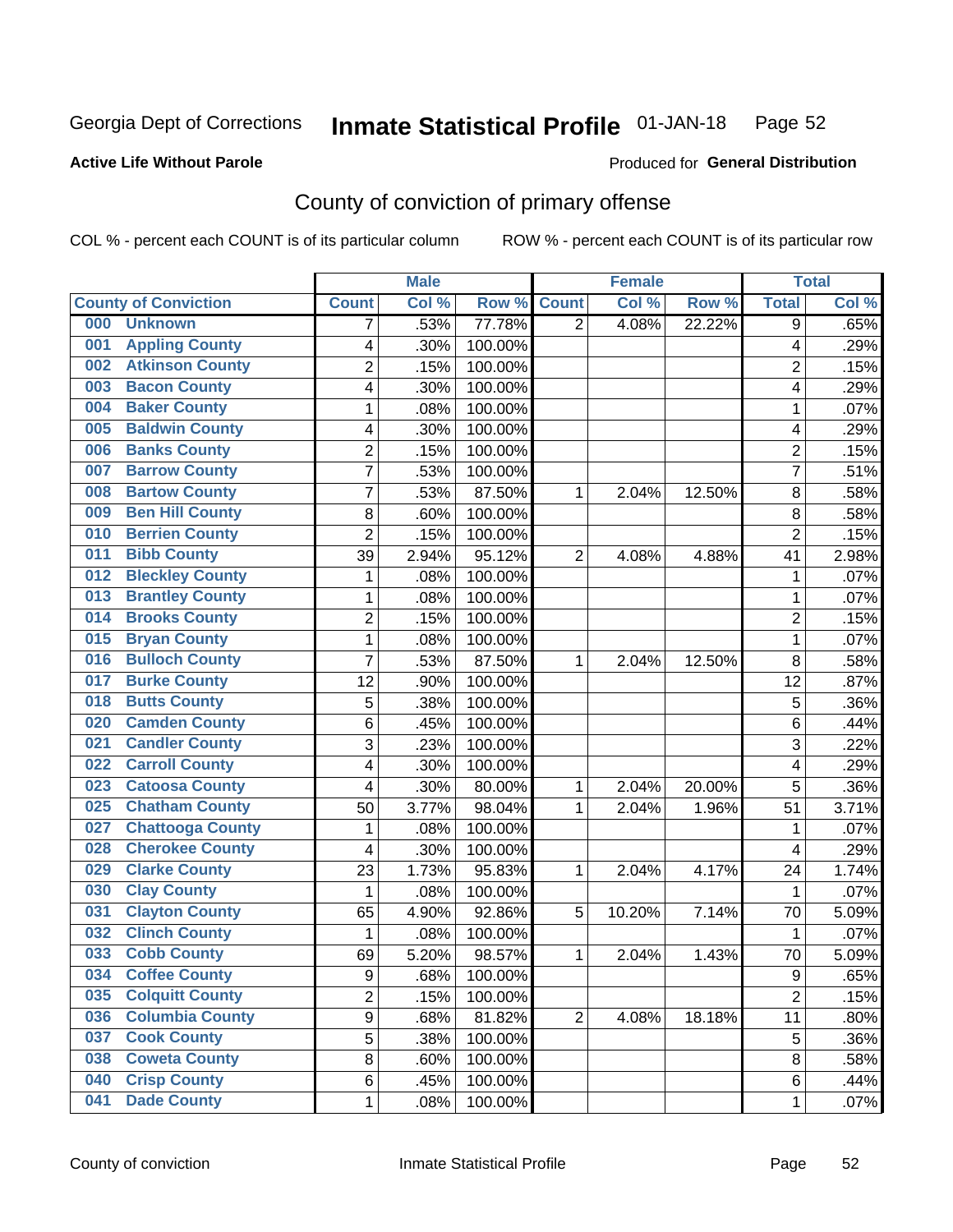Georgia Dept of Corrections **Inmate Statistical Profile** 01-JAN-18

**Active Life Without Parole**

Produced for **General Distribution**

## County of conviction of primary offense

COL % - percent each COUNT is of its particular column ROW % - percent each COUNT is of its particular row

| County of Conviction | Male | | | Female | | | Total | |
|---|---|---|---|---|---|---|---|---|
| | Count | Col % | Row % | Count | Col % | Row % | Total | Col % |
| 000 Unknown | 7 | .53% | 77.78% | 2 | 4.08% | 22.22% | 9 | .65% |
| 001 Appling County | 4 | .30% | 100.00% | | | | 4 | .29% |
| 002 Atkinson County | 2 | .15% | 100.00% | | | | 2 | .15% |
| 003 Bacon County | 4 | .30% | 100.00% | | | | 4 | .29% |
| 004 Baker County | 1 | .08% | 100.00% | | | | 1 | .07% |
| 005 Baldwin County | 4 | .30% | 100.00% | | | | 4 | .29% |
| 006 Banks County | 2 | .15% | 100.00% | | | | 2 | .15% |
| 007 Barrow County | 7 | .53% | 100.00% | | | | 7 | .51% |
| 008 Bartow County | 7 | .53% | 87.50% | 1 | 2.04% | 12.50% | 8 | .58% |
| 009 Ben Hill County | 8 | .60% | 100.00% | | | | 8 | .58% |
| 010 Berrien County | 2 | .15% | 100.00% | | | | 2 | .15% |
| 011 Bibb County | 39 | 2.94% | 95.12% | 2 | 4.08% | 4.88% | 41 | 2.98% |
| 012 Bleckley County | 1 | .08% | 100.00% | | | | 1 | .07% |
| 013 Brantley County | 1 | .08% | 100.00% | | | | 1 | .07% |
| 014 Brooks County | 2 | .15% | 100.00% | | | | 2 | .15% |
| 015 Bryan County | 1 | .08% | 100.00% | | | | 1 | .07% |
| 016 Bulloch County | 7 | .53% | 87.50% | 1 | 2.04% | 12.50% | 8 | .58% |
| 017 Burke County | 12 | .90% | 100.00% | | | | 12 | .87% |
| 018 Butts County | 5 | .38% | 100.00% | | | | 5 | .36% |
| 020 Camden County | 6 | .45% | 100.00% | | | | 6 | .44% |
| 021 Candler County | 3 | .23% | 100.00% | | | | 3 | .22% |
| 022 Carroll County | 4 | .30% | 100.00% | | | | 4 | .29% |
| 023 Catoosa County | 4 | .30% | 80.00% | 1 | 2.04% | 20.00% | 5 | .36% |
| 025 Chatham County | 50 | 3.77% | 98.04% | 1 | 2.04% | 1.96% | 51 | 3.71% |
| 027 Chattooga County | 1 | .08% | 100.00% | | | | 1 | .07% |
| 028 Cherokee County | 4 | .30% | 100.00% | | | | 4 | .29% |
| 029 Clarke County | 23 | 1.73% | 95.83% | 1 | 2.04% | 4.17% | 24 | 1.74% |
| 030 Clay County | 1 | .08% | 100.00% | | | | 1 | .07% |
| 031 Clayton County | 65 | 4.90% | 92.86% | 5 | 10.20% | 7.14% | 70 | 5.09% |
| 032 Clinch County | 1 | .08% | 100.00% | | | | 1 | .07% |
| 033 Cobb County | 69 | 5.20% | 98.57% | 1 | 2.04% | 1.43% | 70 | 5.09% |
| 034 Coffee County | 9 | .68% | 100.00% | | | | 9 | .65% |
| 035 Colquitt County | 2 | .15% | 100.00% | | | | 2 | .15% |
| 036 Columbia County | 9 | .68% | 81.82% | 2 | 4.08% | 18.18% | 11 | .80% |
| 037 Cook County | 5 | .38% | 100.00% | | | | 5 | .36% |
| 038 Coweta County | 8 | .60% | 100.00% | | | | 8 | .58% |
| 040 Crisp County | 6 | .45% | 100.00% | | | | 6 | .44% |
| 041 Dade County | 1 | .08% | 100.00% | | | | 1 | .07% |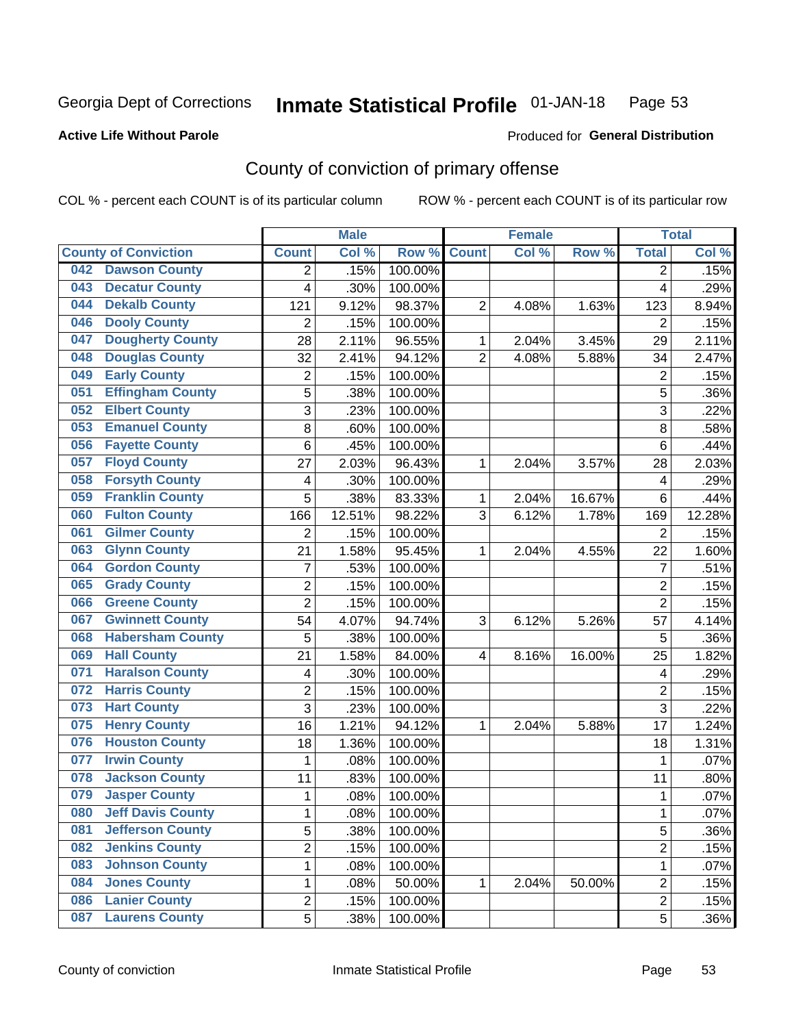Georgia Dept of Corrections **Inmate Statistical Profile** 01-JAN-18

**Active Life Without Parole**

Produced for **General Distribution**

## County of conviction of primary offense

COL % - percent each COUNT is of its particular column ROW % - percent each COUNT is of its particular row

| County of Conviction | Male | | | Female | | | Total | |
|---|---|---|---|---|---|---|---|---|
| | Count | Col % | Row % | Count | Col % | Row % | Total | Col % |
| 042 Dawson County | 2 | .15% | 100.00% | | | | 2 | .15% |
| 043 Decatur County | 4 | .30% | 100.00% | | | | 4 | .29% |
| 044 Dekalb County | 121 | 9.12% | 98.37% | 2 | 4.08% | 1.63% | 123 | 8.94% |
| 046 Dooly County | 2 | .15% | 100.00% | | | | 2 | .15% |
| 047 Dougherty County | 28 | 2.11% | 96.55% | 1 | 2.04% | 3.45% | 29 | 2.11% |
| 048 Douglas County | 32 | 2.41% | 94.12% | 2 | 4.08% | 5.88% | 34 | 2.47% |
| 049 Early County | 2 | .15% | 100.00% | | | | 2 | .15% |
| 051 Effingham County | 5 | .38% | 100.00% | | | | 5 | .36% |
| 052 Elbert County | 3 | .23% | 100.00% | | | | 3 | .22% |
| 053 Emanuel County | 8 | .60% | 100.00% | | | | 8 | .58% |
| 056 Fayette County | 6 | .45% | 100.00% | | | | 6 | .44% |
| 057 Floyd County | 27 | 2.03% | 96.43% | 1 | 2.04% | 3.57% | 28 | 2.03% |
| 058 Forsyth County | 4 | .30% | 100.00% | | | | 4 | .29% |
| 059 Franklin County | 5 | .38% | 83.33% | 1 | 2.04% | 16.67% | 6 | .44% |
| 060 Fulton County | 166 | 12.51% | 98.22% | 3 | 6.12% | 1.78% | 169 | 12.28% |
| 061 Gilmer County | 2 | .15% | 100.00% | | | | 2 | .15% |
| 063 Glynn County | 21 | 1.58% | 95.45% | 1 | 2.04% | 4.55% | 22 | 1.60% |
| 064 Gordon County | 7 | .53% | 100.00% | | | | 7 | .51% |
| 065 Grady County | 2 | .15% | 100.00% | | | | 2 | .15% |
| 066 Greene County | 2 | .15% | 100.00% | | | | 2 | .15% |
| 067 Gwinnett County | 54 | 4.07% | 94.74% | 3 | 6.12% | 5.26% | 57 | 4.14% |
| 068 Habersham County | 5 | .38% | 100.00% | | | | 5 | .36% |
| 069 Hall County | 21 | 1.58% | 84.00% | 4 | 8.16% | 16.00% | 25 | 1.82% |
| 071 Haralson County | 4 | .30% | 100.00% | | | | 4 | .29% |
| 072 Harris County | 2 | .15% | 100.00% | | | | 2 | .15% |
| 073 Hart County | 3 | .23% | 100.00% | | | | 3 | .22% |
| 075 Henry County | 16 | 1.21% | 94.12% | 1 | 2.04% | 5.88% | 17 | 1.24% |
| 076 Houston County | 18 | 1.36% | 100.00% | | | | 18 | 1.31% |
| 077 Irwin County | 1 | .08% | 100.00% | | | | 1 | .07% |
| 078 Jackson County | 11 | .83% | 100.00% | | | | 11 | .80% |
| 079 Jasper County | 1 | .08% | 100.00% | | | | 1 | .07% |
| 080 Jeff Davis County | 1 | .08% | 100.00% | | | | 1 | .07% |
| 081 Jefferson County | 5 | .38% | 100.00% | | | | 5 | .36% |
| 082 Jenkins County | 2 | .15% | 100.00% | | | | 2 | .15% |
| 083 Johnson County | 1 | .08% | 100.00% | | | | 1 | .07% |
| 084 Jones County | 1 | .08% | 50.00% | 1 | 2.04% | 50.00% | 2 | .15% |
| 086 Lanier County | 2 | .15% | 100.00% | | | | 2 | .15% |
| 087 Laurens County | 5 | .38% | 100.00% | | | | 5 | .36% |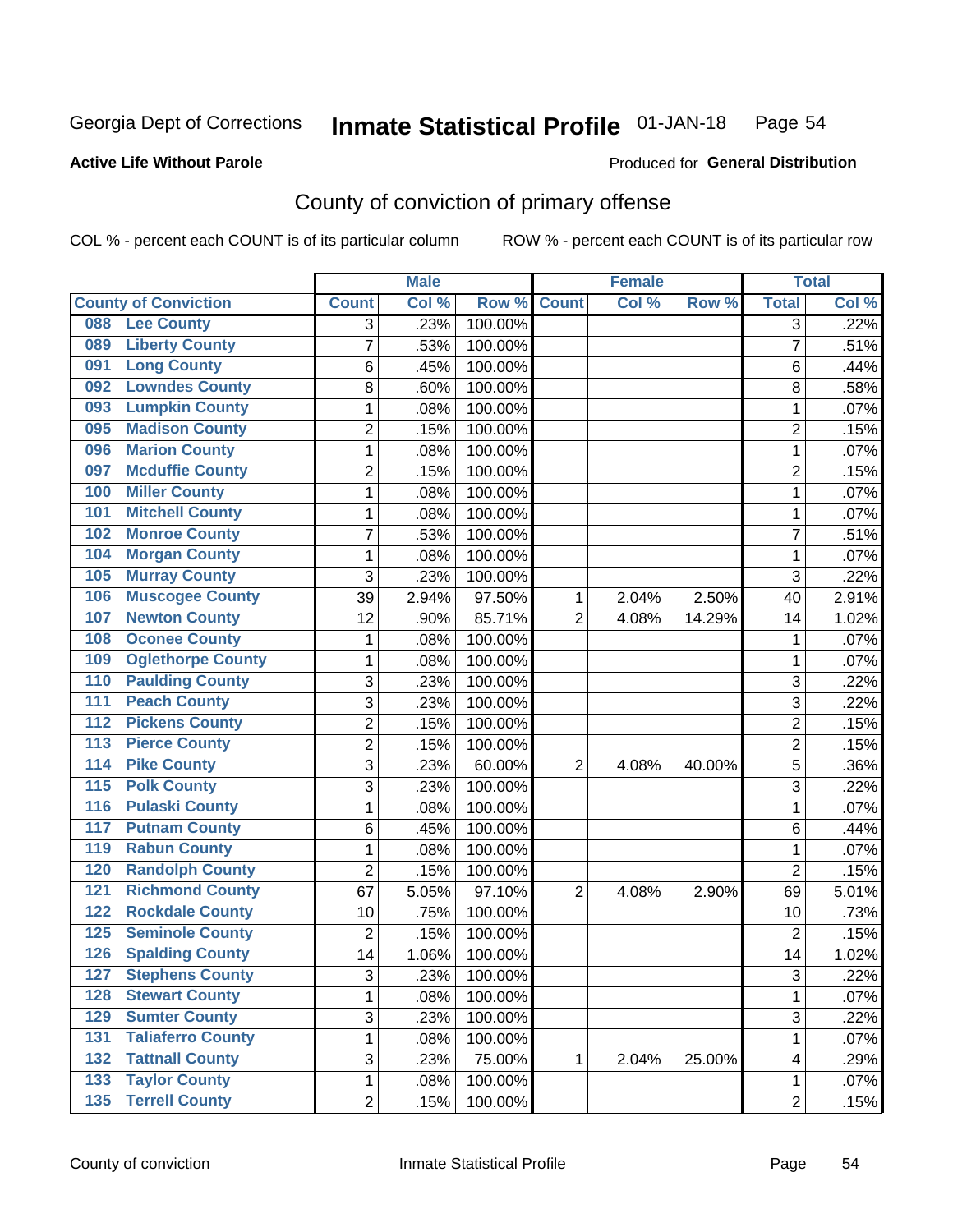Georgia Dept of Corrections **Inmate Statistical Profile** 01-JAN-18

**Active Life Without Parole**

Produced for **General Distribution**

## County of conviction of primary offense

COL % - percent each COUNT is of its particular column ROW % - percent each COUNT is of its particular row

| County of Conviction | Male | | | Female | | | Total | |
|---|---|---|---|---|---|---|---|---|
| | Count | Col % | Row % | Count | Col % | Row % | Total | Col % |
| 088 Lee County | 3 | .23% | 100.00% | | | | 3 | .22% |
| 089 Liberty County | 7 | .53% | 100.00% | | | | 7 | .51% |
| 091 Long County | 6 | .45% | 100.00% | | | | 6 | .44% |
| 092 Lowndes County | 8 | .60% | 100.00% | | | | 8 | .58% |
| 093 Lumpkin County | 1 | .08% | 100.00% | | | | 1 | .07% |
| 095 Madison County | 2 | .15% | 100.00% | | | | 2 | .15% |
| 096 Marion County | 1 | .08% | 100.00% | | | | 1 | .07% |
| 097 Mcduffie County | 2 | .15% | 100.00% | | | | 2 | .15% |
| 100 Miller County | 1 | .08% | 100.00% | | | | 1 | .07% |
| 101 Mitchell County | 1 | .08% | 100.00% | | | | 1 | .07% |
| 102 Monroe County | 7 | .53% | 100.00% | | | | 7 | .51% |
| 104 Morgan County | 1 | .08% | 100.00% | | | | 1 | .07% |
| 105 Murray County | 3 | .23% | 100.00% | | | | 3 | .22% |
| 106 Muscogee County | 39 | 2.94% | 97.50% | 1 | 2.04% | 2.50% | 40 | 2.91% |
| 107 Newton County | 12 | .90% | 85.71% | 2 | 4.08% | 14.29% | 14 | 1.02% |
| 108 Oconee County | 1 | .08% | 100.00% | | | | 1 | .07% |
| 109 Oglethorpe County | 1 | .08% | 100.00% | | | | 1 | .07% |
| 110 Paulding County | 3 | .23% | 100.00% | | | | 3 | .22% |
| 111 Peach County | 3 | .23% | 100.00% | | | | 3 | .22% |
| 112 Pickens County | 2 | .15% | 100.00% | | | | 2 | .15% |
| 113 Pierce County | 2 | .15% | 100.00% | | | | 2 | .15% |
| 114 Pike County | 3 | .23% | 60.00% | 2 | 4.08% | 40.00% | 5 | .36% |
| 115 Polk County | 3 | .23% | 100.00% | | | | 3 | .22% |
| 116 Pulaski County | 1 | .08% | 100.00% | | | | 1 | .07% |
| 117 Putnam County | 6 | .45% | 100.00% | | | | 6 | .44% |
| 119 Rabun County | 1 | .08% | 100.00% | | | | 1 | .07% |
| 120 Randolph County | 2 | .15% | 100.00% | | | | 2 | .15% |
| 121 Richmond County | 67 | 5.05% | 97.10% | 2 | 4.08% | 2.90% | 69 | 5.01% |
| 122 Rockdale County | 10 | .75% | 100.00% | | | | 10 | .73% |
| 125 Seminole County | 2 | .15% | 100.00% | | | | 2 | .15% |
| 126 Spalding County | 14 | 1.06% | 100.00% | | | | 14 | 1.02% |
| 127 Stephens County | 3 | .23% | 100.00% | | | | 3 | .22% |
| 128 Stewart County | 1 | .08% | 100.00% | | | | 1 | .07% |
| 129 Sumter County | 3 | .23% | 100.00% | | | | 3 | .22% |
| 131 Taliaferro County | 1 | .08% | 100.00% | | | | 1 | .07% |
| 132 Tattnall County | 3 | .23% | 75.00% | 1 | 2.04% | 25.00% | 4 | .29% |
| 133 Taylor County | 1 | .08% | 100.00% | | | | 1 | .07% |
| 135 Terrell County | 2 | .15% | 100.00% | | | | 2 | .15% |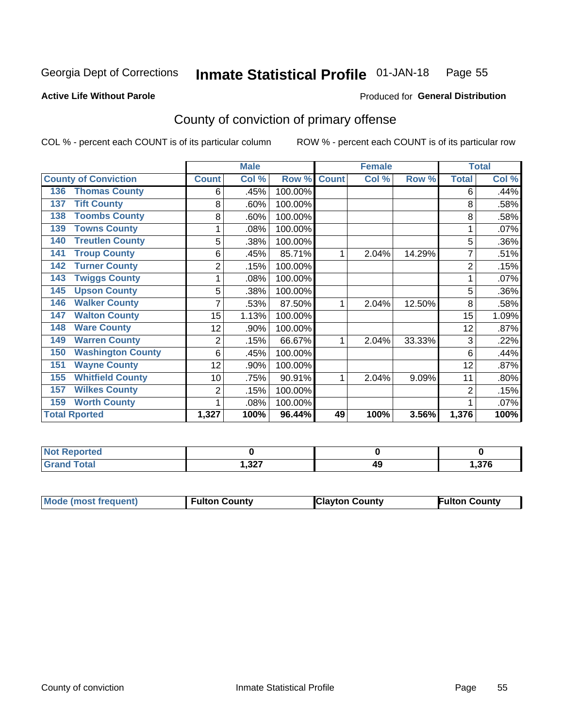Georgia Dept of Corrections **Inmate Statistical Profile** 01-JAN-18

**Active Life Without Parole**

Produced for **General Distribution**

## County of conviction of primary offense

COL % - percent each COUNT is of its particular column ROW % - percent each COUNT is of its particular row

| County of Conviction | Male | | | Female | | | Total | |
|---|---|---|---|---|---|---|---|---|
| | Count | Col % | Row % | Count | Col % | Row % | Total | Col % |
| 136 Thomas County | 6 | .45% | 100.00% | | | | 6 | .44% |
| 137 Tift County | 8 | .60% | 100.00% | | | | 8 | .58% |
| 138 Toombs County | 8 | .60% | 100.00% | | | | 8 | .58% |
| 139 Towns County | 1 | .08% | 100.00% | | | | 1 | .07% |
| 140 Treutlen County | 5 | .38% | 100.00% | | | | 5 | .36% |
| 141 Troup County | 6 | .45% | 85.71% | 1 | 2.04% | 14.29% | 7 | .51% |
| 142 Turner County | 2 | .15% | 100.00% | | | | 2 | .15% |
| 143 Twiggs County | 1 | .08% | 100.00% | | | | 1 | .07% |
| 145 Upson County | 5 | .38% | 100.00% | | | | 5 | .36% |
| 146 Walker County | 7 | .53% | 87.50% | 1 | 2.04% | 12.50% | 8 | .58% |
| 147 Walton County | 15 | 1.13% | 100.00% | | | | 15 | 1.09% |
| 148 Ware County | 12 | .90% | 100.00% | | | | 12 | .87% |
| 149 Warren County | 2 | .15% | 66.67% | 1 | 2.04% | 33.33% | 3 | .22% |
| 150 Washington County | 6 | .45% | 100.00% | | | | 6 | .44% |
| 151 Wayne County | 12 | .90% | 100.00% | | | | 12 | .87% |
| 155 Whitfield County | 10 | .75% | 90.91% | 1 | 2.04% | 9.09% | 11 | .80% |
| 157 Wilkes County | 2 | .15% | 100.00% | | | | 2 | .15% |
| 159 Worth County | 1 | .08% | 100.00% | | | | 1 | .07% |
| **Total Rported** | **1,327** | **100%** | **96.44%** | **49** | **100%** | **3.56%** | **1,376** | **100%** |

| | Male | Female | Total |
|---|---|---|---|
| Not Reported | 0 | 0 | 0 |
| Grand Total | 1,327 | 49 | 1,376 |

| Mode (most frequent) | Fulton County | Clayton County | Fulton County |
|---|---|---|---|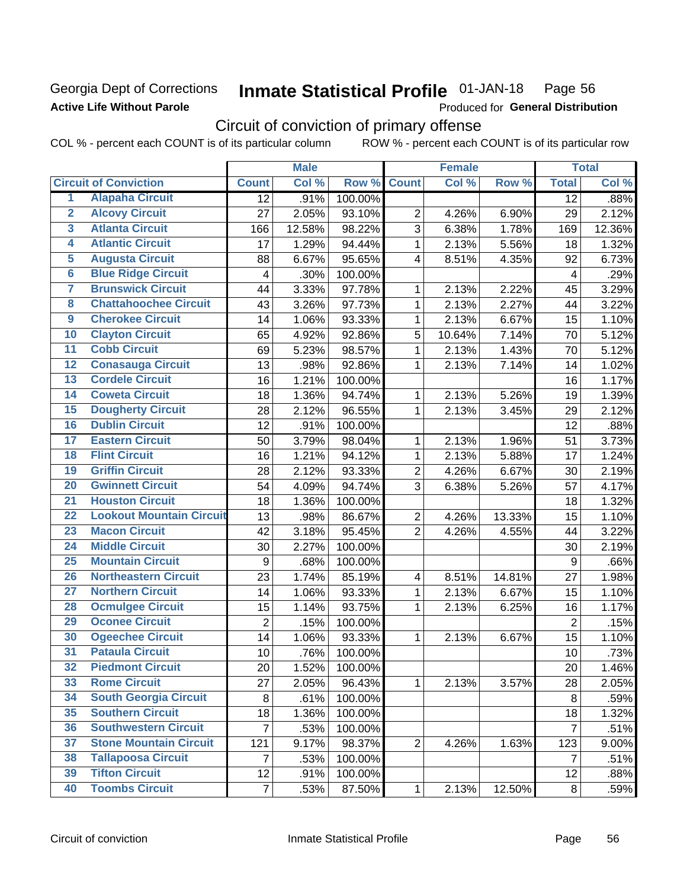Georgia Dept of Corrections **Inmate Statistical Profile** 01-JAN-18 Page 56

**Active Life Without Parole**

Produced for **General Distribution**

## Circuit of conviction of primary offense

COL % - percent each COUNT is of its particular column ROW % - percent each COUNT is of its particular row

| | | Male | | | Female | | | Total | |
|---|---|---|---|---|---|---|---|---|---|
| **Circuit of Conviction** | | **Count** | **Col %** | **Row %** | **Count** | **Col %** | **Row %** | **Total** | **Col %** |
| 1 | Alapaha Circuit | 12 | .91% | 100.00% | | | | 12 | .88% |
| 2 | Alcovy Circuit | 27 | 2.05% | 93.10% | 2 | 4.26% | 6.90% | 29 | 2.12% |
| 3 | Atlanta Circuit | 166 | 12.58% | 98.22% | 3 | 6.38% | 1.78% | 169 | 12.36% |
| 4 | Atlantic Circuit | 17 | 1.29% | 94.44% | 1 | 2.13% | 5.56% | 18 | 1.32% |
| 5 | Augusta Circuit | 88 | 6.67% | 95.65% | 4 | 8.51% | 4.35% | 92 | 6.73% |
| 6 | Blue Ridge Circuit | 4 | .30% | 100.00% | | | | 4 | .29% |
| 7 | Brunswick Circuit | 44 | 3.33% | 97.78% | 1 | 2.13% | 2.22% | 45 | 3.29% |
| 8 | Chattahoochee Circuit | 43 | 3.26% | 97.73% | 1 | 2.13% | 2.27% | 44 | 3.22% |
| 9 | Cherokee Circuit | 14 | 1.06% | 93.33% | 1 | 2.13% | 6.67% | 15 | 1.10% |
| 10 | Clayton Circuit | 65 | 4.92% | 92.86% | 5 | 10.64% | 7.14% | 70 | 5.12% |
| 11 | Cobb Circuit | 69 | 5.23% | 98.57% | 1 | 2.13% | 1.43% | 70 | 5.12% |
| 12 | Conasauga Circuit | 13 | .98% | 92.86% | 1 | 2.13% | 7.14% | 14 | 1.02% |
| 13 | Cordele Circuit | 16 | 1.21% | 100.00% | | | | 16 | 1.17% |
| 14 | Coweta Circuit | 18 | 1.36% | 94.74% | 1 | 2.13% | 5.26% | 19 | 1.39% |
| 15 | Dougherty Circuit | 28 | 2.12% | 96.55% | 1 | 2.13% | 3.45% | 29 | 2.12% |
| 16 | Dublin Circuit | 12 | .91% | 100.00% | | | | 12 | .88% |
| 17 | Eastern Circuit | 50 | 3.79% | 98.04% | 1 | 2.13% | 1.96% | 51 | 3.73% |
| 18 | Flint Circuit | 16 | 1.21% | 94.12% | 1 | 2.13% | 5.88% | 17 | 1.24% |
| 19 | Griffin Circuit | 28 | 2.12% | 93.33% | 2 | 4.26% | 6.67% | 30 | 2.19% |
| 20 | Gwinnett Circuit | 54 | 4.09% | 94.74% | 3 | 6.38% | 5.26% | 57 | 4.17% |
| 21 | Houston Circuit | 18 | 1.36% | 100.00% | | | | 18 | 1.32% |
| 22 | Lookout Mountain Circuit | 13 | .98% | 86.67% | 2 | 4.26% | 13.33% | 15 | 1.10% |
| 23 | Macon Circuit | 42 | 3.18% | 95.45% | 2 | 4.26% | 4.55% | 44 | 3.22% |
| 24 | Middle Circuit | 30 | 2.27% | 100.00% | | | | 30 | 2.19% |
| 25 | Mountain Circuit | 9 | .68% | 100.00% | | | | 9 | .66% |
| 26 | Northeastern Circuit | 23 | 1.74% | 85.19% | 4 | 8.51% | 14.81% | 27 | 1.98% |
| 27 | Northern Circuit | 14 | 1.06% | 93.33% | 1 | 2.13% | 6.67% | 15 | 1.10% |
| 28 | Ocmulgee Circuit | 15 | 1.14% | 93.75% | 1 | 2.13% | 6.25% | 16 | 1.17% |
| 29 | Oconee Circuit | 2 | .15% | 100.00% | | | | 2 | .15% |
| 30 | Ogeechee Circuit | 14 | 1.06% | 93.33% | 1 | 2.13% | 6.67% | 15 | 1.10% |
| 31 | Pataula Circuit | 10 | .76% | 100.00% | | | | 10 | .73% |
| 32 | Piedmont Circuit | 20 | 1.52% | 100.00% | | | | 20 | 1.46% |
| 33 | Rome Circuit | 27 | 2.05% | 96.43% | 1 | 2.13% | 3.57% | 28 | 2.05% |
| 34 | South Georgia Circuit | 8 | .61% | 100.00% | | | | 8 | .59% |
| 35 | Southern Circuit | 18 | 1.36% | 100.00% | | | | 18 | 1.32% |
| 36 | Southwestern Circuit | 7 | .53% | 100.00% | | | | 7 | .51% |
| 37 | Stone Mountain Circuit | 121 | 9.17% | 98.37% | 2 | 4.26% | 1.63% | 123 | 9.00% |
| 38 | Tallapoosa Circuit | 7 | .53% | 100.00% | | | | 7 | .51% |
| 39 | Tifton Circuit | 12 | .91% | 100.00% | | | | 12 | .88% |
| 40 | Toombs Circuit | 7 | .53% | 87.50% | 1 | 2.13% | 12.50% | 8 | .59% |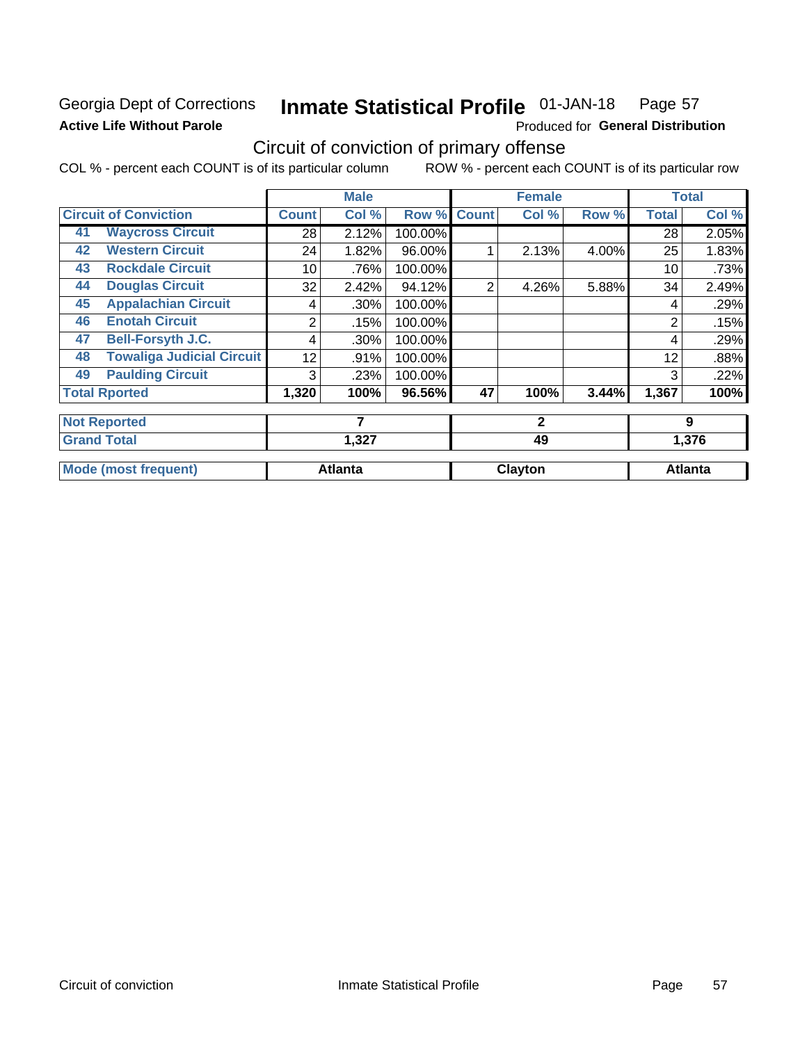Georgia Dept of Corrections
**Active Life Without Parole**

# Inmate Statistical Profile 01-JAN-18

Produced for **General Distribution**

## Circuit of conviction of primary offense

COL % - percent each COUNT is of its particular column ROW % - percent each COUNT is of its particular row

| Circuit of Conviction | | Male | | | Female | | | Total | |
|---|---|---|---|---|---|---|---|---|---|
| | | Count | Col % | Row % | Count | Col % | Row % | Total | Col % |
| 41 | Waycross Circuit | 28 | 2.12% | 100.00% | | | | 28 | 2.05% |
| 42 | Western Circuit | 24 | 1.82% | 96.00% | 1 | 2.13% | 4.00% | 25 | 1.83% |
| 43 | Rockdale Circuit | 10 | .76% | 100.00% | | | | 10 | .73% |
| 44 | Douglas Circuit | 32 | 2.42% | 94.12% | 2 | 4.26% | 5.88% | 34 | 2.49% |
| 45 | Appalachian Circuit | 4 | .30% | 100.00% | | | | 4 | .29% |
| 46 | Enotah Circuit | 2 | .15% | 100.00% | | | | 2 | .15% |
| 47 | Bell-Forsyth J.C. | 4 | .30% | 100.00% | | | | 4 | .29% |
| 48 | Towaliga Judicial Circuit | 12 | .91% | 100.00% | | | | 12 | .88% |
| 49 | Paulding Circuit | 3 | .23% | 100.00% | | | | 3 | .22% |
| Total Rported | | 1,320 | 100% | 96.56% | 47 | 100% | 3.44% | 1,367 | 100% |
| Not Reported | | 7 | | | 2 | | | 9 | |
| Grand Total | | 1,327 | | | 49 | | | 1,376 | |
| Mode (most frequent) | | Atlanta | | | Clayton | | | Atlanta | |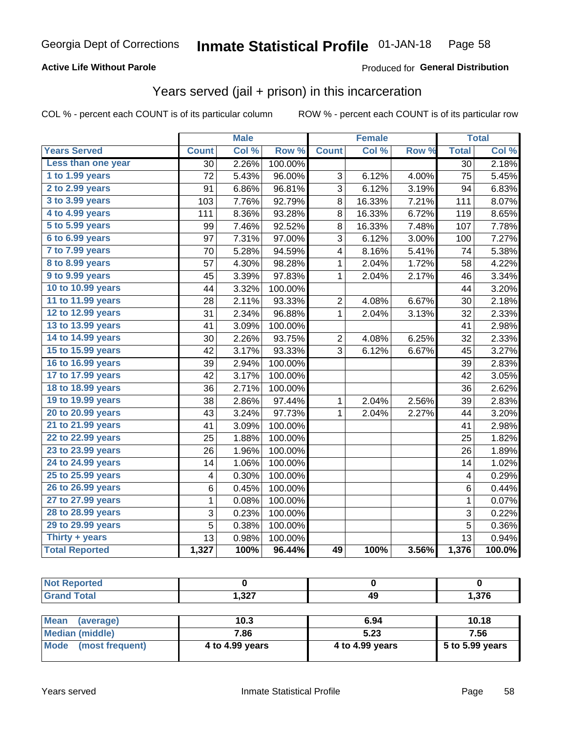Georgia Dept of Corrections **Inmate Statistical Profile** 01-JAN-18

**Active Life Without Parole**

Produced for **General Distribution**

## Years served (jail + prison) in this incarceration

COL % - percent each COUNT is of its particular column

ROW % - percent each COUNT is of its particular row

| | Male | | | Female | | | Total | |
|---|---|---|---|---|---|---|---|---|
| **Years Served** | **Count** | **Col %** | **Row %** | **Count** | **Col %** | **Row %** | **Total** | **Col %** |
| Less than one year | 30 | 2.26% | 100.00% | | | | 30 | 2.18% |
| 1 to 1.99 years | 72 | 5.43% | 96.00% | 3 | 6.12% | 4.00% | 75 | 5.45% |
| 2 to 2.99 years | 91 | 6.86% | 96.81% | 3 | 6.12% | 3.19% | 94 | 6.83% |
| 3 to 3.99 years | 103 | 7.76% | 92.79% | 8 | 16.33% | 7.21% | 111 | 8.07% |
| 4 to 4.99 years | 111 | 8.36% | 93.28% | 8 | 16.33% | 6.72% | 119 | 8.65% |
| 5 to 5.99 years | 99 | 7.46% | 92.52% | 8 | 16.33% | 7.48% | 107 | 7.78% |
| 6 to 6.99 years | 97 | 7.31% | 97.00% | 3 | 6.12% | 3.00% | 100 | 7.27% |
| 7 to 7.99 years | 70 | 5.28% | 94.59% | 4 | 8.16% | 5.41% | 74 | 5.38% |
| 8 to 8.99 years | 57 | 4.30% | 98.28% | 1 | 2.04% | 1.72% | 58 | 4.22% |
| 9 to 9.99 years | 45 | 3.39% | 97.83% | 1 | 2.04% | 2.17% | 46 | 3.34% |
| 10 to 10.99 years | 44 | 3.32% | 100.00% | | | | 44 | 3.20% |
| 11 to 11.99 years | 28 | 2.11% | 93.33% | 2 | 4.08% | 6.67% | 30 | 2.18% |
| 12 to 12.99 years | 31 | 2.34% | 96.88% | 1 | 2.04% | 3.13% | 32 | 2.33% |
| 13 to 13.99 years | 41 | 3.09% | 100.00% | | | | 41 | 2.98% |
| 14 to 14.99 years | 30 | 2.26% | 93.75% | 2 | 4.08% | 6.25% | 32 | 2.33% |
| 15 to 15.99 years | 42 | 3.17% | 93.33% | 3 | 6.12% | 6.67% | 45 | 3.27% |
| 16 to 16.99 years | 39 | 2.94% | 100.00% | | | | 39 | 2.83% |
| 17 to 17.99 years | 42 | 3.17% | 100.00% | | | | 42 | 3.05% |
| 18 to 18.99 years | 36 | 2.71% | 100.00% | | | | 36 | 2.62% |
| 19 to 19.99 years | 38 | 2.86% | 97.44% | 1 | 2.04% | 2.56% | 39 | 2.83% |
| 20 to 20.99 years | 43 | 3.24% | 97.73% | 1 | 2.04% | 2.27% | 44 | 3.20% |
| 21 to 21.99 years | 41 | 3.09% | 100.00% | | | | 41 | 2.98% |
| 22 to 22.99 years | 25 | 1.88% | 100.00% | | | | 25 | 1.82% |
| 23 to 23.99 years | 26 | 1.96% | 100.00% | | | | 26 | 1.89% |
| 24 to 24.99 years | 14 | 1.06% | 100.00% | | | | 14 | 1.02% |
| 25 to 25.99 years | 4 | 0.30% | 100.00% | | | | 4 | 0.29% |
| 26 to 26.99 years | 6 | 0.45% | 100.00% | | | | 6 | 0.44% |
| 27 to 27.99 years | 1 | 0.08% | 100.00% | | | | 1 | 0.07% |
| 28 to 28.99 years | 3 | 0.23% | 100.00% | | | | 3 | 0.22% |
| 29 to 29.99 years | 5 | 0.38% | 100.00% | | | | 5 | 0.36% |
| Thirty + years | 13 | 0.98% | 100.00% | | | | 13 | 0.94% |
| **Total Reported** | **1,327** | **100%** | **96.44%** | **49** | **100%** | **3.56%** | **1,376** | **100.0%** |

| | Male | Female | Total |
|---|---|---|---|
| Not Reported | **0** | **0** | **0** |
| Grand Total | **1,327** | **49** | **1,376** |

| | Male | Female | Total |
|---|---|---|---|
| Mean (average) | **10.3** | **6.94** | **10.18** |
| Median (middle) | **7.86** | **5.23** | **7.56** |
| Mode (most frequent) | **4 to 4.99 years** | **4 to 4.99 years** | **5 to 5.99 years** |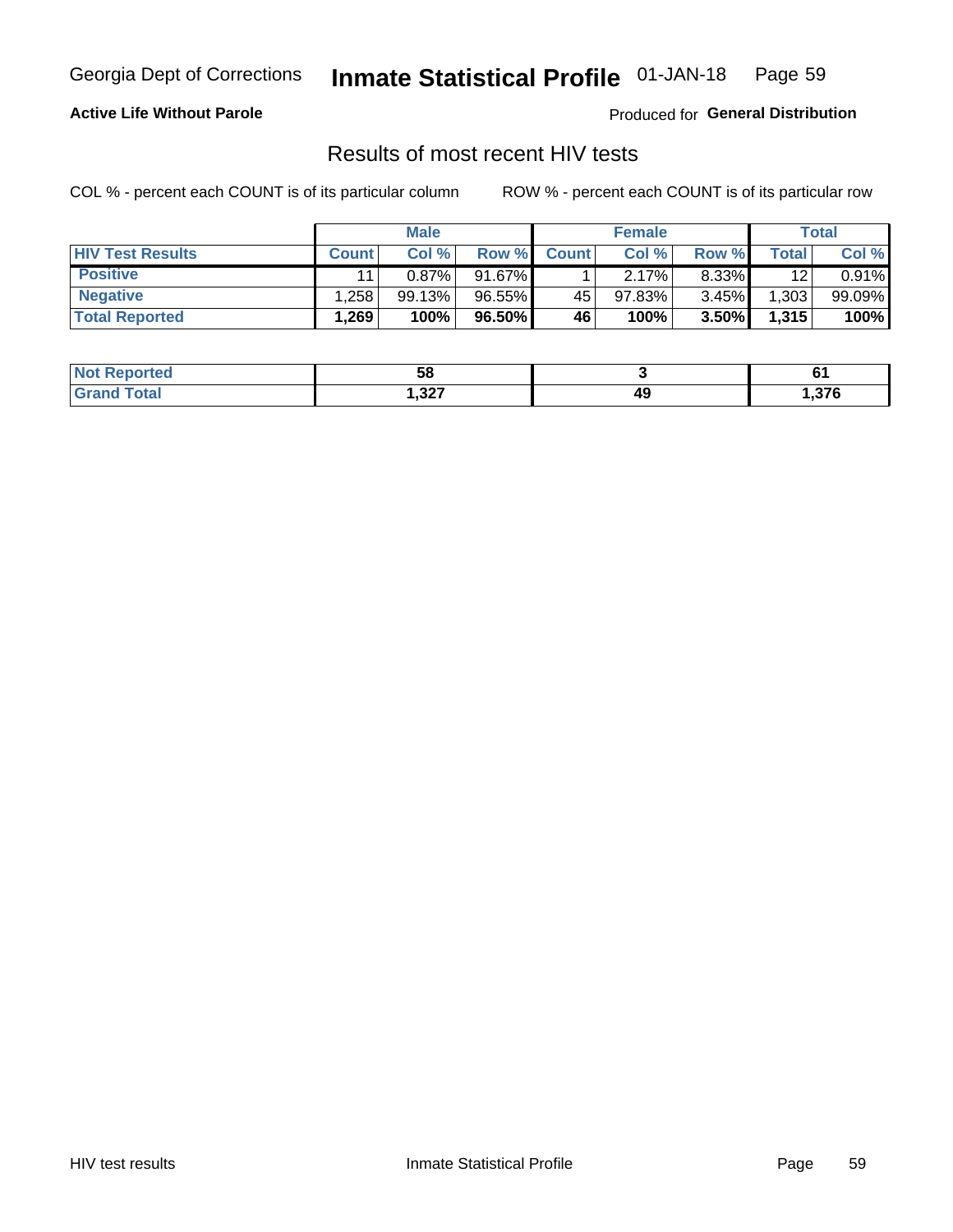**Active Life Without Parole**

Produced for **General Distribution**

## Results of most recent HIV tests

COL % - percent each COUNT is of its particular column

ROW % - percent each COUNT is of its particular row

| | Male | | | Female | | | Total | |
|---|---|---|---|---|---|---|---|---|
| **HIV Test Results** | **Count** | **Col %** | **Row %** | **Count** | **Col %** | **Row %** | **Total** | **Col %** |
| **Positive** | 11 | 0.87% | 91.67% | 1 | 2.17% | 8.33% | 12 | 0.91% |
| **Negative** | 1,258 | 99.13% | 96.55% | 45 | 97.83% | 3.45% | 1,303 | 99.09% |
| **Total Reported** | **1,269** | **100%** | **96.50%** | **46** | **100%** | **3.50%** | **1,315** | **100%** |

| | Male | Female | Total |
|---|---|---|---|
| **Not Reported** | **58** | **3** | **61** |
| **Grand Total** | **1,327** | **49** | **1,376** |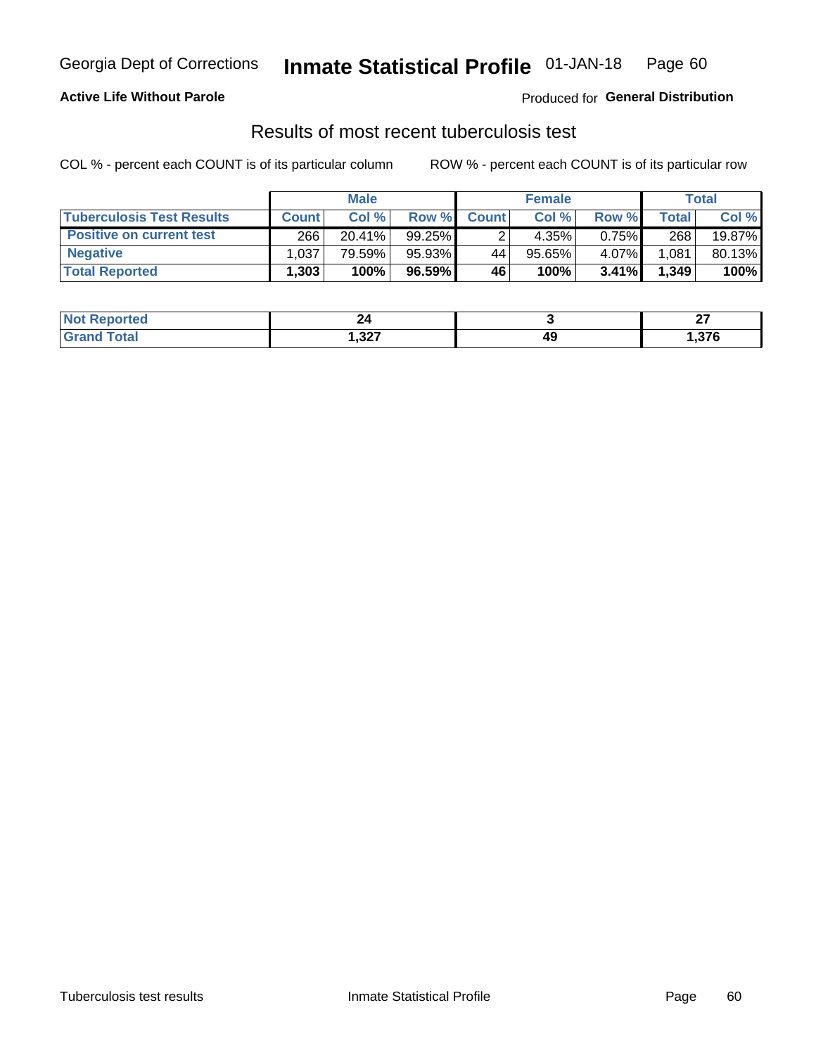Georgia Dept of Corrections **Inmate Statistical Profile** 01-JAN-18

**Active Life Without Parole**

Produced for **General Distribution**

## Results of most recent tuberculosis test

COL % - percent each COUNT is of its particular column

ROW % - percent each COUNT is of its particular row

| | Male | | | Female | | | Total | |
|---|---|---|---|---|---|---|---|---|
| **Tuberculosis Test Results** | **Count** | **Col %** | **Row %** | **Count** | **Col %** | **Row %** | **Total** | **Col %** |
| **Positive on current test** | 266 | 20.41% | 99.25% | 2 | 4.35% | 0.75% | 268 | 19.87% |
| **Negative** | 1,037 | 79.59% | 95.93% | 44 | 95.65% | 4.07% | 1,081 | 80.13% |
| **Total Reported** | **1,303** | **100%** | **96.59%** | **46** | **100%** | **3.41%** | **1,349** | **100%** |

| | Male | Female | Total |
|---|---|---|---|
| **Not Reported** | **24** | **3** | **27** |
| **Grand Total** | **1,327** | **49** | **1,376** |

Tuberculosis test results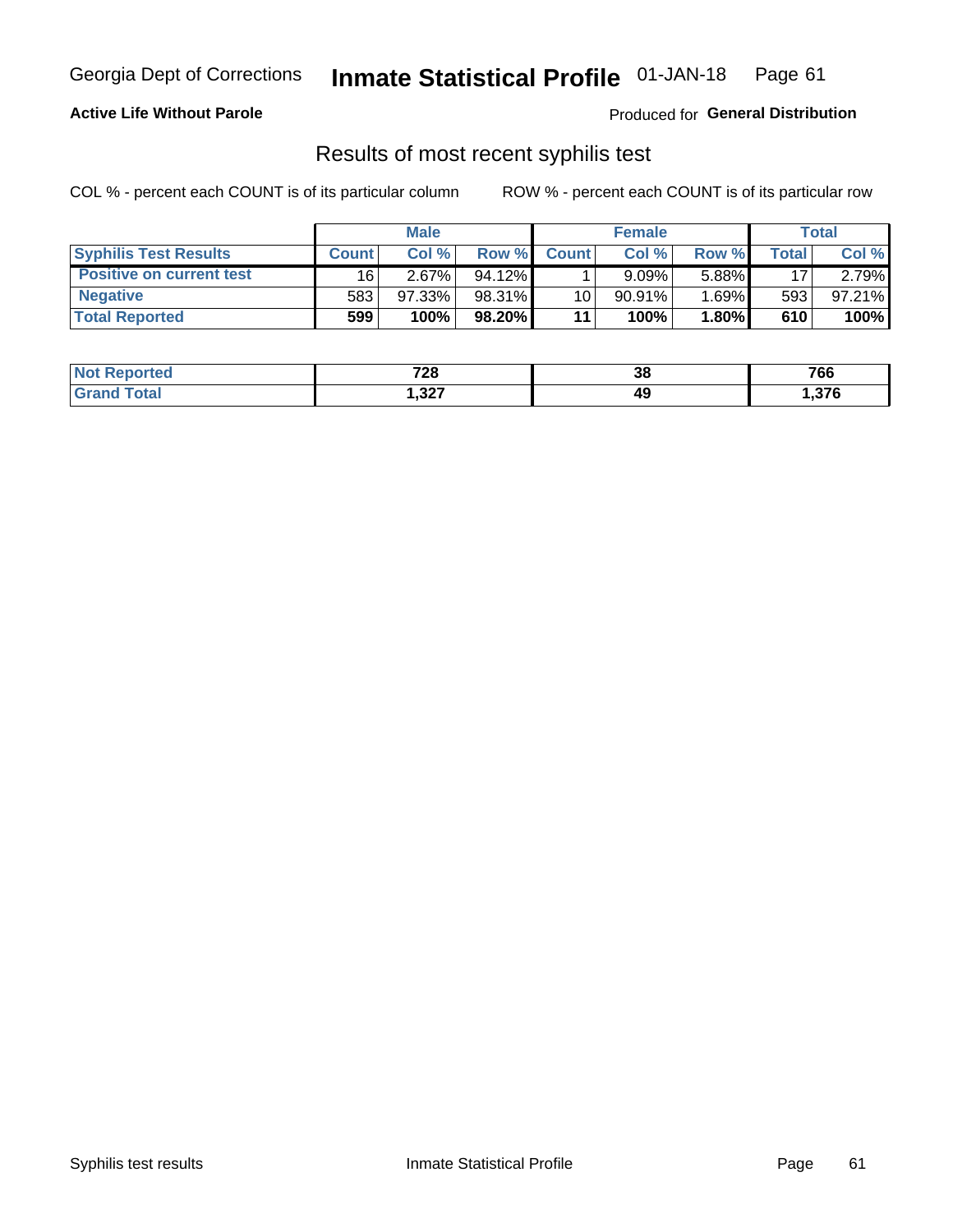Georgia Dept of Corrections **Inmate Statistical Profile** 01-JAN-18

**Active Life Without Parole**

Produced for **General Distribution**

## Results of most recent syphilis test

COL % - percent each COUNT is of its particular column    ROW % - percent each COUNT is of its particular row

| | Male | | | Female | | | Total | |
|---|---|---|---|---|---|---|---|---|
| **Syphilis Test Results** | **Count** | **Col %** | **Row %** | **Count** | **Col %** | **Row %** | **Total** | **Col %** |
| **Positive on current test** | 16 | 2.67% | 94.12% | 1 | 9.09% | 5.88% | 17 | 2.79% |
| **Negative** | 583 | 97.33% | 98.31% | 10 | 90.91% | 1.69% | 593 | 97.21% |
| **Total Reported** | **599** | **100%** | **98.20%** | **11** | **100%** | **1.80%** | **610** | **100%** |

| | Male | Female | Total |
|---|---|---|---|
| **Not Reported** | **728** | **38** | **766** |
| **Grand Total** | **1,327** | **49** | **1,376** |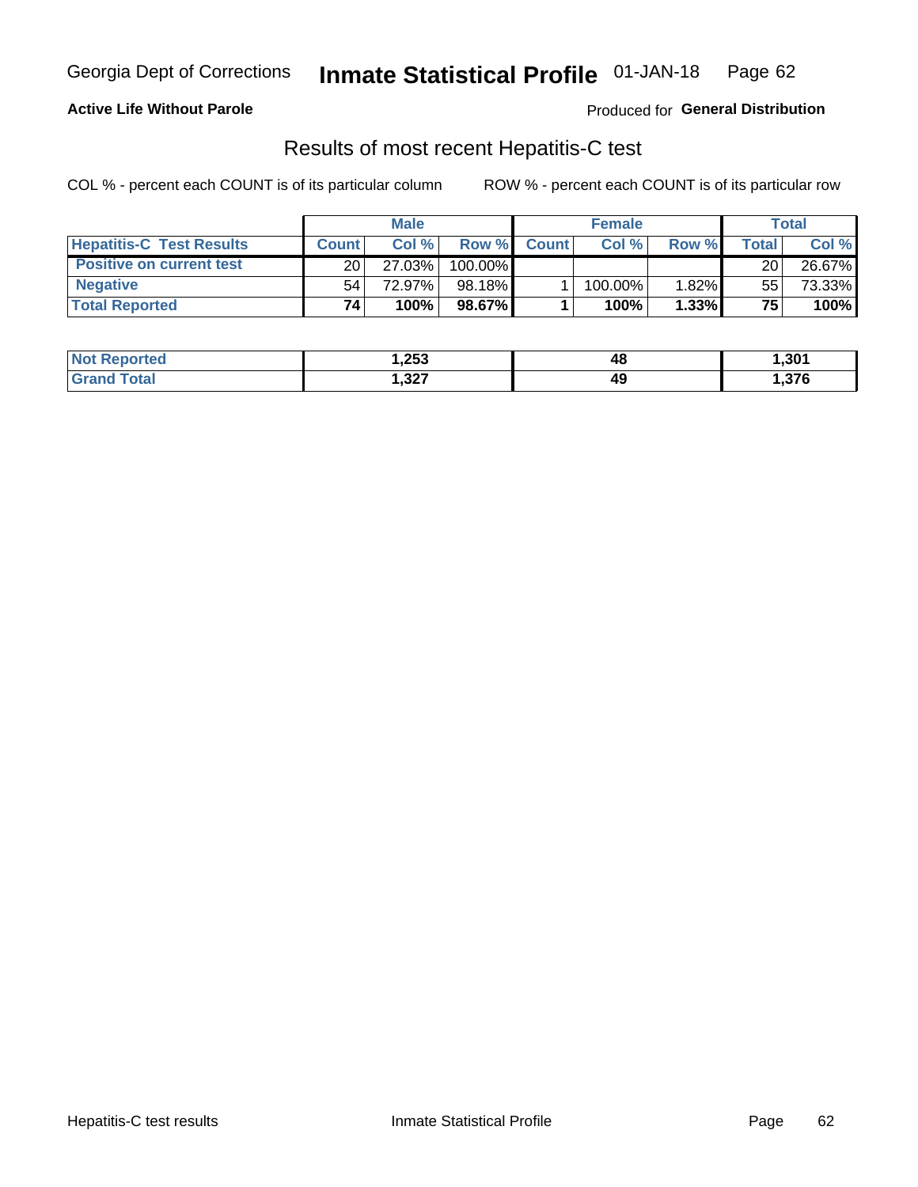Georgia Dept of Corrections **Inmate Statistical Profile** 01-JAN-18

**Active Life Without Parole**

Produced for **General Distribution**

## Results of most recent Hepatitis-C test

COL % - percent each COUNT is of its particular column

ROW % - percent each COUNT is of its particular row

| | Male | | | Female | | | Total | |
|---|---|---|---|---|---|---|---|---|
| **Hepatitis-C Test Results** | **Count** | **Col %** | **Row %** | **Count** | **Col %** | **Row %** | **Total** | **Col %** |
| **Positive on current test** | 20 | 27.03% | 100.00% | | | | 20 | 26.67% |
| **Negative** | 54 | 72.97% | 98.18% | 1 | 100.00% | 1.82% | 55 | 73.33% |
| **Total Reported** | **74** | **100%** | **98.67%** | **1** | **100%** | **1.33%** | **75** | **100%** |

| | Male | Female | Total |
|---|---|---|---|
| **Not Reported** | **1,253** | **48** | **1,301** |
| **Grand Total** | **1,327** | **49** | **1,376** |

Hepatitis-C test results | Inmate Statistical Profile